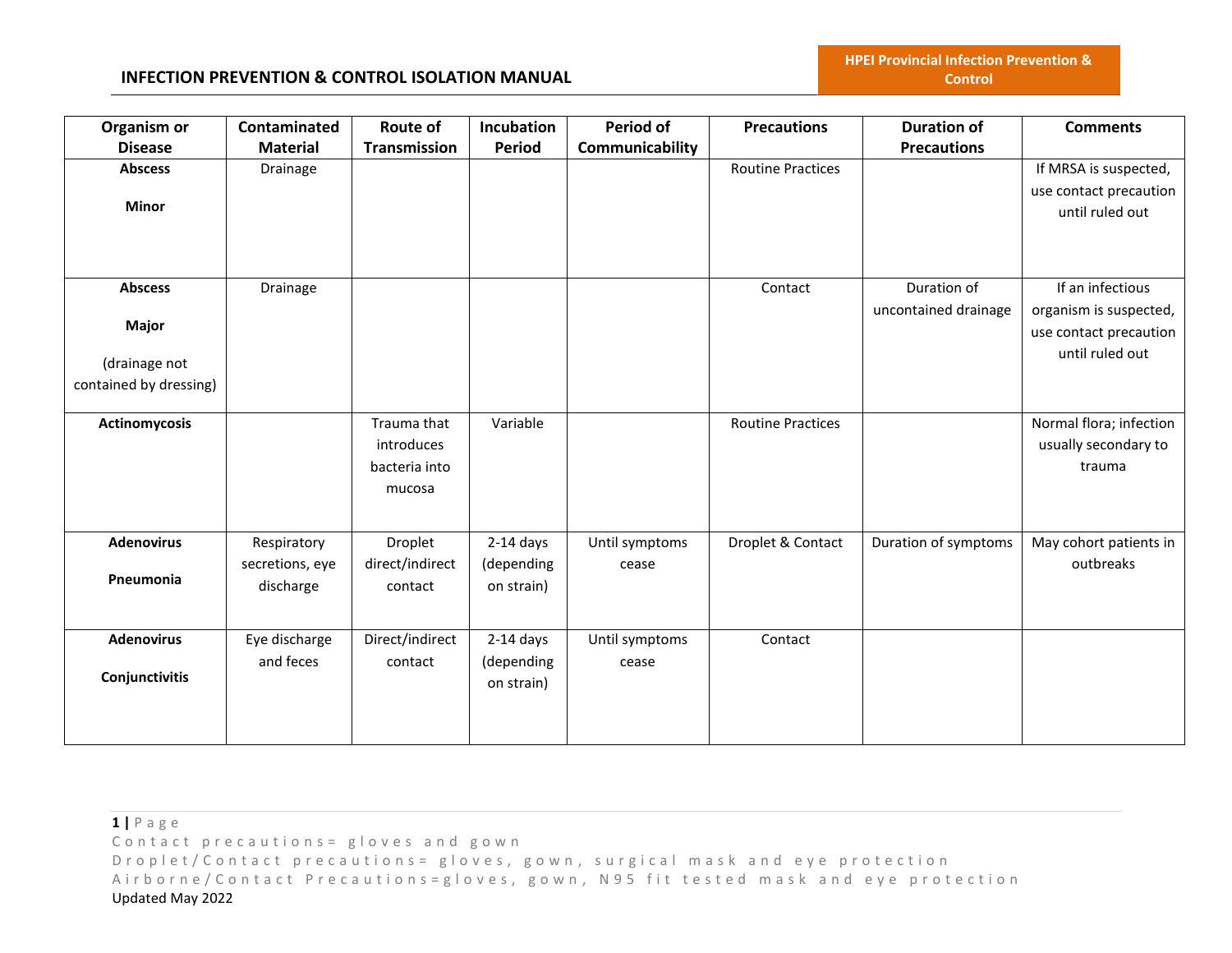| Organism or Disease | Contaminated Material | Route of Transmission | Incubation Period | Period of Communicability | Precautions | Duration of Precautions | Comments |
|---|---|---|---|---|---|---|---|
| **Abscess** **Minor** | Drainage | | | | Routine Practices | | If MRSA is suspected, use contact precaution until ruled out |
| **Abscess** **Major** (drainage not contained by dressing) | Drainage | | | | Contact | Duration of uncontained drainage | If an infectious organism is suspected, use contact precaution until ruled out |
| **Actinomycosis** | | Trauma that introduces bacteria into mucosa | Variable | | Routine Practices | | Normal flora; infection usually secondary to trauma |
| **Adenovirus** **Pneumonia** | Respiratory secretions, eye discharge | Droplet direct/indirect contact | 2-14 days (depending on strain) | Until symptoms cease | Droplet & Contact | Duration of symptoms | May cohort patients in outbreaks |
| **Adenovirus** **Conjunctivitis** | Eye discharge and feces | Direct/indirect contact | 2-14 days (depending on strain) | Until symptoms cease | Contact | | |

Contact precautions= gloves and gown
Droplet/Contact precautions= gloves, gown, surgical mask and eye protection
Airborne/Contact Precautions=gloves, gown, N95 fit tested mask and eye protection
Updated May 2022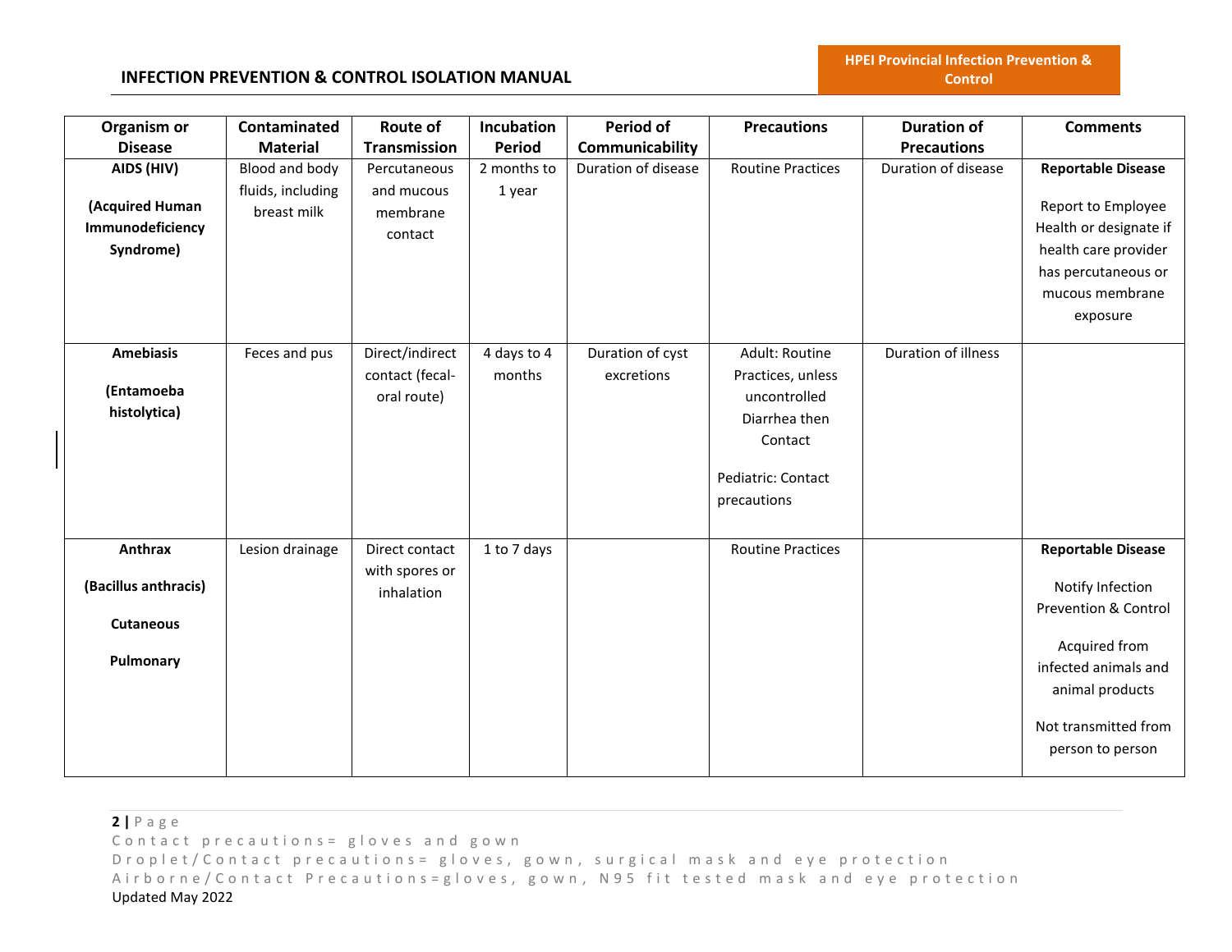| Organism or Disease | Contaminated Material | Route of Transmission | Incubation Period | Period of Communicability | Precautions | Duration of Precautions | Comments |
|---|---|---|---|---|---|---|---|
| **AIDS (HIV)** <br><br> **(Acquired Human Immunodeficiency Syndrome)** | Blood and body fluids, including breast milk | Percutaneous and mucous membrane contact | 2 months to 1 year | Duration of disease | Routine Practices | Duration of disease | **Reportable Disease** <br><br> Report to Employee Health or designate if health care provider has percutaneous or mucous membrane exposure |
| **Amebiasis** <br><br> **(Entamoeba histolytica)** | Feces and pus | Direct/indirect contact (fecal-oral route) | 4 days to 4 months | Duration of cyst excretions | Adult: Routine Practices, unless uncontrolled Diarrhea then Contact <br><br> Pediatric: Contact precautions | Duration of illness | |
| **Anthrax** <br><br> **(Bacillus anthracis)** <br><br> **Cutaneous** <br><br> **Pulmonary** | Lesion drainage | Direct contact with spores or inhalation | 1 to 7 days | | Routine Practices | | **Reportable Disease** <br><br> Notify Infection Prevention & Control <br><br> Acquired from infected animals and animal products <br><br> Not transmitted from person to person |

Contact precautions= gloves and gown

Droplet/Contact precautions= gloves, gown, surgical mask and eye protection

Airborne/Contact Precautions=gloves, gown, N95 fit tested mask and eye protection

Updated May 2022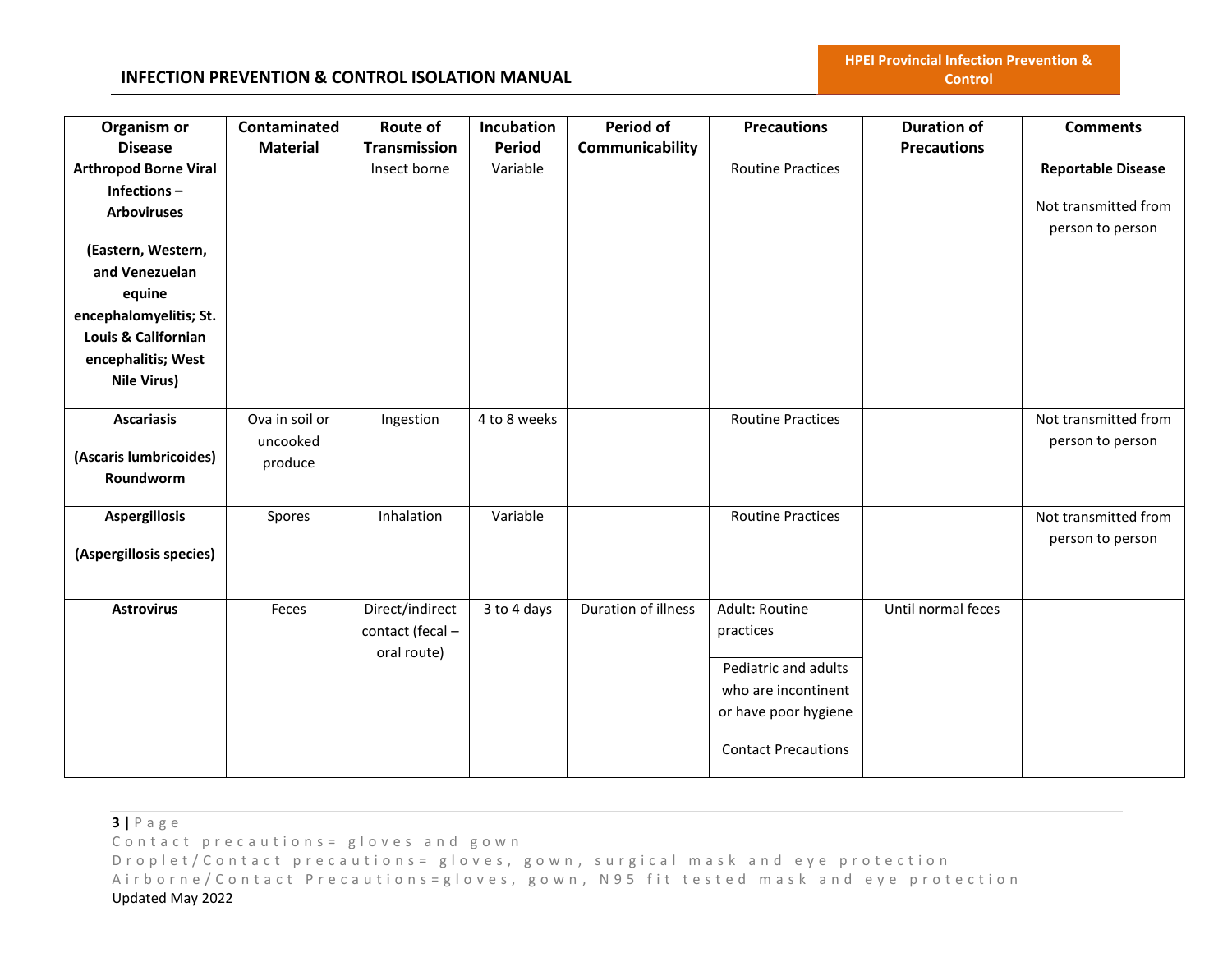| Organism or Disease | Contaminated Material | Route of Transmission | Incubation Period | Period of Communicability | Precautions | Duration of Precautions | Comments |
|---|---|---|---|---|---|---|---|
| **Arthropod Borne Viral Infections – Arboviruses**<br><br>**(Eastern, Western, and Venezuelan equine encephalomyelitis; St. Louis & Californian encephalitis; West Nile Virus)** | | Insect borne | Variable | | Routine Practices | | **Reportable Disease**<br><br>Not transmitted from person to person |
| **Ascariasis**<br><br>**(Ascaris lumbricoides) Roundworm** | Ova in soil or uncooked produce | Ingestion | 4 to 8 weeks | | Routine Practices | | Not transmitted from person to person |
| **Aspergillosis**<br><br>**(Aspergillosis species)** | Spores | Inhalation | Variable | | Routine Practices | | Not transmitted from person to person |
| **Astrovirus** | Feces | Direct/indirect contact (fecal – oral route) | 3 to 4 days | Duration of illness | Adult: Routine practices<br><br>Pediatric and adults who are incontinent or have poor hygiene<br><br>Contact Precautions | Until normal feces | |

Contact precautions= gloves and gown
Droplet/Contact precautions= gloves, gown, surgical mask and eye protection
Airborne/Contact Precautions=gloves, gown, N95 fit tested mask and eye protection
Updated May 2022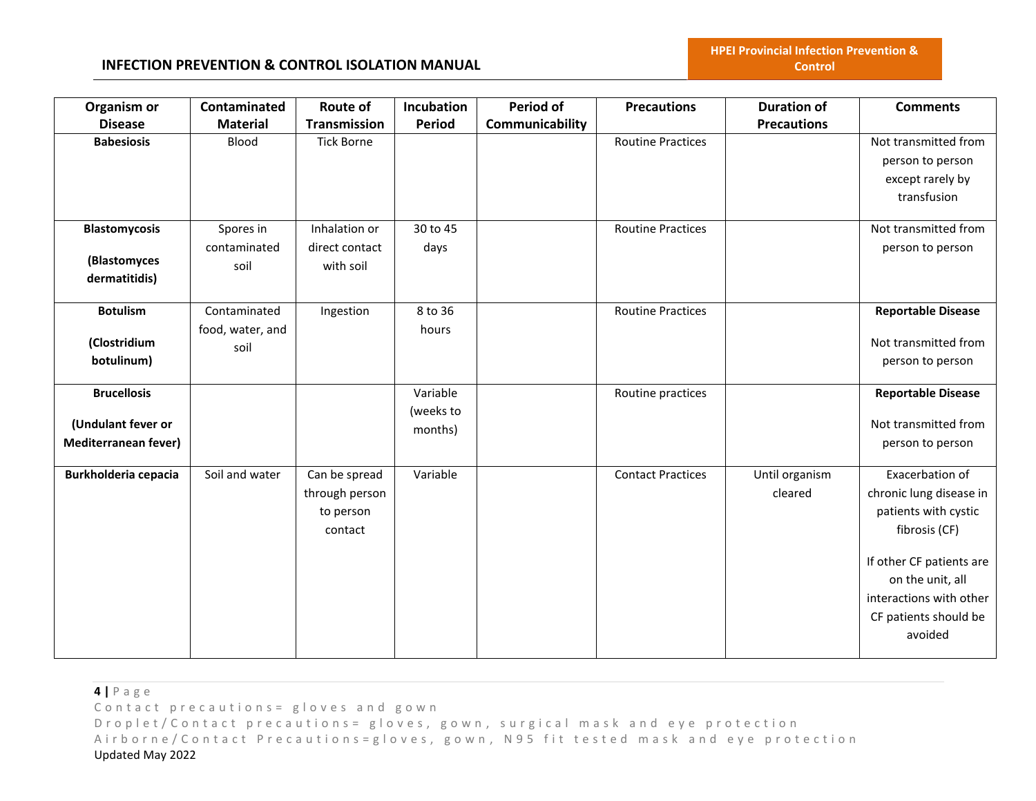| Organism or Disease | Contaminated Material | Route of Transmission | Incubation Period | Period of Communicability | Precautions | Duration of Precautions | Comments |
|---|---|---|---|---|---|---|---|
| **Babesiosis** | Blood | Tick Borne | | | Routine Practices | | Not transmitted from person to person except rarely by transfusion |
| **Blastomycosis**<br><br>**(Blastomyces dermatitidis)** | Spores in contaminated soil | Inhalation or direct contact with soil | 30 to 45 days | | Routine Practices | | Not transmitted from person to person |
| **Botulism**<br><br>**(Clostridium botulinum)** | Contaminated food, water, and soil | Ingestion | 8 to 36 hours | | Routine Practices | | **Reportable Disease**<br><br>Not transmitted from person to person |
| **Brucellosis**<br><br>**(Undulant fever or Mediterranean fever)** | | | Variable (weeks to months) | | Routine practices | | **Reportable Disease**<br><br>Not transmitted from person to person |
| **Burkholderia cepacia** | Soil and water | Can be spread through person to person contact | Variable | | Contact Practices | Until organism cleared | Exacerbation of chronic lung disease in patients with cystic fibrosis (CF)<br><br>If other CF patients are on the unit, all interactions with other CF patients should be avoided |

Contact precautions= gloves and gown
Droplet/Contact precautions= gloves, gown, surgical mask and eye protection
Airborne/Contact Precautions=gloves, gown, N95 fit tested mask and eye protection
Updated May 2022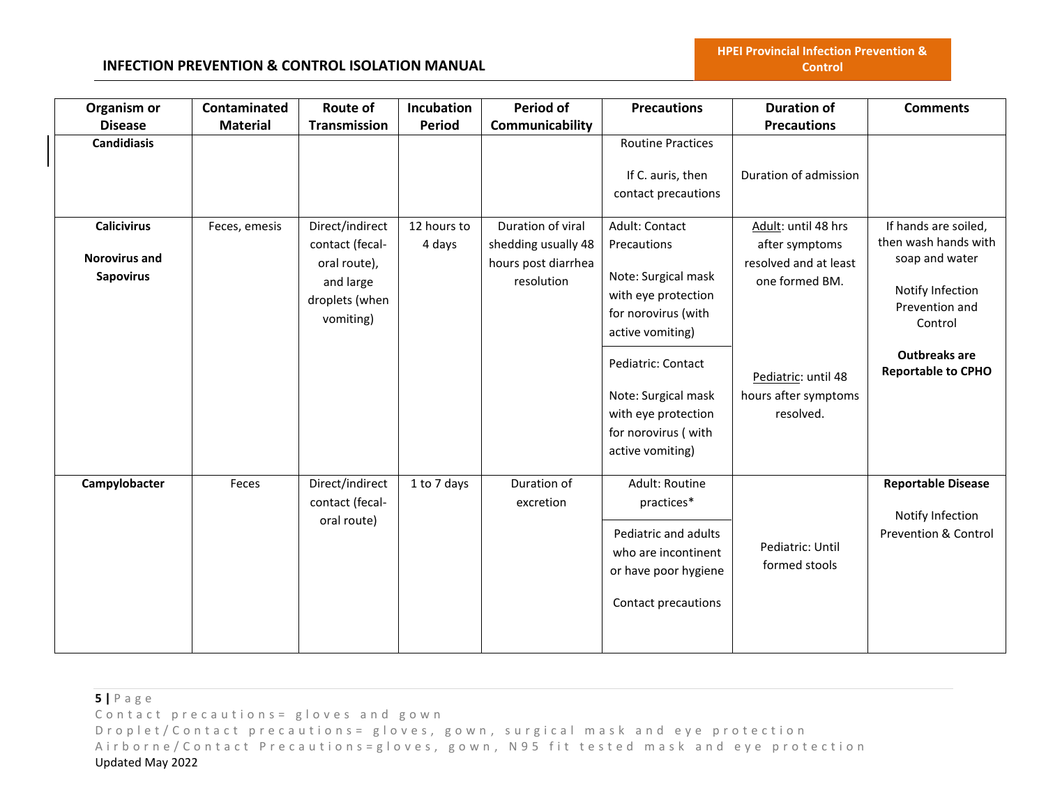| Organism or Disease | Contaminated Material | Route of Transmission | Incubation Period | Period of Communicability | Precautions | Duration of Precautions | Comments |
|---|---|---|---|---|---|---|---|
| **Candidiasis** | | | | | Routine Practices<br><br>If C. auris, then contact precautions | Duration of admission | |
| **Calicivirus**<br><br>**Norovirus and Sapovirus** | Feces, emesis | Direct/indirect contact (fecal-oral route), and large droplets (when vomiting) | 12 hours to 4 days | Duration of viral shedding usually 48 hours post diarrhea resolution | Adult: Contact Precautions<br><br>Note: Surgical mask with eye protection for norovirus (with active vomiting)<br><br>Pediatric: Contact<br><br>Note: Surgical mask with eye protection for norovirus ( with active vomiting) | Adult: until 48 hrs after symptoms resolved and at least one formed BM.<br><br>Pediatric: until 48 hours after symptoms resolved. | If hands are soiled, then wash hands with soap and water<br><br>Notify Infection Prevention and Control<br><br>**Outbreaks are Reportable to CPHO** |
| **Campylobacter** | Feces | Direct/indirect contact (fecal-oral route) | 1 to 7 days | Duration of excretion | Adult: Routine practices*<br><br>Pediatric and adults who are incontinent or have poor hygiene<br><br>Contact precautions | Pediatric: Until formed stools | **Reportable Disease**<br><br>Notify Infection Prevention & Control |

Contact precautions= gloves and gown

Droplet/Contact precautions= gloves, gown, surgical mask and eye protection

Airborne/Contact Precautions=gloves, gown, N95 fit tested mask and eye protection

Updated May 2022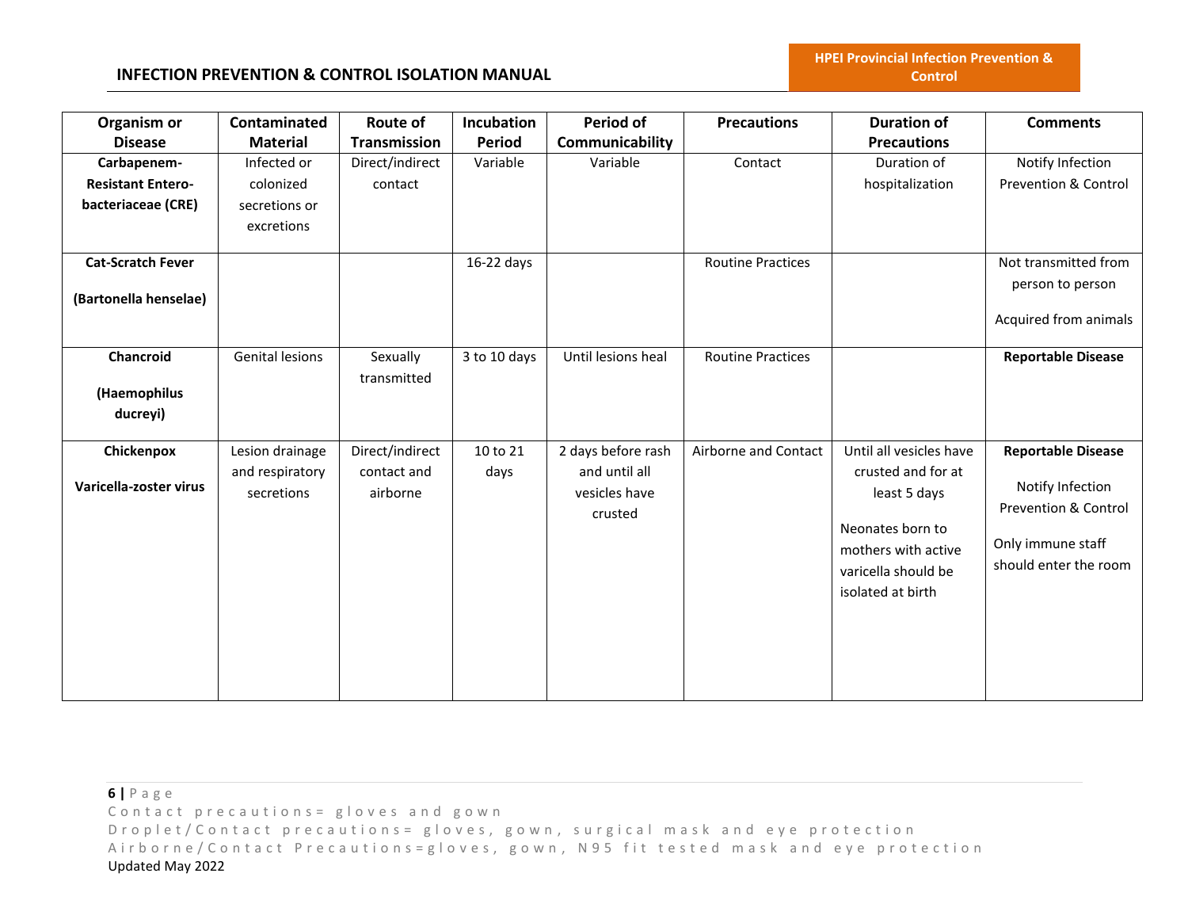| Organism or Disease | Contaminated Material | Route of Transmission | Incubation Period | Period of Communicability | Precautions | Duration of Precautions | Comments |
|---|---|---|---|---|---|---|---|
| **Carbapenem-Resistant Entero-bacteriaceae (CRE)** | Infected or colonized secretions or excretions | Direct/indirect contact | Variable | Variable | Contact | Duration of hospitalization | Notify Infection Prevention & Control |
| **Cat-Scratch Fever**<br><br>**(Bartonella henselae)** | | | 16-22 days | | Routine Practices | | Not transmitted from person to person<br><br>Acquired from animals |
| **Chancroid**<br><br>**(Haemophilus ducreyi)** | Genital lesions | Sexually transmitted | 3 to 10 days | Until lesions heal | Routine Practices | | **Reportable Disease** |
| **Chickenpox**<br><br>**Varicella-zoster virus** | Lesion drainage and respiratory secretions | Direct/indirect contact and airborne | 10 to 21 days | 2 days before rash and until all vesicles have crusted | Airborne and Contact | Until all vesicles have crusted and for at least 5 days<br><br>Neonates born to mothers with active varicella should be isolated at birth | **Reportable Disease**<br><br>Notify Infection Prevention & Control<br><br>Only immune staff should enter the room |

Contact precautions= gloves and gown
Droplet/Contact precautions= gloves, gown, surgical mask and eye protection
Airborne/Contact Precautions=gloves, gown, N95 fit tested mask and eye protection
Updated May 2022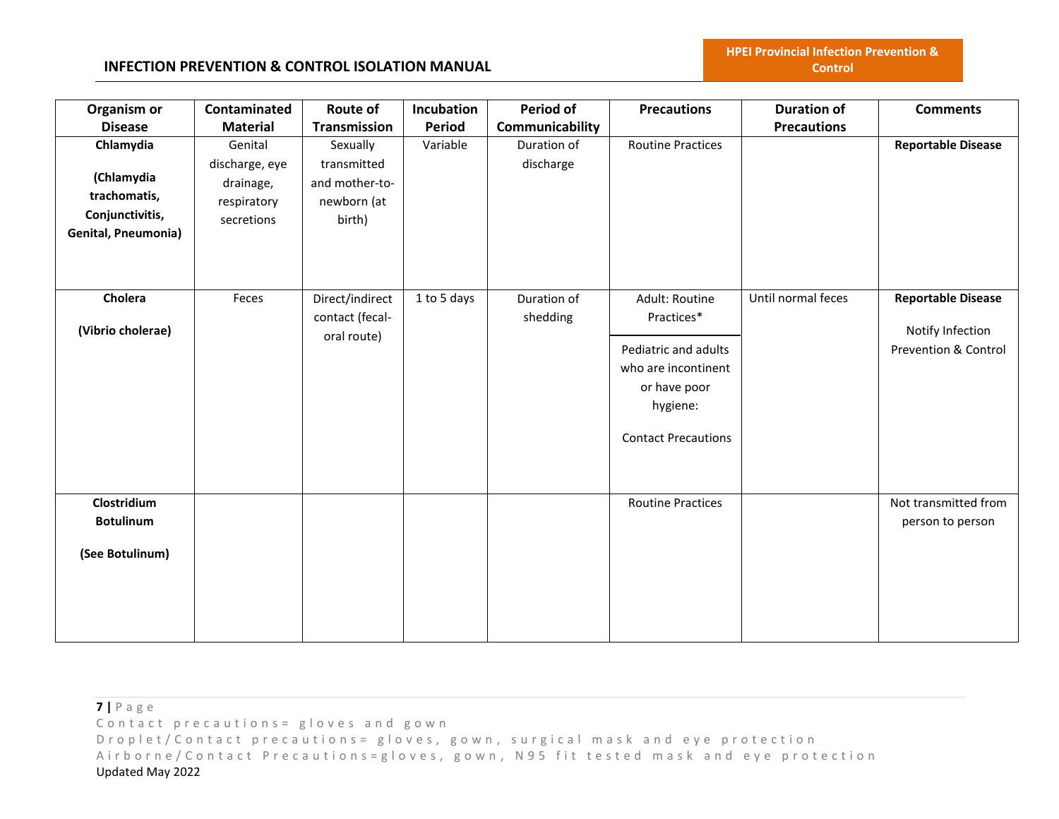| Organism or Disease | Contaminated Material | Route of Transmission | Incubation Period | Period of Communicability | Precautions | Duration of Precautions | Comments |
|---|---|---|---|---|---|---|---|
| **Chlamydia**<br><br>**(Chlamydia trachomatis, Conjunctivitis, Genital, Pneumonia)** | Genital discharge, eye drainage, respiratory secretions | Sexually transmitted and mother-to-newborn (at birth) | Variable | Duration of discharge | Routine Practices | | **Reportable Disease** |
| **Cholera**<br><br>**(Vibrio cholerae)** | Feces | Direct/indirect contact (fecal-oral route) | 1 to 5 days | Duration of shedding | Adult: Routine Practices*<br><br>Pediatric and adults who are incontinent or have poor hygiene:<br><br>Contact Precautions | Until normal feces | **Reportable Disease**<br><br>Notify Infection Prevention & Control |
| **Clostridium Botulinum**<br><br>**(See Botulinum)** | | | | | Routine Practices | | Not transmitted from person to person |

Contact precautions= gloves and gown
Droplet/Contact precautions= gloves, gown, surgical mask and eye protection
Airborne/Contact Precautions=gloves, gown, N95 fit tested mask and eye protection
Updated May 2022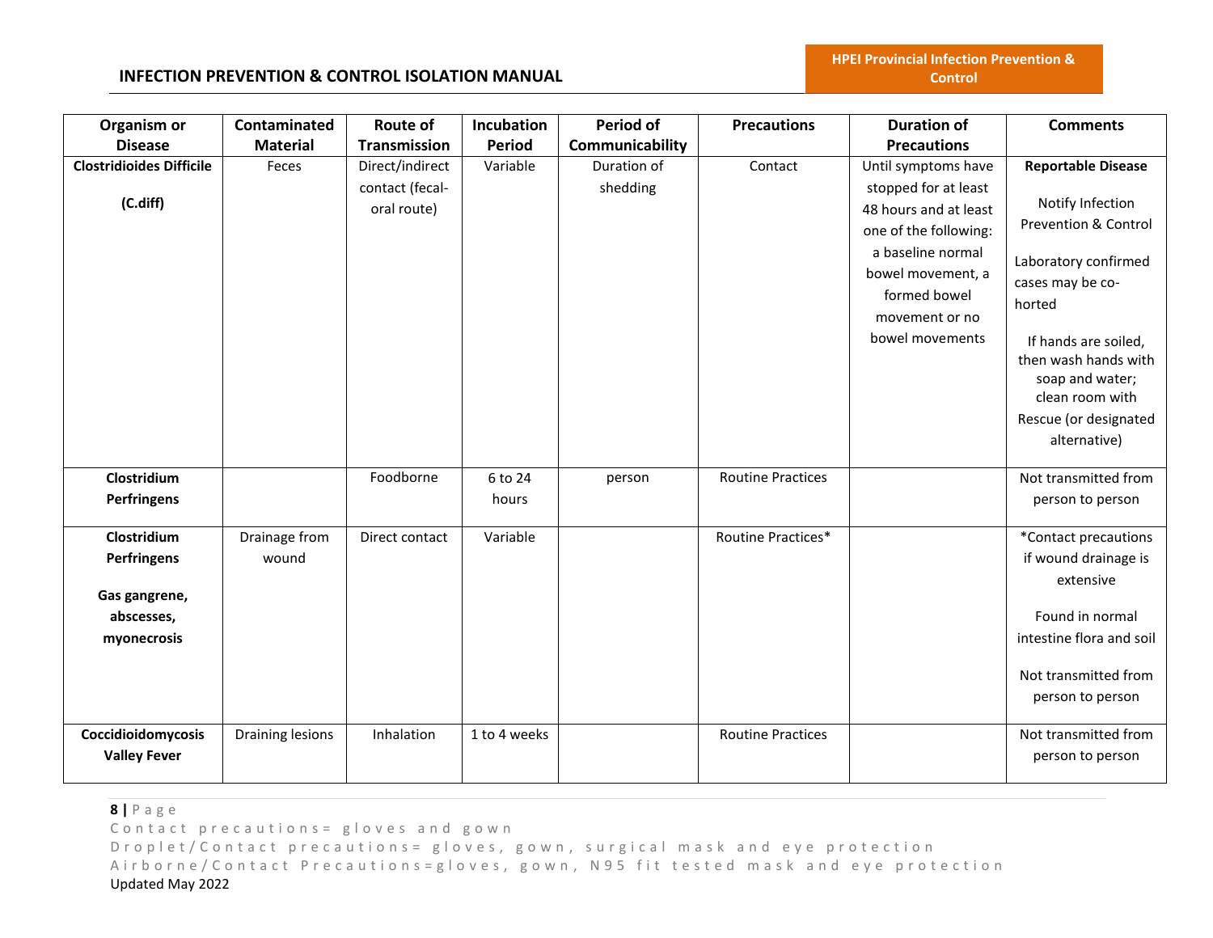| Organism or Disease | Contaminated Material | Route of Transmission | Incubation Period | Period of Communicability | Precautions | Duration of Precautions | Comments |
|---|---|---|---|---|---|---|---|
| **Clostridioides Difficile**<br><br>**(C.diff)** | Feces | Direct/indirect contact (fecal-oral route) | Variable | Duration of shedding | Contact | Until symptoms have stopped for at least 48 hours and at least one of the following: a baseline normal bowel movement, a formed bowel movement or no bowel movements | **Reportable Disease**<br><br>Notify Infection Prevention & Control<br><br>Laboratory confirmed cases may be co-horted<br><br>If hands are soiled, then wash hands with soap and water; clean room with Rescue (or designated alternative) |
| **Clostridium Perfringens** | | Foodborne | 6 to 24 hours | person | Routine Practices | | Not transmitted from person to person |
| **Clostridium Perfringens**<br><br>**Gas gangrene, abscesses, myonecrosis** | Drainage from wound | Direct contact | Variable | | Routine Practices* | | *Contact precautions if wound drainage is extensive<br><br>Found in normal intestine flora and soil<br><br>Not transmitted from person to person |
| **Coccidioidomycosis Valley Fever** | Draining lesions | Inhalation | 1 to 4 weeks | | Routine Practices | | Not transmitted from person to person |

Contact precautions= gloves and gown
Droplet/Contact precautions= gloves, gown, surgical mask and eye protection
Airborne/Contact Precautions=gloves, gown, N95 fit tested mask and eye protection
Updated May 2022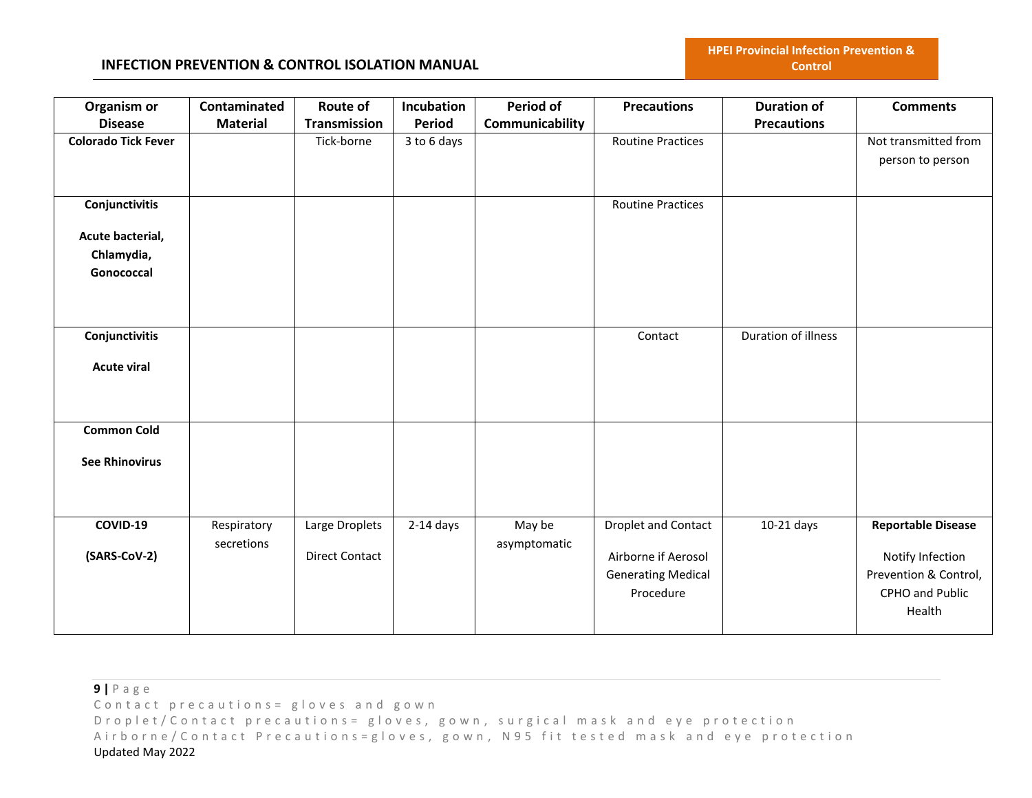| Organism or Disease | Contaminated Material | Route of Transmission | Incubation Period | Period of Communicability | Precautions | Duration of Precautions | Comments |
|---|---|---|---|---|---|---|---|
| **Colorado Tick Fever** | | Tick-borne | 3 to 6 days | | Routine Practices | | Not transmitted from person to person |
| **Conjunctivitis**<br><br>**Acute bacterial, Chlamydia, Gonococcal** | | | | | Routine Practices | | |
| **Conjunctivitis**<br><br>**Acute viral** | | | | | Contact | Duration of illness | |
| **Common Cold**<br><br>**See Rhinovirus** | | | | | | | |
| **COVID-19**<br><br>**(SARS-CoV-2)** | Respiratory secretions | Large Droplets<br><br>Direct Contact | 2-14 days | May be asymptomatic | Droplet and Contact<br><br>Airborne if Aerosol Generating Medical Procedure | 10-21 days | **Reportable Disease**<br><br>Notify Infection Prevention & Control, CPHO and Public Health |

Contact precautions= gloves and gown
Droplet/Contact precautions= gloves, gown, surgical mask and eye protection
Airborne/Contact Precautions=gloves, gown, N95 fit tested mask and eye protection
Updated May 2022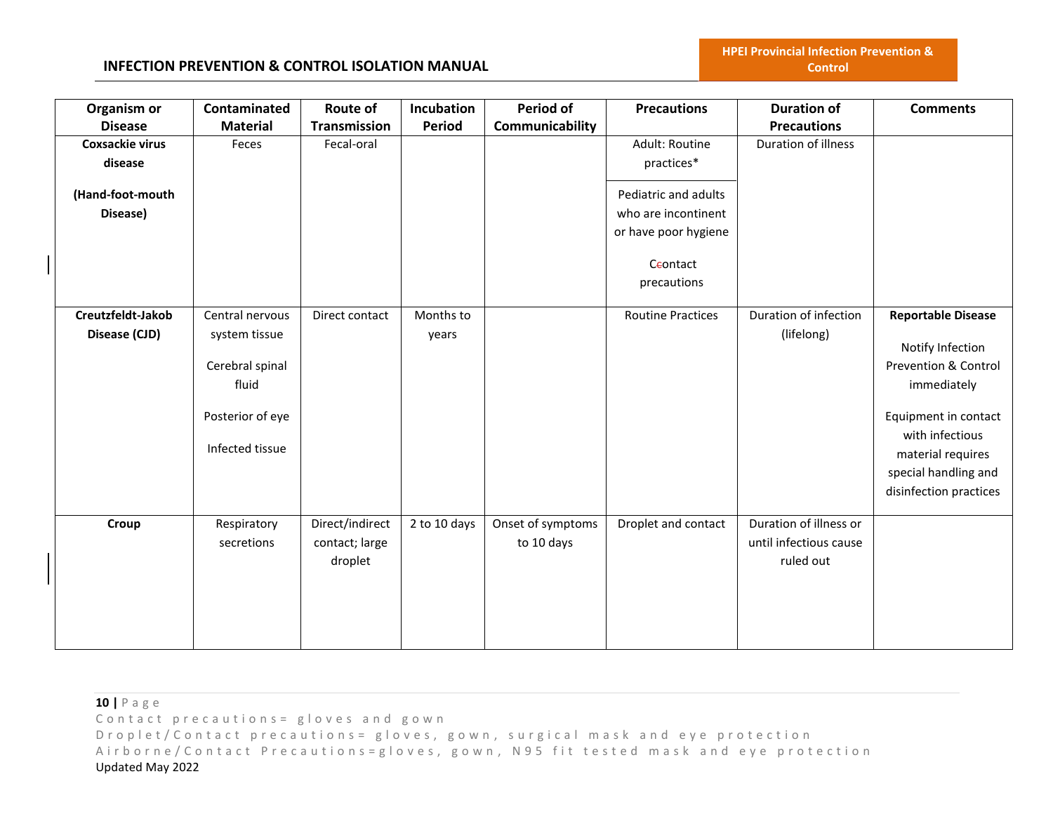| Organism or Disease | Contaminated Material | Route of Transmission | Incubation Period | Period of Communicability | Precautions | Duration of Precautions | Comments |
|---|---|---|---|---|---|---|---|
| **Coxsackie virus disease** <br><br> **(Hand-foot-mouth Disease)** | Feces | Fecal-oral | | | Adult: Routine practices* <br><br> Pediatric and adults who are incontinent or have poor hygiene <br><br> Contact precautions | Duration of illness | |
| **Creutzfeldt-Jakob Disease (CJD)** | Central nervous system tissue <br><br> Cerebral spinal fluid <br><br> Posterior of eye <br><br> Infected tissue | Direct contact | Months to years | | Routine Practices | Duration of infection (lifelong) | **Reportable Disease** <br><br> Notify Infection Prevention & Control immediately <br><br> Equipment in contact with infectious material requires special handling and disinfection practices |
| **Croup** | Respiratory secretions | Direct/indirect contact; large droplet | 2 to 10 days | Onset of symptoms to 10 days | Droplet and contact | Duration of illness or until infectious cause ruled out | |

Contact precautions= gloves and gown
Droplet/Contact precautions= gloves, gown, surgical mask and eye protection
Airborne/Contact Precautions=gloves, gown, N95 fit tested mask and eye protection
Updated May 2022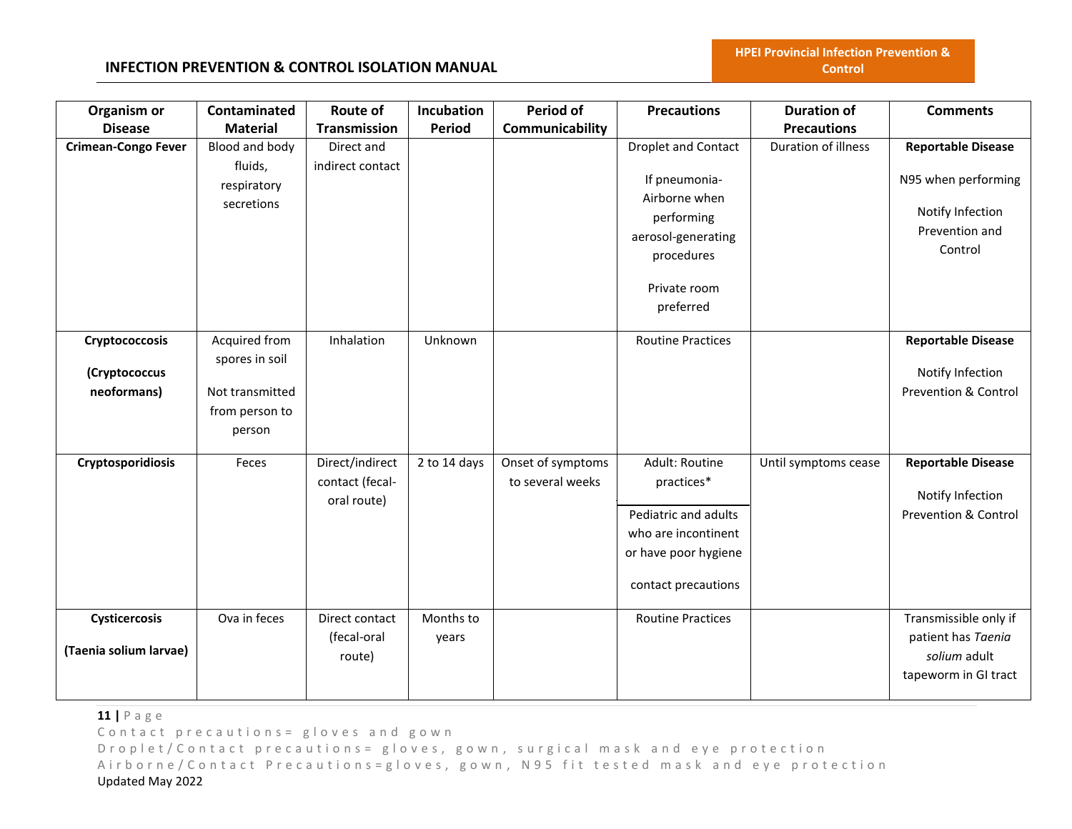| Organism or Disease | Contaminated Material | Route of Transmission | Incubation Period | Period of Communicability | Precautions | Duration of Precautions | Comments |
|---|---|---|---|---|---|---|---|
| **Crimean-Congo Fever** | Blood and body fluids, respiratory secretions | Direct and indirect contact | | | Droplet and Contact<br><br>If pneumonia- Airborne when performing aerosol-generating procedures<br><br>Private room preferred | Duration of illness | **Reportable Disease**<br><br>N95 when performing<br><br>Notify Infection Prevention and Control |
| **Cryptococcosis**<br><br>**(Cryptococcus neoformans)** | Acquired from spores in soil<br><br>Not transmitted from person to person | Inhalation | Unknown | | Routine Practices | | **Reportable Disease**<br><br>Notify Infection Prevention & Control |
| **Cryptosporidiosis** | Feces | Direct/indirect contact (fecal-oral route) | 2 to 14 days | Onset of symptoms to several weeks | Adult: Routine practices*<br><br>Pediatric and adults who are incontinent or have poor hygiene<br><br>contact precautions | Until symptoms cease | **Reportable Disease**<br><br>Notify Infection Prevention & Control |
| **Cysticercosis**<br><br>**(Taenia solium larvae)** | Ova in feces | Direct contact (fecal-oral route) | Months to years | | Routine Practices | | Transmissible only if patient has *Taenia solium* adult tapeworm in GI tract |

Contact precautions= gloves and gown
Droplet/Contact precautions= gloves, gown, surgical mask and eye protection
Airborne/Contact Precautions=gloves, gown, N95 fit tested mask and eye protection
Updated May 2022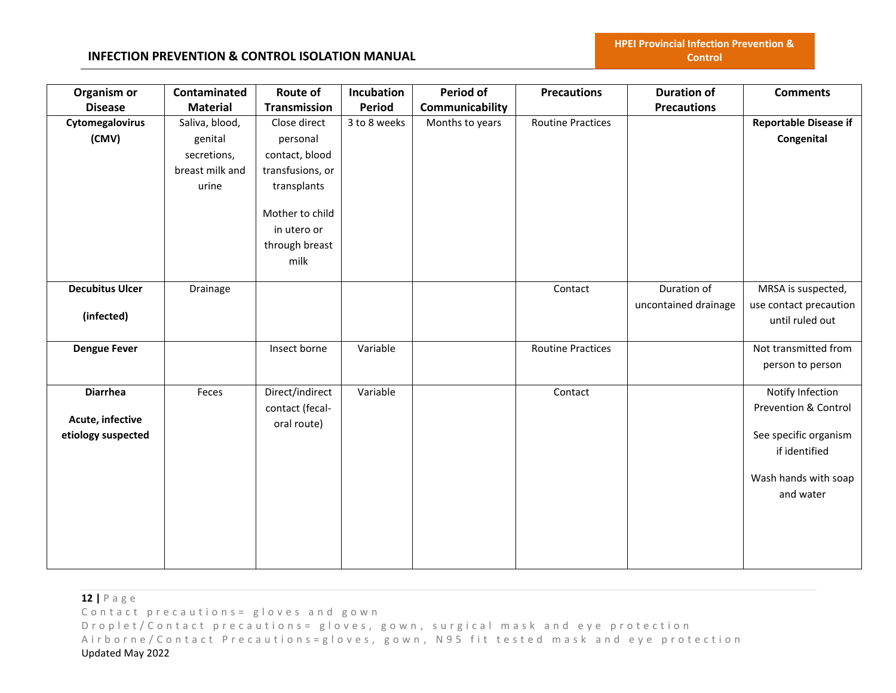| Organism or Disease | Contaminated Material | Route of Transmission | Incubation Period | Period of Communicability | Precautions | Duration of Precautions | Comments |
|---|---|---|---|---|---|---|---|
| **Cytomegalovirus (CMV)** | Saliva, blood, genital secretions, breast milk and urine | Close direct personal contact, blood transfusions, or transplants<br><br>Mother to child in utero or through breast milk | 3 to 8 weeks | Months to years | Routine Practices | | **Reportable Disease if Congenital** |
| **Decubitus Ulcer**<br><br>**(infected)** | Drainage | | | | Contact | Duration of uncontained drainage | MRSA is suspected, use contact precaution until ruled out |
| **Dengue Fever** | | Insect borne | Variable | | Routine Practices | | Not transmitted from person to person |
| **Diarrhea**<br><br>**Acute, infective etiology suspected** | Feces | Direct/indirect contact (fecal-oral route) | Variable | | Contact | | Notify Infection Prevention & Control<br><br>See specific organism if identified<br><br>Wash hands with soap and water |

Contact precautions= gloves and gown
Droplet/Contact precautions= gloves, gown, surgical mask and eye protection
Airborne/Contact Precautions=gloves, gown, N95 fit tested mask and eye protection
Updated May 2022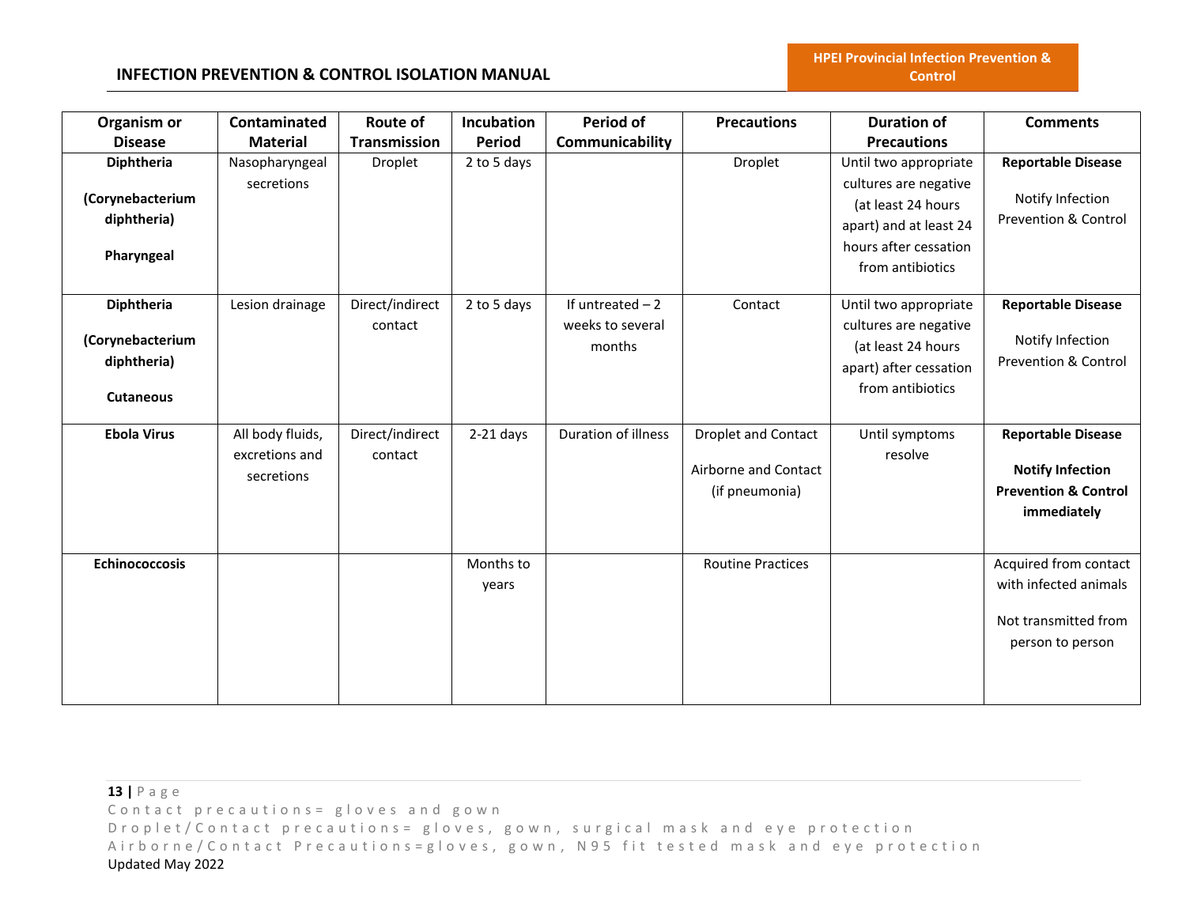| Organism or Disease | Contaminated Material | Route of Transmission | Incubation Period | Period of Communicability | Precautions | Duration of Precautions | Comments |
|---|---|---|---|---|---|---|---|
| **Diphtheria** **(Corynebacterium diphtheria)** **Pharyngeal** | Nasopharyngeal secretions | Droplet | 2 to 5 days | | Droplet | Until two appropriate cultures are negative (at least 24 hours apart) and at least 24 hours after cessation from antibiotics | **Reportable Disease** Notify Infection Prevention & Control |
| **Diphtheria** **(Corynebacterium diphtheria)** **Cutaneous** | Lesion drainage | Direct/indirect contact | 2 to 5 days | If untreated – 2 weeks to several months | Contact | Until two appropriate cultures are negative (at least 24 hours apart) after cessation from antibiotics | **Reportable Disease** Notify Infection Prevention & Control |
| **Ebola Virus** | All body fluids, excretions and secretions | Direct/indirect contact | 2-21 days | Duration of illness | Droplet and Contact Airborne and Contact (if pneumonia) | Until symptoms resolve | **Reportable Disease** **Notify Infection Prevention & Control immediately** |
| **Echinococcosis** | | | Months to years | | Routine Practices | | Acquired from contact with infected animals Not transmitted from person to person |

Contact precautions= gloves and gown
Droplet/Contact precautions= gloves, gown, surgical mask and eye protection
Airborne/Contact Precautions=gloves, gown, N95 fit tested mask and eye protection
Updated May 2022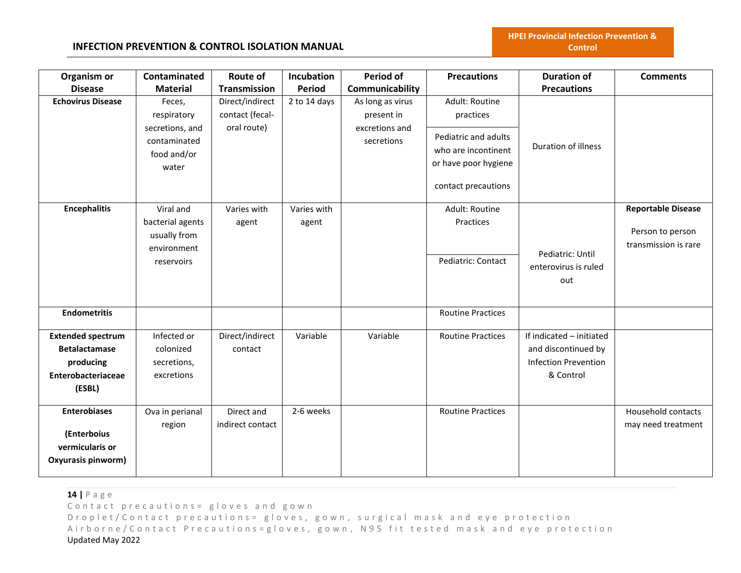| Organism or Disease | Contaminated Material | Route of Transmission | Incubation Period | Period of Communicability | Precautions | Duration of Precautions | Comments |
|---|---|---|---|---|---|---|---|
| **Echovirus Disease** | Feces, respiratory secretions, and contaminated food and/or water | Direct/indirect contact (fecal-oral route) | 2 to 14 days | As long as virus present in excretions and secretions | Adult: Routine practices<br><br>Pediatric and adults who are incontinent or have poor hygiene<br><br>contact precautions | Duration of illness | |
| **Encephalitis** | Viral and bacterial agents usually from environment reservoirs | Varies with agent | Varies with agent | | Adult: Routine Practices<br><br>Pediatric: Contact | Pediatric: Until enterovirus is ruled out | **Reportable Disease**<br><br>Person to person transmission is rare |
| **Endometritis** | | | | | Routine Practices | | |
| **Extended spectrum Betalactamase producing Enterobacteriaceae (ESBL)** | Infected or colonized secretions, excretions | Direct/indirect contact | Variable | Variable | Routine Practices | If indicated – initiated and discontinued by Infection Prevention & Control | |
| **Enterobiases**<br><br>**(Enterboius vermicularis or Oxyurasis pinworm)** | Ova in perianal region | Direct and indirect contact | 2-6 weeks | | Routine Practices | | Household contacts may need treatment |

Contact precautions= gloves and gown
Droplet/Contact precautions= gloves, gown, surgical mask and eye protection
Airborne/Contact Precautions=gloves, gown, N95 fit tested mask and eye protection
Updated May 2022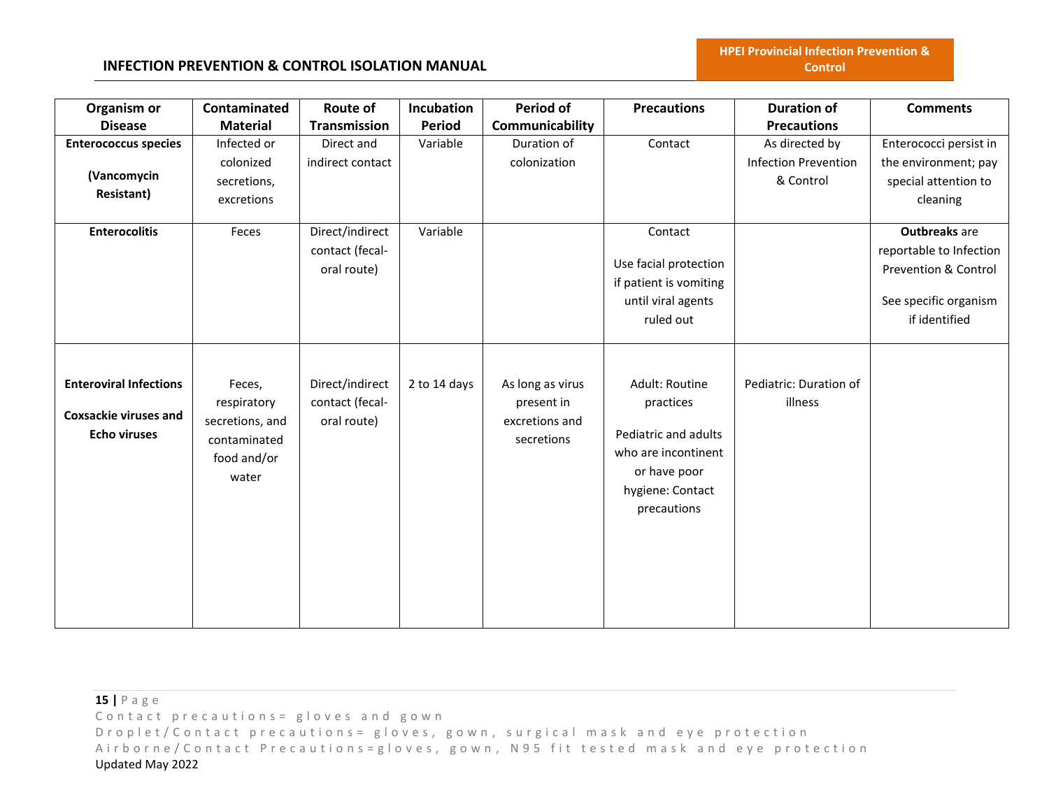| Organism or Disease | Contaminated Material | Route of Transmission | Incubation Period | Period of Communicability | Precautions | Duration of Precautions | Comments |
|---|---|---|---|---|---|---|---|
| **Enterococcus species** <br><br> **(Vancomycin Resistant)** | Infected or colonized secretions, excretions | Direct and indirect contact | Variable | Duration of colonization | Contact | As directed by Infection Prevention & Control | Enterococci persist in the environment; pay special attention to cleaning |
| **Enterocolitis** | Feces | Direct/indirect contact (fecal-oral route) | Variable | | Contact <br><br> Use facial protection if patient is vomiting until viral agents ruled out | | **Outbreaks** are reportable to Infection Prevention & Control <br><br> See specific organism if identified |
| **Enteroviral Infections** <br><br> **Coxsackie viruses and Echo viruses** | Feces, respiratory secretions, and contaminated food and/or water | Direct/indirect contact (fecal-oral route) | 2 to 14 days | As long as virus present in excretions and secretions | Adult: Routine practices <br><br> Pediatric and adults who are incontinent or have poor hygiene: Contact precautions | Pediatric: Duration of illness | |

Contact precautions= gloves and gown
Droplet/Contact precautions= gloves, gown, surgical mask and eye protection
Airborne/Contact Precautions=gloves, gown, N95 fit tested mask and eye protection
Updated May 2022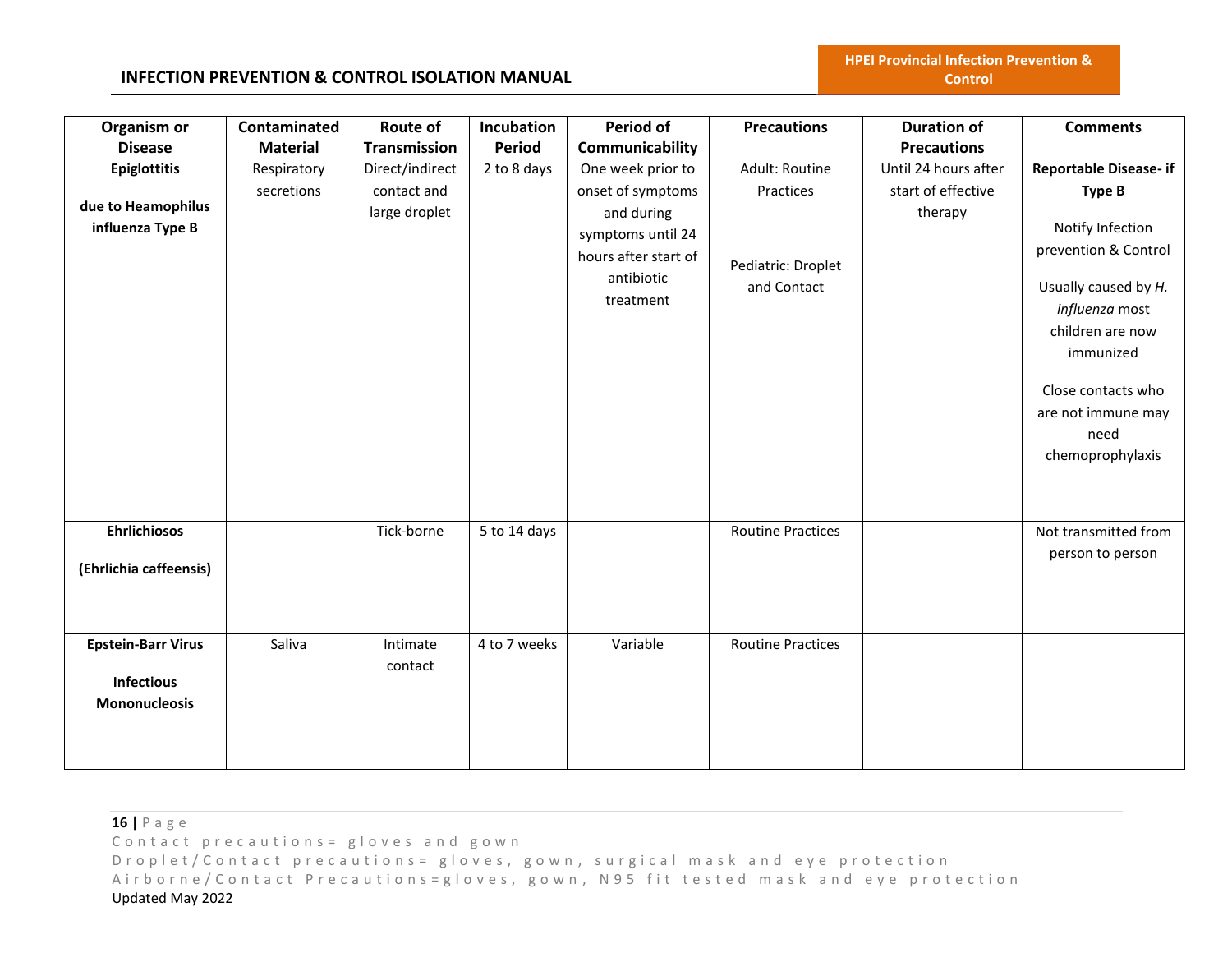| Organism or Disease | Contaminated Material | Route of Transmission | Incubation Period | Period of Communicability | Precautions | Duration of Precautions | Comments |
|---|---|---|---|---|---|---|---|
| **Epiglottitis**<br><br>**due to Heamophilus influenza Type B** | Respiratory secretions | Direct/indirect contact and large droplet | 2 to 8 days | One week prior to onset of symptoms and during symptoms until 24 hours after start of antibiotic treatment | Adult: Routine Practices<br><br>Pediatric: Droplet and Contact | Until 24 hours after start of effective therapy | **Reportable Disease- if Type B**<br><br>Notify Infection prevention & Control<br><br>Usually caused by *H. influenza* most children are now immunized<br><br>Close contacts who are not immune may need chemoprophylaxis |
| **Ehrlichiosos**<br><br>**(Ehrlichia caffeensis)** | | Tick-borne | 5 to 14 days | | Routine Practices | | Not transmitted from person to person |
| **Epstein-Barr Virus**<br><br>**Infectious Mononucleosis** | Saliva | Intimate contact | 4 to 7 weeks | Variable | Routine Practices | | |

Contact precautions= gloves and gown
Droplet/Contact precautions= gloves, gown, surgical mask and eye protection
Airborne/Contact Precautions=gloves, gown, N95 fit tested mask and eye protection
Updated May 2022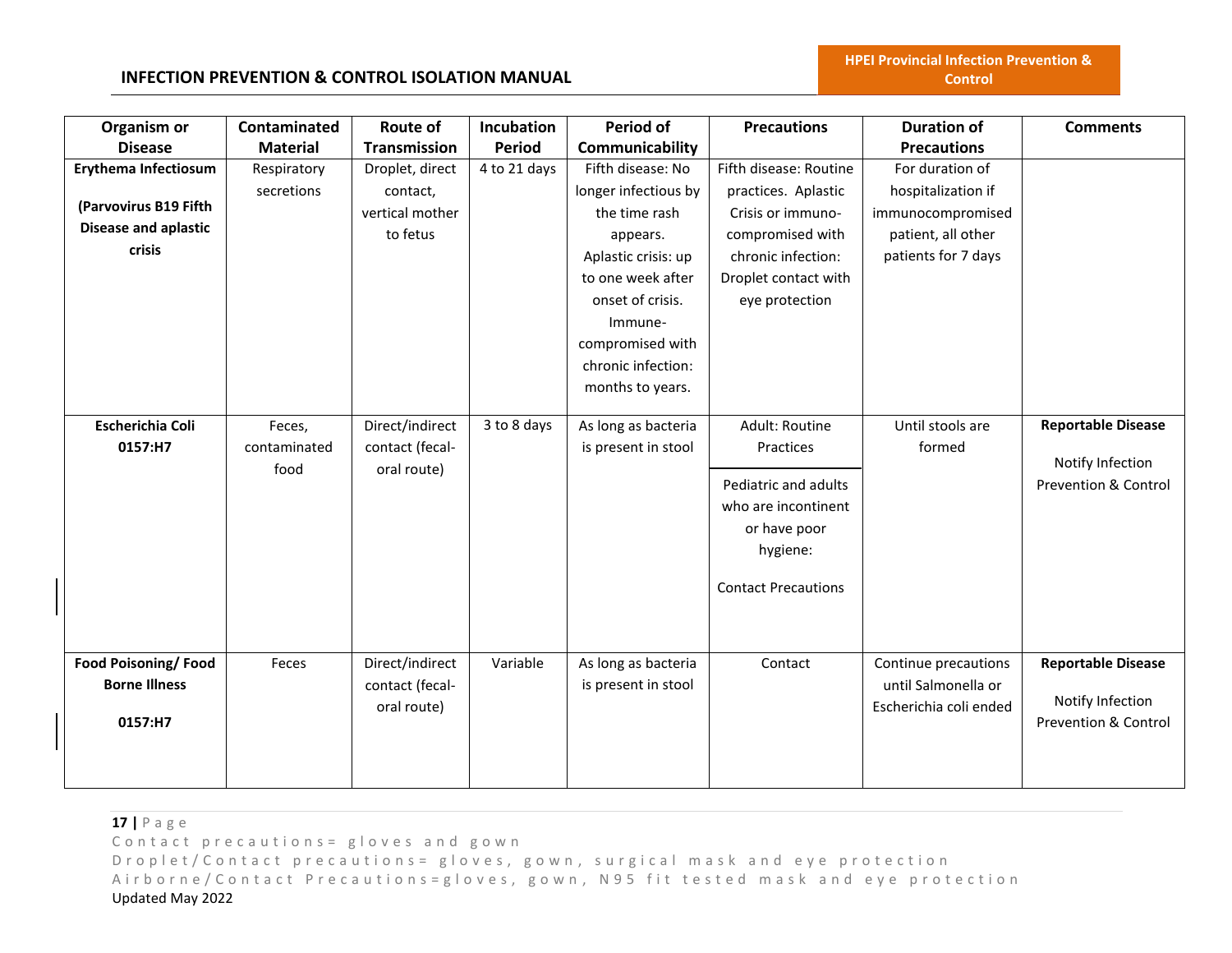| Organism or Disease | Contaminated Material | Route of Transmission | Incubation Period | Period of Communicability | Precautions | Duration of Precautions | Comments |
|---|---|---|---|---|---|---|---|
| **Erythema Infectiosum** **(Parvovirus B19 Fifth Disease and aplastic crisis** | Respiratory secretions | Droplet, direct contact, vertical mother to fetus | 4 to 21 days | Fifth disease: No longer infectious by the time rash appears. Aplastic crisis: up to one week after onset of crisis. Immune-compromised with chronic infection: months to years. | Fifth disease: Routine practices. Aplastic Crisis or immuno-compromised with chronic infection: Droplet contact with eye protection | For duration of hospitalization if immunocompromised patient, all other patients for 7 days | |
| **Escherichia Coli 0157:H7** | Feces, contaminated food | Direct/indirect contact (fecal-oral route) | 3 to 8 days | As long as bacteria is present in stool | Adult: Routine Practices<br><br>Pediatric and adults who are incontinent or have poor hygiene:<br><br>Contact Precautions | Until stools are formed | **Reportable Disease**<br><br>Notify Infection Prevention & Control |
| **Food Poisoning/ Food Borne Illness** **0157:H7** | Feces | Direct/indirect contact (fecal-oral route) | Variable | As long as bacteria is present in stool | Contact | Continue precautions until Salmonella or Escherichia coli ended | **Reportable Disease**<br><br>Notify Infection Prevention & Control |

Contact precautions= gloves and gown
Droplet/Contact precautions= gloves, gown, surgical mask and eye protection
Airborne/Contact Precautions=gloves, gown, N95 fit tested mask and eye protection
Updated May 2022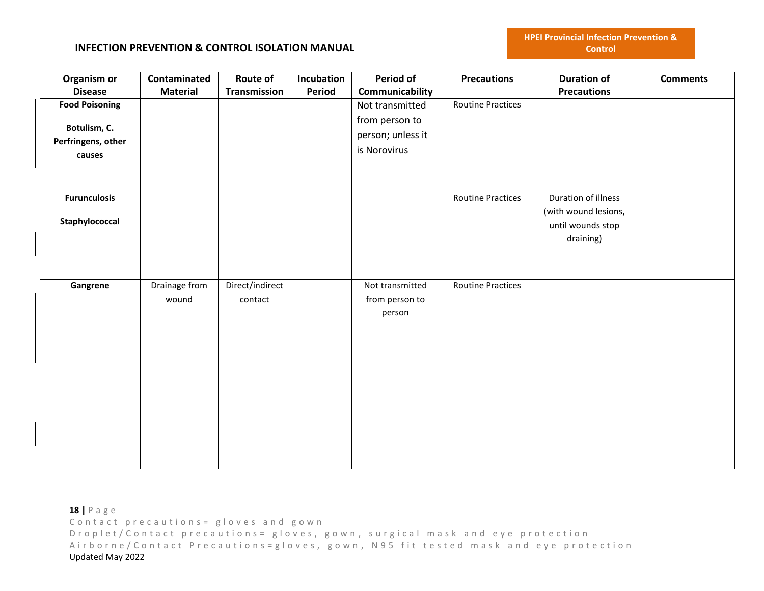| Organism or Disease | Contaminated Material | Route of Transmission | Incubation Period | Period of Communicability | Precautions | Duration of Precautions | Comments |
| --- | --- | --- | --- | --- | --- | --- | --- |
| **Food Poisoning**<br><br>**Botulism, C. Perfringens, other causes** | | | | Not transmitted from person to person; unless it is Norovirus | Routine Practices | | |
| **Furunculosis**<br><br>**Staphylococcal** | | | | | Routine Practices | Duration of illness (with wound lesions, until wounds stop draining) | |
| **Gangrene** | Drainage from wound | Direct/indirect contact | | Not transmitted from person to person | Routine Practices | | |

Contact precautions= gloves and gown
Droplet/Contact precautions= gloves, gown, surgical mask and eye protection
Airborne/Contact Precautions=gloves, gown, N95 fit tested mask and eye protection
Updated May 2022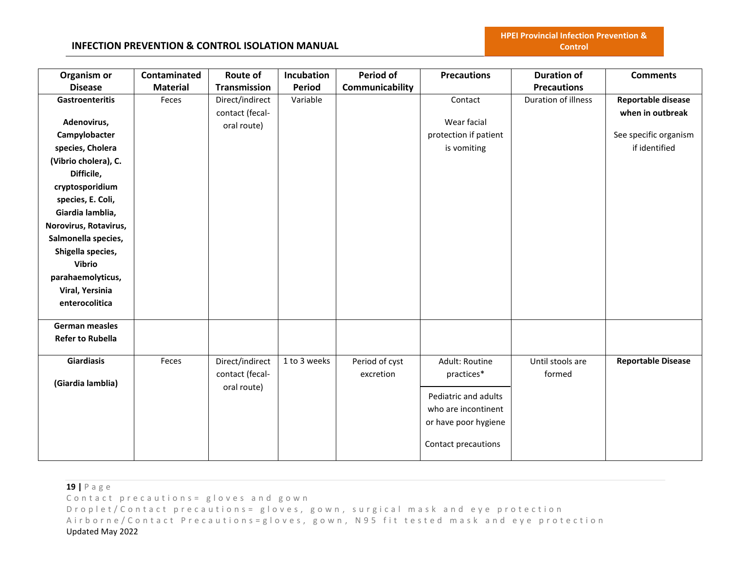| Organism or Disease | Contaminated Material | Route of Transmission | Incubation Period | Period of Communicability | Precautions | Duration of Precautions | Comments |
|---|---|---|---|---|---|---|---|
| **Gastroenteritis**<br><br>**Adenovirus, Campylobacter species, Cholera (Vibrio cholera), C. Difficile, cryptosporidium species, E. Coli, Giardia lamblia, Norovirus, Rotavirus, Salmonella species, Shigella species, Vibrio parahaemolyticus, Viral, Yersinia enterocolitica** | Feces | Direct/indirect contact (fecal-oral route) | Variable | | Contact<br><br>Wear facial protection if patient is vomiting | Duration of illness | **Reportable disease when in outbreak**<br><br>See specific organism if identified |
| **German measles Refer to Rubella** | | | | | | | |
| **Giardiasis**<br><br>**(Giardia lamblia)** | Feces | Direct/indirect contact (fecal-oral route) | 1 to 3 weeks | Period of cyst excretion | Adult: Routine practices*<br><br>Pediatric and adults who are incontinent or have poor hygiene<br><br>Contact precautions | Until stools are formed | **Reportable Disease** |

Contact precautions= gloves and gown
Droplet/Contact precautions= gloves, gown, surgical mask and eye protection
Airborne/Contact Precautions=gloves, gown, N95 fit tested mask and eye protection
Updated May 2022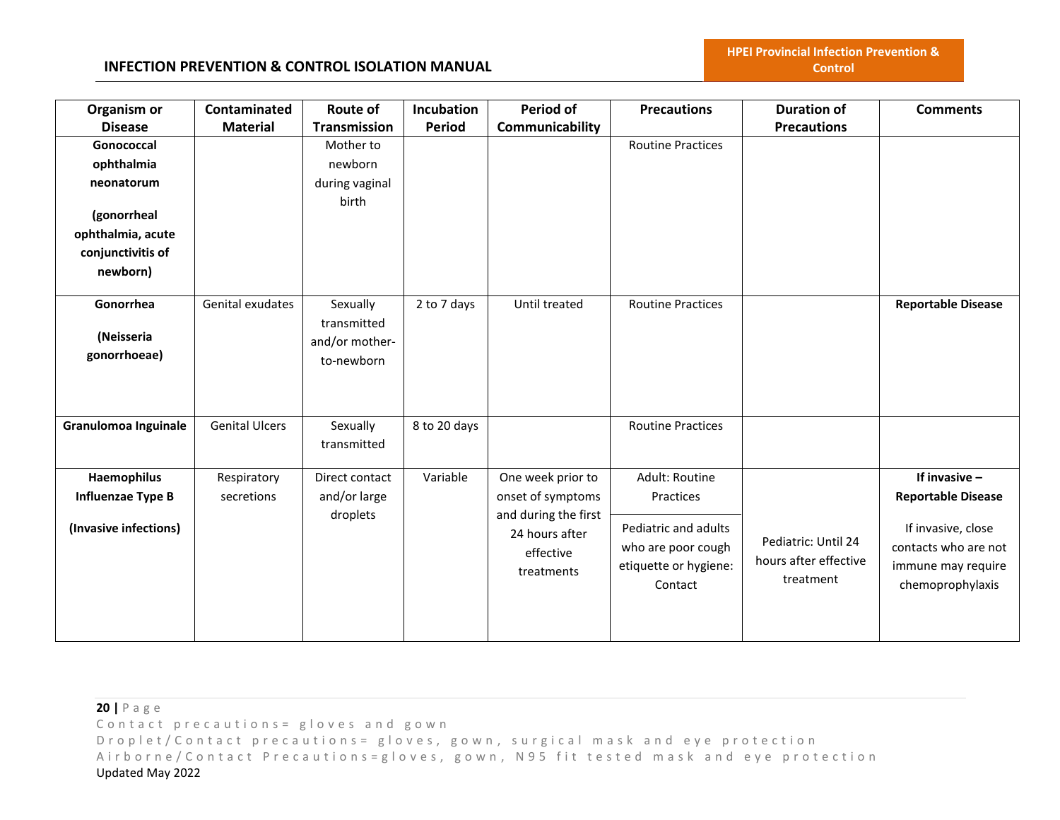| Organism or Disease | Contaminated Material | Route of Transmission | Incubation Period | Period of Communicability | Precautions | Duration of Precautions | Comments |
|---|---|---|---|---|---|---|---|
| **Gonococcal ophthalmia neonatorum** **(gonorrheal ophthalmia, acute conjunctivitis of newborn)** | | Mother to newborn during vaginal birth | | | Routine Practices | | |
| **Gonorrhea** **(Neisseria gonorrhoeae)** | Genital exudates | Sexually transmitted and/or mother-to-newborn | 2 to 7 days | Until treated | Routine Practices | | **Reportable Disease** |
| **Granulomoa Inguinale** | Genital Ulcers | Sexually transmitted | 8 to 20 days | | Routine Practices | | |
| **Haemophilus Influenzae Type B** **(Invasive infections)** | Respiratory secretions | Direct contact and/or large droplets | Variable | One week prior to onset of symptoms and during the first 24 hours after effective treatments | Adult: Routine Practices<br>Pediatric and adults who are poor cough etiquette or hygiene: Contact | Pediatric: Until 24 hours after effective treatment | **If invasive – Reportable Disease**<br>If invasive, close contacts who are not immune may require chemoprophylaxis |

Contact precautions= gloves and gown
Droplet/Contact precautions= gloves, gown, surgical mask and eye protection
Airborne/Contact Precautions=gloves, gown, N95 fit tested mask and eye protection
Updated May 2022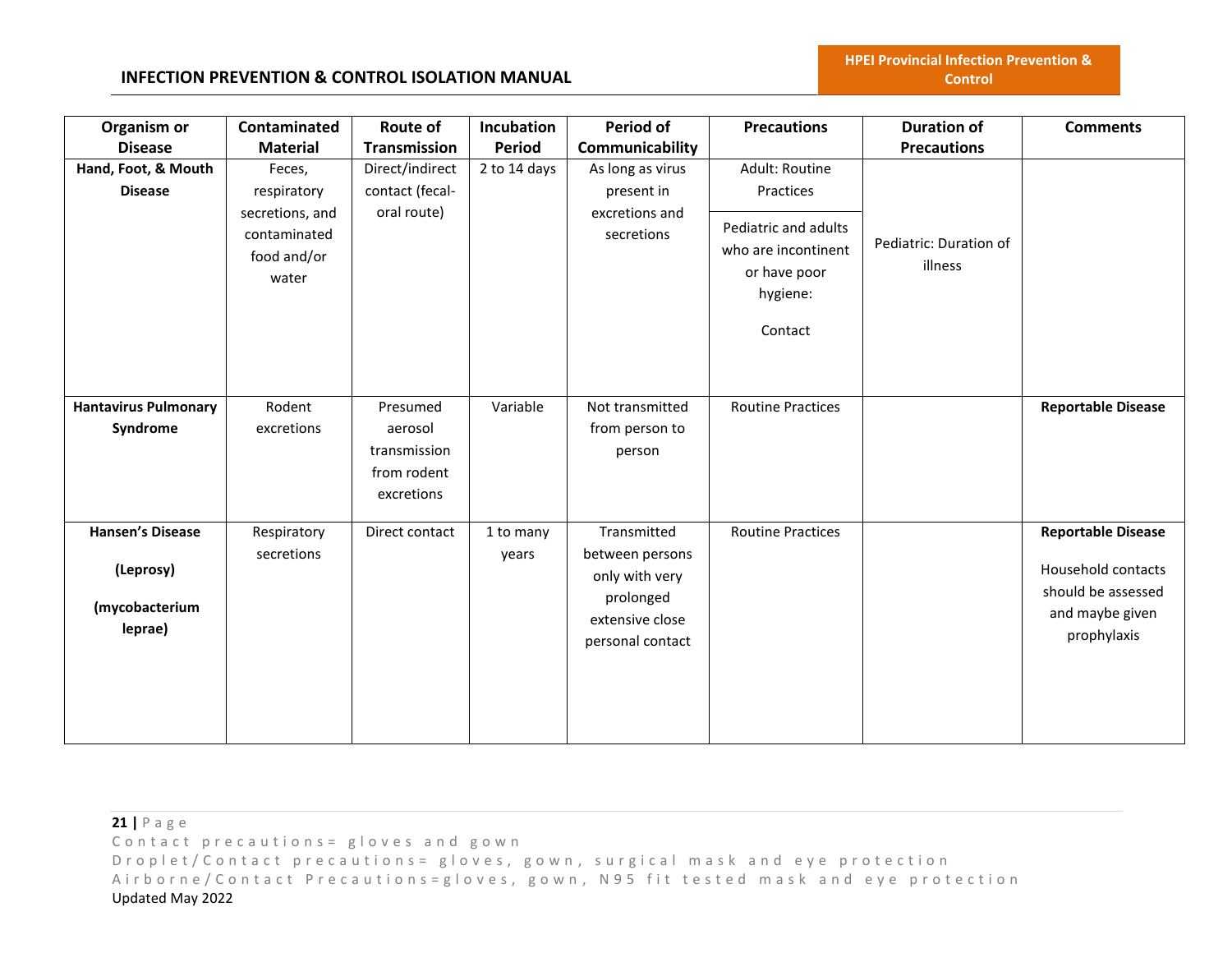| Organism or Disease | Contaminated Material | Route of Transmission | Incubation Period | Period of Communicability | Precautions | Duration of Precautions | Comments |
|---|---|---|---|---|---|---|---|
| **Hand, Foot, & Mouth Disease** | Feces, respiratory secretions, and contaminated food and/or water | Direct/indirect contact (fecal-oral route) | 2 to 14 days | As long as virus present in excretions and secretions | Adult: Routine Practices<br><br>Pediatric and adults who are incontinent or have poor hygiene:<br><br>Contact | Pediatric: Duration of illness | |
| **Hantavirus Pulmonary Syndrome** | Rodent excretions | Presumed aerosol transmission from rodent excretions | Variable | Not transmitted from person to person | Routine Practices | | **Reportable Disease** |
| **Hansen's Disease**<br><br>**(Leprosy)**<br><br>**(mycobacterium leprae)** | Respiratory secretions | Direct contact | 1 to many years | Transmitted between persons only with very prolonged extensive close personal contact | Routine Practices | | **Reportable Disease**<br><br>Household contacts should be assessed and maybe given prophylaxis |

Contact precautions= gloves and gown
Droplet/Contact precautions= gloves, gown, surgical mask and eye protection
Airborne/Contact Precautions=gloves, gown, N95 fit tested mask and eye protection
Updated May 2022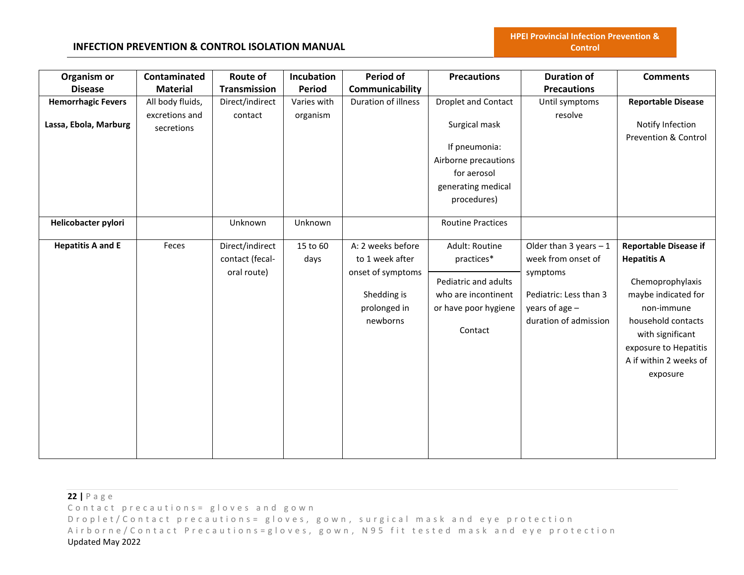| Organism or Disease | Contaminated Material | Route of Transmission | Incubation Period | Period of Communicability | Precautions | Duration of Precautions | Comments |
|---|---|---|---|---|---|---|---|
| **Hemorrhagic Fevers**<br><br>**Lassa, Ebola, Marburg** | All body fluids, excretions and secretions | Direct/indirect contact | Varies with organism | Duration of illness | Droplet and Contact<br><br>Surgical mask<br><br>If pneumonia: Airborne precautions for aerosol generating medical procedures) | Until symptoms resolve | **Reportable Disease**<br><br>Notify Infection Prevention & Control |
| **Helicobacter pylori** | | Unknown | Unknown | | Routine Practices | | |
| **Hepatitis A and E** | Feces | Direct/indirect contact (fecal-oral route) | 15 to 60 days | A: 2 weeks before to 1 week after onset of symptoms<br><br>Shedding is prolonged in newborns | Adult: Routine practices*<br><br>Pediatric and adults who are incontinent or have poor hygiene<br><br>Contact | Older than 3 years – 1 week from onset of symptoms<br><br>Pediatric: Less than 3 years of age – duration of admission | **Reportable Disease if Hepatitis A**<br><br>Chemoprophylaxis maybe indicated for non-immune household contacts with significant exposure to Hepatitis A if within 2 weeks of exposure |

Contact precautions= gloves and gown
Droplet/Contact precautions= gloves, gown, surgical mask and eye protection
Airborne/Contact Precautions=gloves, gown, N95 fit tested mask and eye protection
Updated May 2022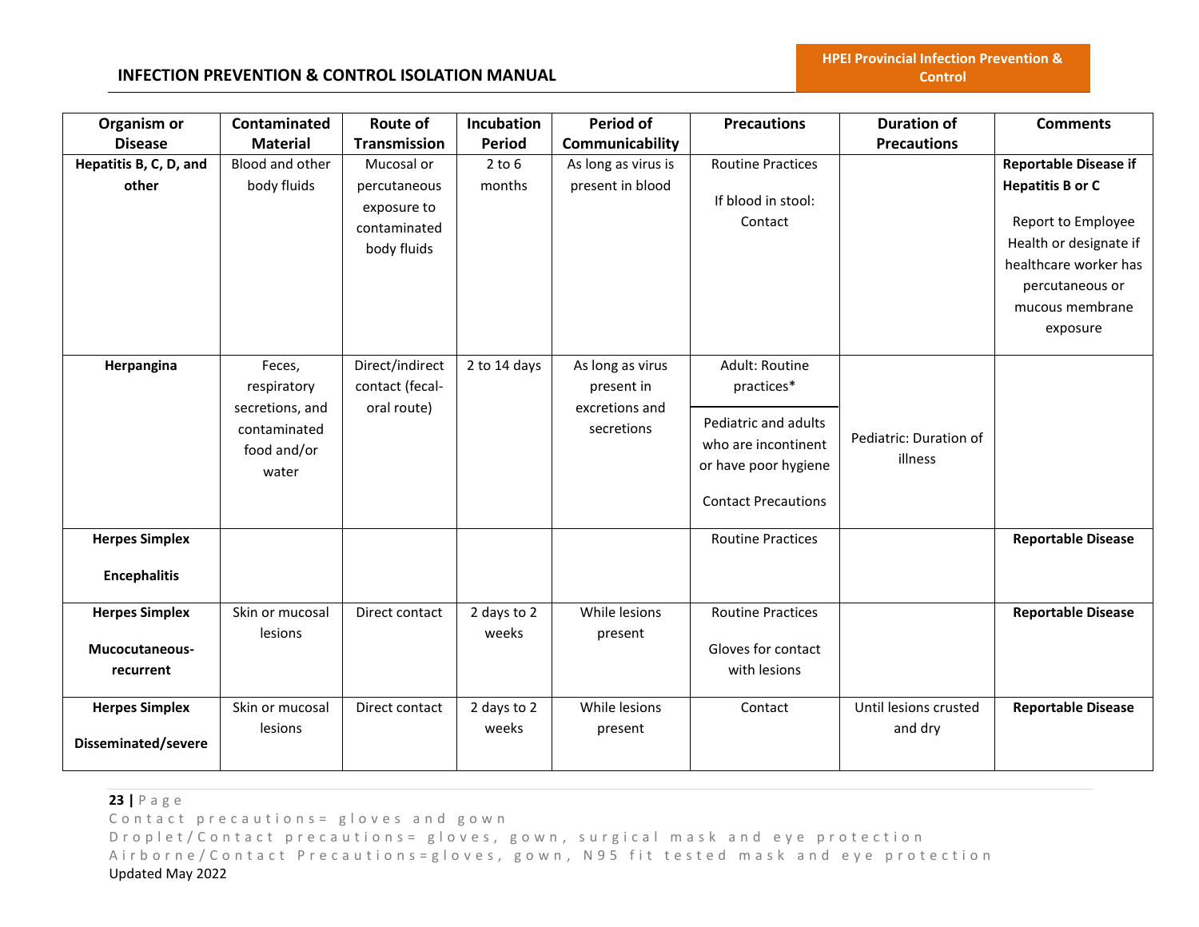| Organism or Disease | Contaminated Material | Route of Transmission | Incubation Period | Period of Communicability | Precautions | Duration of Precautions | Comments |
|---|---|---|---|---|---|---|---|
| **Hepatitis B, C, D, and other** | Blood and other body fluids | Mucosal or percutaneous exposure to contaminated body fluids | 2 to 6 months | As long as virus is present in blood | Routine Practices<br><br>If blood in stool: Contact | | **Reportable Disease if Hepatitis B or C**<br><br>Report to Employee Health or designate if healthcare worker has percutaneous or mucous membrane exposure |
| **Herpangina** | Feces, respiratory secretions, and contaminated food and/or water | Direct/indirect contact (fecal-oral route) | 2 to 14 days | As long as virus present in excretions and secretions | Adult: Routine practices*<br><br>Pediatric and adults who are incontinent or have poor hygiene<br><br>Contact Precautions | Pediatric: Duration of illness | |
| **Herpes Simplex**<br><br>**Encephalitis** | | | | | Routine Practices | | **Reportable Disease** |
| **Herpes Simplex**<br><br>**Mucocutaneous-recurrent** | Skin or mucosal lesions | Direct contact | 2 days to 2 weeks | While lesions present | Routine Practices<br><br>Gloves for contact with lesions | | **Reportable Disease** |
| **Herpes Simplex**<br><br>**Disseminated/severe** | Skin or mucosal lesions | Direct contact | 2 days to 2 weeks | While lesions present | Contact | Until lesions crusted and dry | **Reportable Disease** |

Contact precautions= gloves and gown
Droplet/Contact precautions= gloves, gown, surgical mask and eye protection
Airborne/Contact Precautions=gloves, gown, N95 fit tested mask and eye protection
Updated May 2022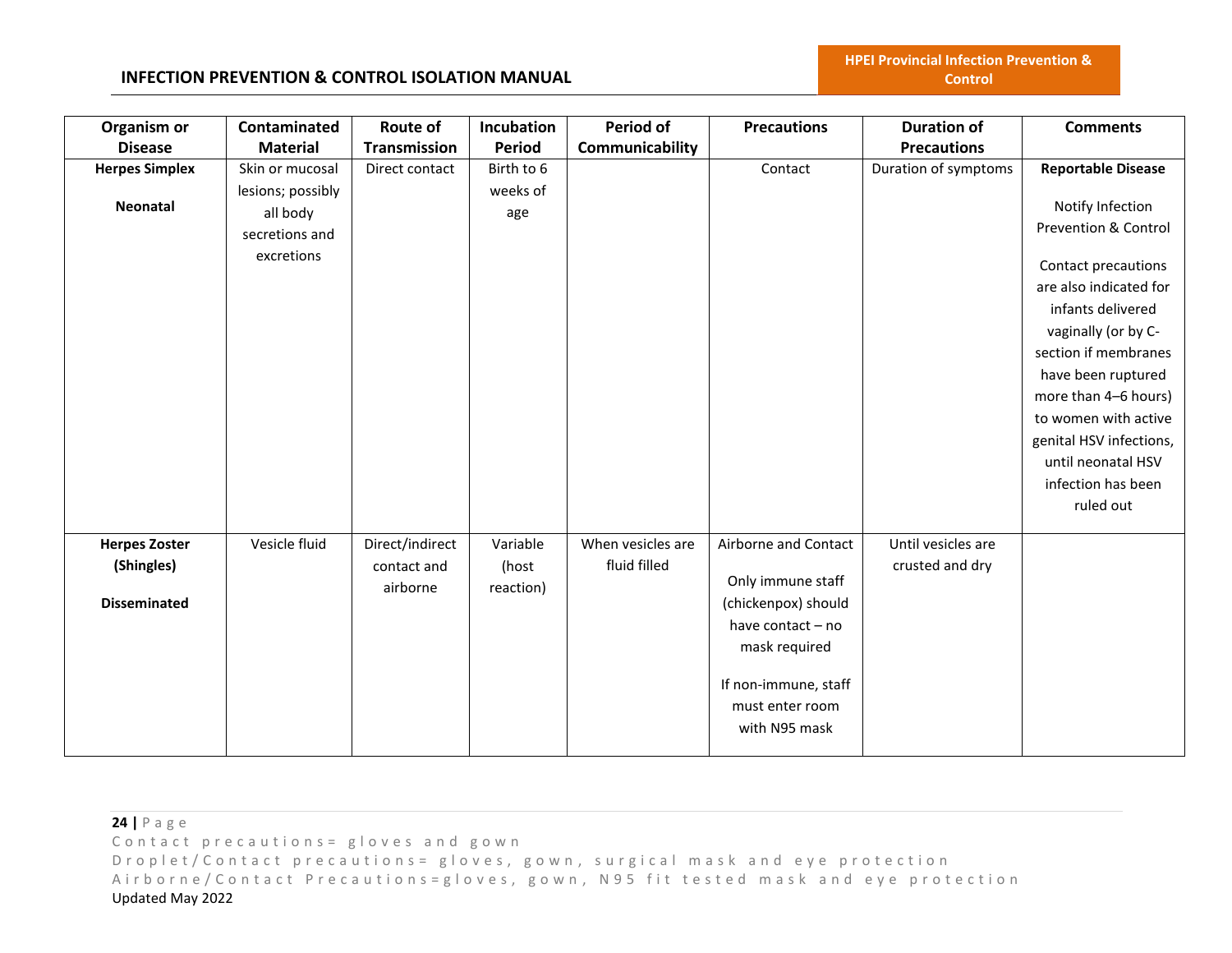| Organism or Disease | Contaminated Material | Route of Transmission | Incubation Period | Period of Communicability | Precautions | Duration of Precautions | Comments |
|---|---|---|---|---|---|---|---|
| **Herpes Simplex**<br><br>**Neonatal** | Skin or mucosal lesions; possibly all body secretions and excretions | Direct contact | Birth to 6 weeks of age | | Contact | Duration of symptoms | **Reportable Disease**<br><br>Notify Infection Prevention & Control<br><br>Contact precautions are also indicated for infants delivered vaginally (or by C-section if membranes have been ruptured more than 4–6 hours) to women with active genital HSV infections, until neonatal HSV infection has been ruled out |
| **Herpes Zoster (Shingles)**<br><br>**Disseminated** | Vesicle fluid | Direct/indirect contact and airborne | Variable (host reaction) | When vesicles are fluid filled | Airborne and Contact<br><br>Only immune staff (chickenpox) should have contact – no mask required<br><br>If non-immune, staff must enter room with N95 mask | Until vesicles are crusted and dry | |

Contact precautions= gloves and gown
Droplet/Contact precautions= gloves, gown, surgical mask and eye protection
Airborne/Contact Precautions=gloves, gown, N95 fit tested mask and eye protection
Updated May 2022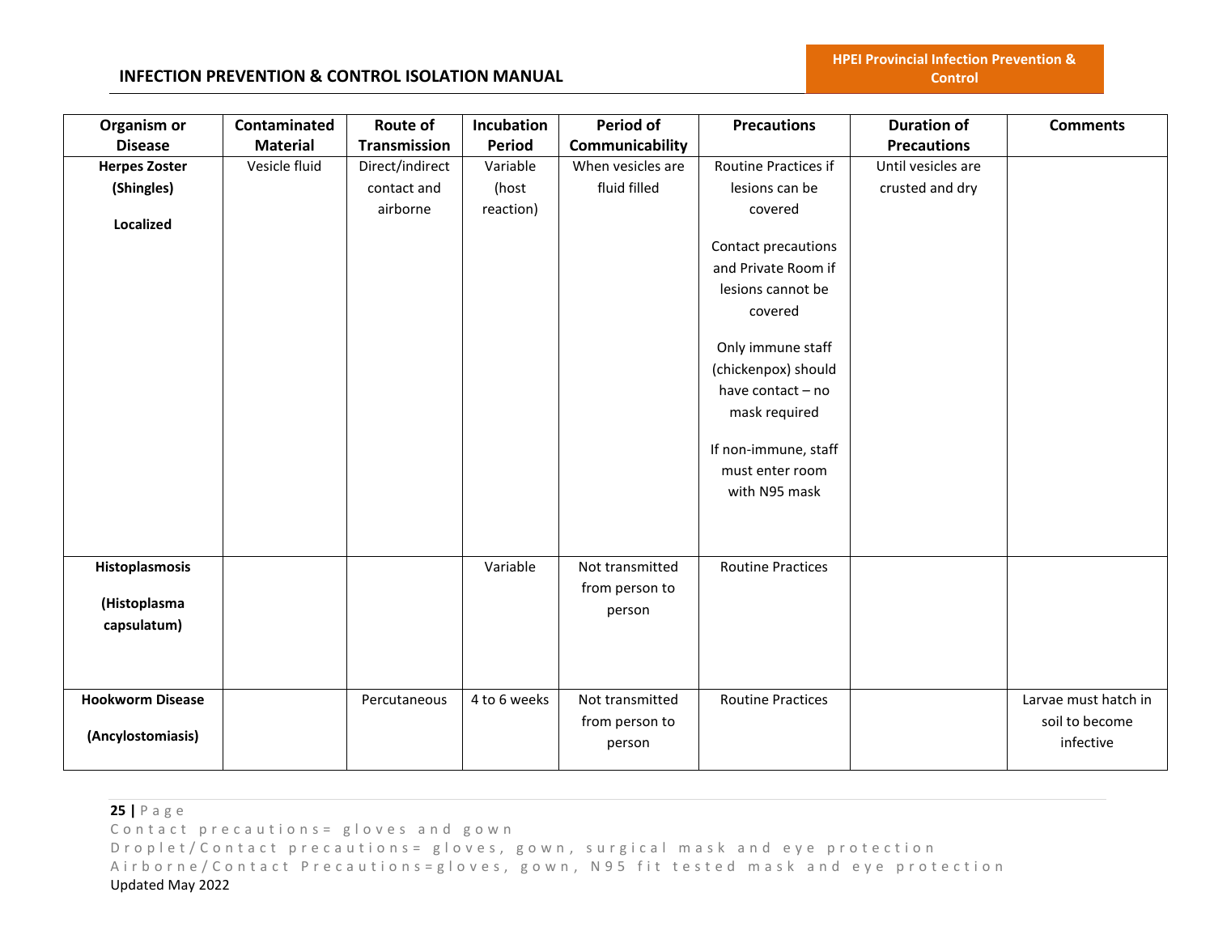| Organism or Disease | Contaminated Material | Route of Transmission | Incubation Period | Period of Communicability | Precautions | Duration of Precautions | Comments |
|---|---|---|---|---|---|---|---|
| **Herpes Zoster (Shingles)**<br><br>**Localized** | Vesicle fluid | Direct/indirect contact and airborne | Variable (host reaction) | When vesicles are fluid filled | Routine Practices if lesions can be covered<br><br>Contact precautions and Private Room if lesions cannot be covered<br><br>Only immune staff (chickenpox) should have contact – no mask required<br><br>If non-immune, staff must enter room with N95 mask | Until vesicles are crusted and dry | |
| **Histoplasmosis**<br><br>**(Histoplasma capsulatum)** | | | Variable | Not transmitted from person to person | Routine Practices | | |
| **Hookworm Disease**<br><br>**(Ancylostomiasis)** | | Percutaneous | 4 to 6 weeks | Not transmitted from person to person | Routine Practices | | Larvae must hatch in soil to become infective |

Contact precautions= gloves and gown
Droplet/Contact precautions= gloves, gown, surgical mask and eye protection
Airborne/Contact Precautions=gloves, gown, N95 fit tested mask and eye protection
Updated May 2022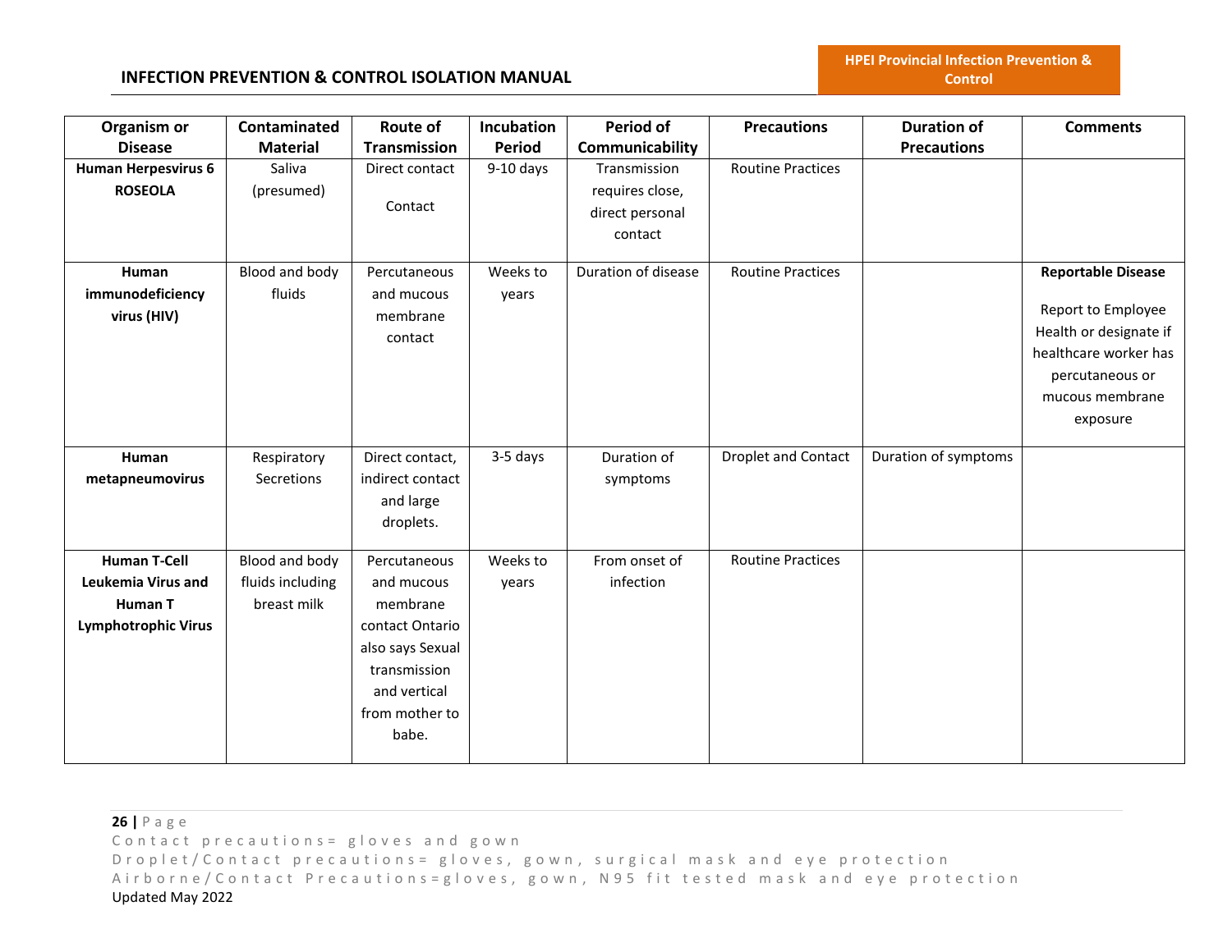| Organism or Disease | Contaminated Material | Route of Transmission | Incubation Period | Period of Communicability | Precautions | Duration of Precautions | Comments |
|---|---|---|---|---|---|---|---|
| **Human Herpesvirus 6 ROSEOLA** | Saliva (presumed) | Direct contact<br><br>Contact | 9-10 days | Transmission requires close, direct personal contact | Routine Practices | | |
| **Human immunodeficiency virus (HIV)** | Blood and body fluids | Percutaneous and mucous membrane contact | Weeks to years | Duration of disease | Routine Practices | | **Reportable Disease**<br><br>Report to Employee Health or designate if healthcare worker has percutaneous or mucous membrane exposure |
| **Human metapneumovirus** | Respiratory Secretions | Direct contact, indirect contact and large droplets. | 3-5 days | Duration of symptoms | Droplet and Contact | Duration of symptoms | |
| **Human T-Cell Leukemia Virus and Human T Lymphotrophic Virus** | Blood and body fluids including breast milk | Percutaneous and mucous membrane contact Ontario also says Sexual transmission and vertical from mother to babe. | Weeks to years | From onset of infection | Routine Practices | | |

Contact precautions= gloves and gown
Droplet/Contact precautions= gloves, gown, surgical mask and eye protection
Airborne/Contact Precautions=gloves, gown, N95 fit tested mask and eye protection
Updated May 2022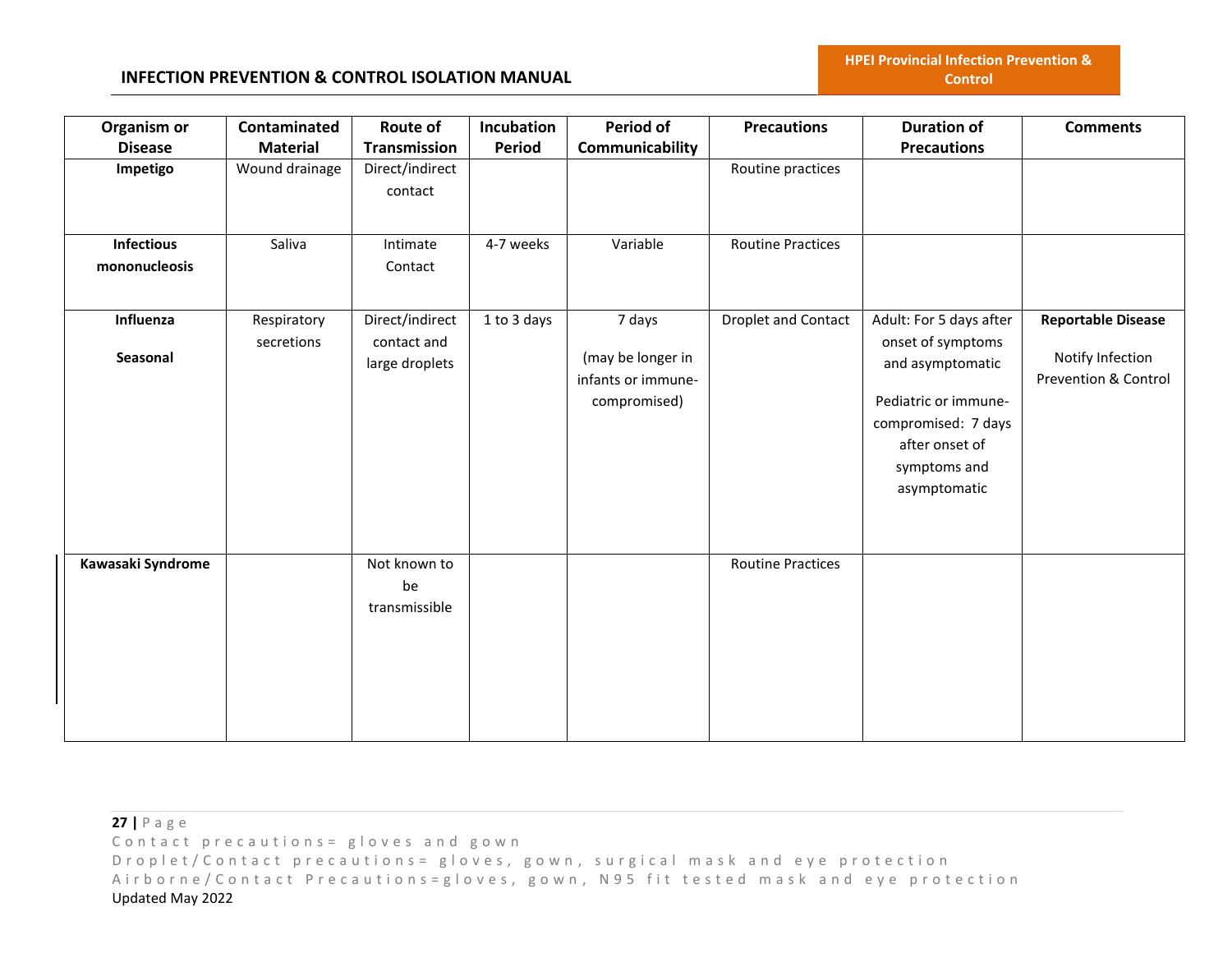| Organism or Disease | Contaminated Material | Route of Transmission | Incubation Period | Period of Communicability | Precautions | Duration of Precautions | Comments |
|---|---|---|---|---|---|---|---|
| **Impetigo** | Wound drainage | Direct/indirect contact | | | Routine practices | | |
| **Infectious mononucleosis** | Saliva | Intimate Contact | 4-7 weeks | Variable | Routine Practices | | |
| **Influenza**<br><br>**Seasonal** | Respiratory secretions | Direct/indirect contact and large droplets | 1 to 3 days | 7 days<br><br>(may be longer in infants or immune-compromised) | Droplet and Contact | Adult: For 5 days after onset of symptoms and asymptomatic<br><br>Pediatric or immune-compromised: 7 days after onset of symptoms and asymptomatic | **Reportable Disease**<br><br>Notify Infection Prevention & Control |
| **Kawasaki Syndrome** | | Not known to be transmissible | | | Routine Practices | | |

Contact precautions= gloves and gown
Droplet/Contact precautions= gloves, gown, surgical mask and eye protection
Airborne/Contact Precautions=gloves, gown, N95 fit tested mask and eye protection
Updated May 2022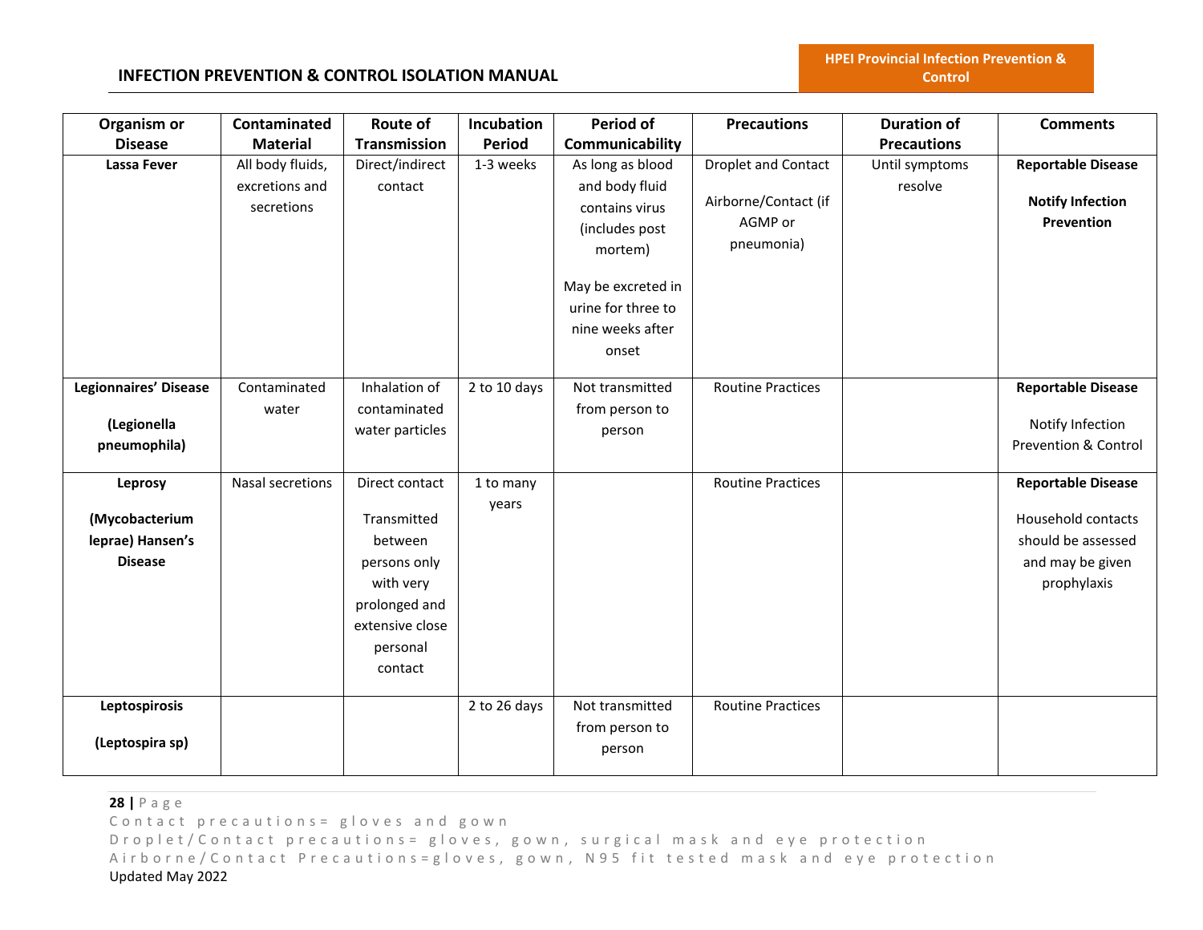| Organism or Disease | Contaminated Material | Route of Transmission | Incubation Period | Period of Communicability | Precautions | Duration of Precautions | Comments |
|---|---|---|---|---|---|---|---|
| **Lassa Fever** | All body fluids, excretions and secretions | Direct/indirect contact | 1-3 weeks | As long as blood and body fluid contains virus (includes post mortem)<br><br>May be excreted in urine for three to nine weeks after onset | Droplet and Contact<br><br>Airborne/Contact (if AGMP or pneumonia) | Until symptoms resolve | **Reportable Disease**<br><br>**Notify Infection Prevention** |
| **Legionnaires' Disease**<br><br>**(Legionella pneumophila)** | Contaminated water | Inhalation of contaminated water particles | 2 to 10 days | Not transmitted from person to person | Routine Practices | | **Reportable Disease**<br><br>Notify Infection Prevention & Control |
| **Leprosy**<br><br>**(Mycobacterium leprae) Hansen's Disease** | Nasal secretions | Direct contact<br><br>Transmitted between persons only with very prolonged and extensive close personal contact | 1 to many years | | Routine Practices | | **Reportable Disease**<br><br>Household contacts should be assessed and may be given prophylaxis |
| **Leptospirosis**<br><br>**(Leptospira sp)** | | | 2 to 26 days | Not transmitted from person to person | Routine Practices | | |

Contact precautions= gloves and gown
Droplet/Contact precautions= gloves, gown, surgical mask and eye protection
Airborne/Contact Precautions=gloves, gown, N95 fit tested mask and eye protection
Updated May 2022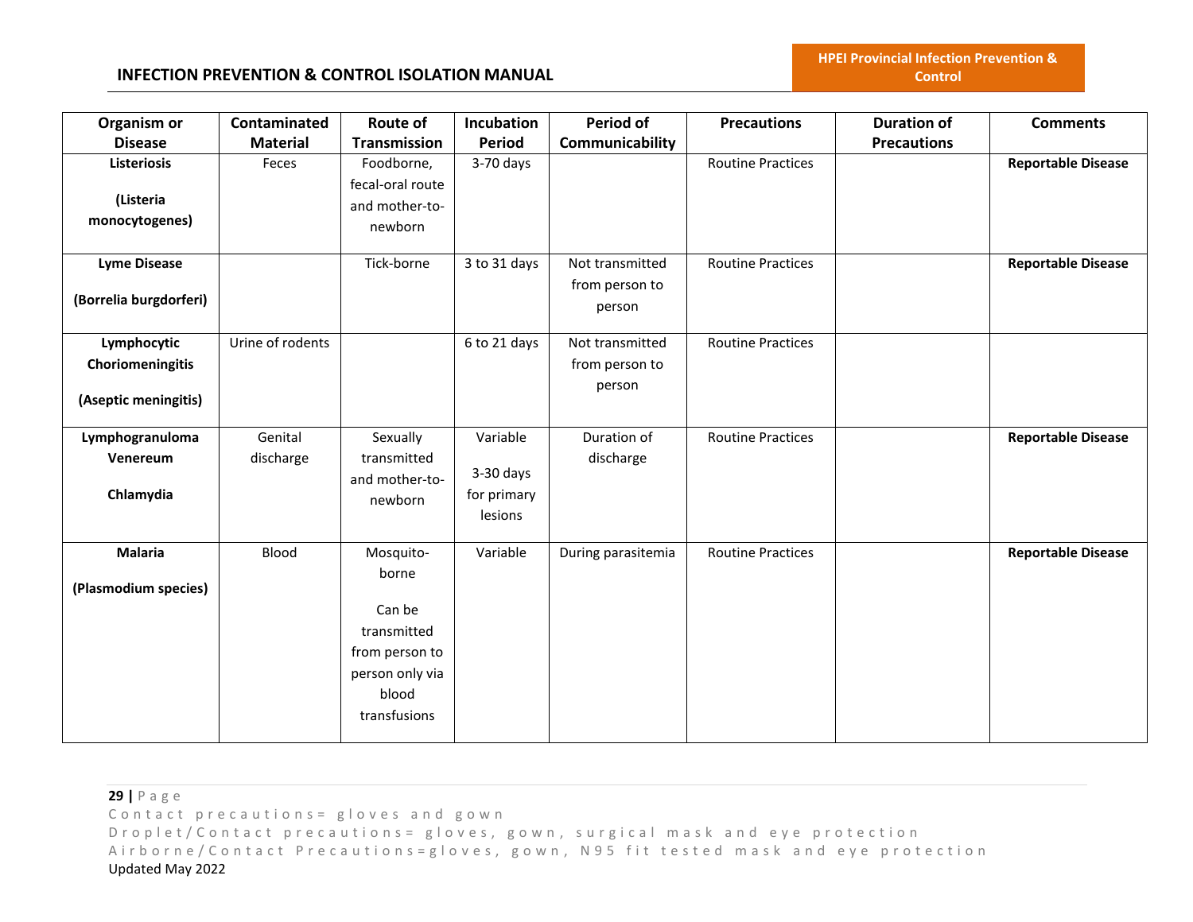| Organism or Disease | Contaminated Material | Route of Transmission | Incubation Period | Period of Communicability | Precautions | Duration of Precautions | Comments |
|---|---|---|---|---|---|---|---|
| **Listeriosis**<br><br>**(Listeria monocytogenes)** | Feces | Foodborne, fecal-oral route and mother-to-newborn | 3-70 days | | Routine Practices | | **Reportable Disease** |
| **Lyme Disease**<br><br>**(Borrelia burgdorferi)** | | Tick-borne | 3 to 31 days | Not transmitted from person to person | Routine Practices | | **Reportable Disease** |
| **Lymphocytic Choriomeningitis**<br><br>**(Aseptic meningitis)** | Urine of rodents | | 6 to 21 days | Not transmitted from person to person | Routine Practices | | |
| **Lymphogranuloma Venereum**<br><br>**Chlamydia** | Genital discharge | Sexually transmitted and mother-to-newborn | Variable<br><br>3-30 days for primary lesions | Duration of discharge | Routine Practices | | **Reportable Disease** |
| **Malaria**<br><br>**(Plasmodium species)** | Blood | Mosquito-borne<br><br>Can be transmitted from person to person only via blood transfusions | Variable | During parasitemia | Routine Practices | | **Reportable Disease** |

Contact precautions= gloves and gown
Droplet/Contact precautions= gloves, gown, surgical mask and eye protection
Airborne/Contact Precautions=gloves, gown, N95 fit tested mask and eye protection
Updated May 2022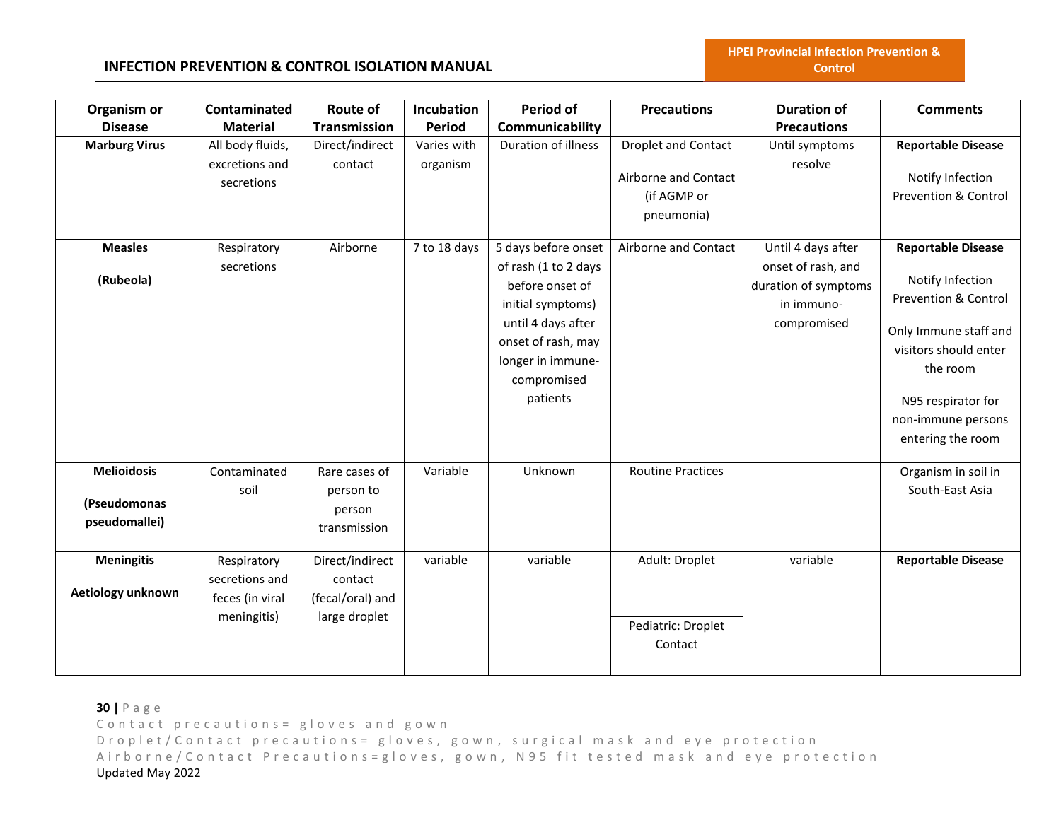| Organism or Disease | Contaminated Material | Route of Transmission | Incubation Period | Period of Communicability | Precautions | Duration of Precautions | Comments |
|---|---|---|---|---|---|---|---|
| **Marburg Virus** | All body fluids, excretions and secretions | Direct/indirect contact | Varies with organism | Duration of illness | Droplet and Contact<br><br>Airborne and Contact (if AGMP or pneumonia) | Until symptoms resolve | **Reportable Disease**<br><br>Notify Infection Prevention & Control |
| **Measles**<br><br>**(Rubeola)** | Respiratory secretions | Airborne | 7 to 18 days | 5 days before onset of rash (1 to 2 days before onset of initial symptoms) until 4 days after onset of rash, may longer in immune-compromised patients | Airborne and Contact | Until 4 days after onset of rash, and duration of symptoms in immuno-compromised | **Reportable Disease**<br><br>Notify Infection Prevention & Control<br><br>Only Immune staff and visitors should enter the room<br><br>N95 respirator for non-immune persons entering the room |
| **Melioidosis**<br><br>**(Pseudomonas pseudomallei)** | Contaminated soil | Rare cases of person to person transmission | Variable | Unknown | Routine Practices | | Organism in soil in South-East Asia |
| **Meningitis**<br><br>**Aetiology unknown** | Respiratory secretions and feces (in viral meningitis) | Direct/indirect contact (fecal/oral) and large droplet | variable | variable | Adult: Droplet<br><br>Pediatric: Droplet Contact | variable | **Reportable Disease** |

Contact precautions= gloves and gown
Droplet/Contact precautions= gloves, gown, surgical mask and eye protection
Airborne/Contact Precautions=gloves, gown, N95 fit tested mask and eye protection
Updated May 2022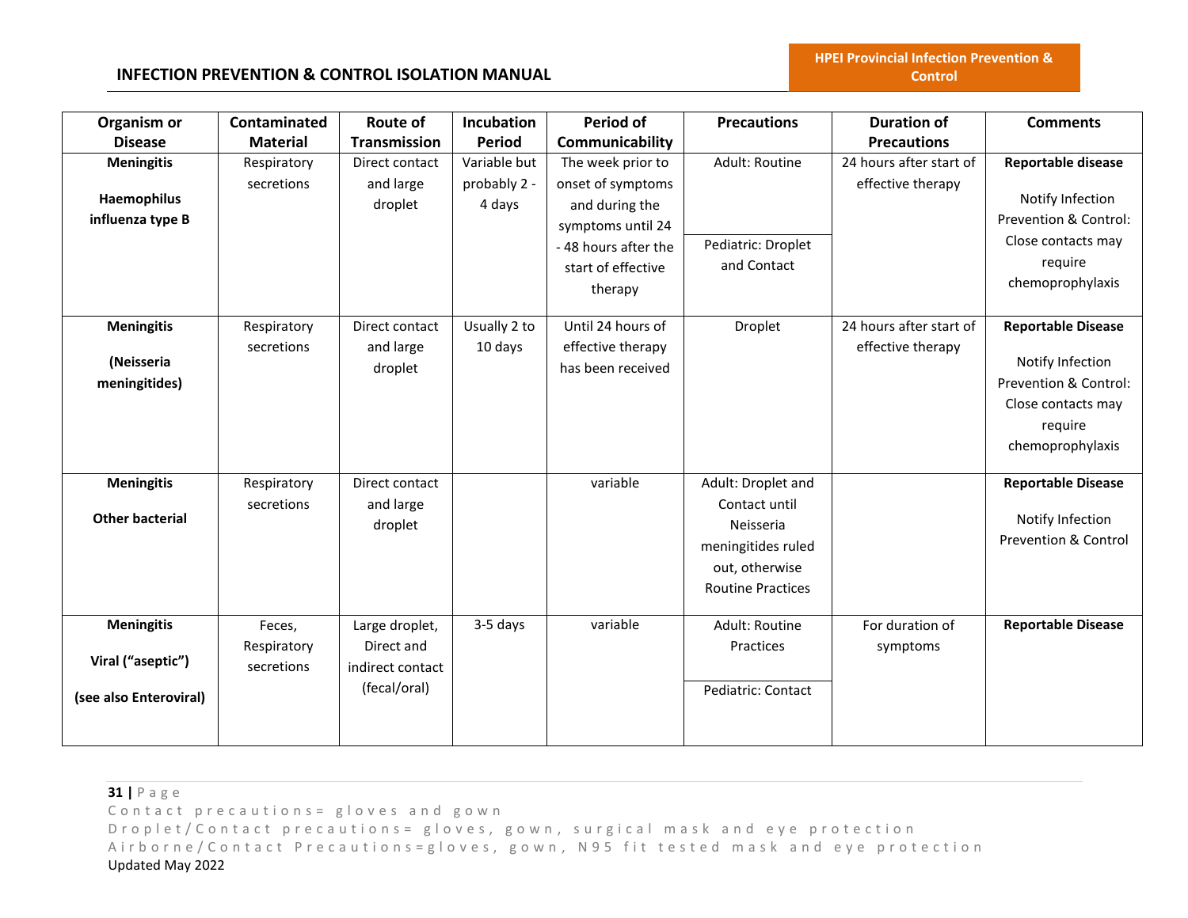| Organism or Disease | Contaminated Material | Route of Transmission | Incubation Period | Period of Communicability | Precautions | Duration of Precautions | Comments |
|---|---|---|---|---|---|---|---|
| **Meningitis**<br><br>**Haemophilus influenza type B** | Respiratory secretions | Direct contact and large droplet | Variable but probably 2 - 4 days | The week prior to onset of symptoms and during the symptoms until 24 - 48 hours after the start of effective therapy | Adult: Routine<br><br>Pediatric: Droplet and Contact | 24 hours after start of effective therapy | **Reportable disease**<br><br>Notify Infection Prevention & Control: Close contacts may require chemoprophylaxis |
| **Meningitis**<br><br>**(Neisseria meningitides)** | Respiratory secretions | Direct contact and large droplet | Usually 2 to 10 days | Until 24 hours of effective therapy has been received | Droplet | 24 hours after start of effective therapy | **Reportable Disease**<br><br>Notify Infection Prevention & Control: Close contacts may require chemoprophylaxis |
| **Meningitis**<br><br>**Other bacterial** | Respiratory secretions | Direct contact and large droplet | | variable | Adult: Droplet and Contact until Neisseria meningitides ruled out, otherwise Routine Practices | | **Reportable Disease**<br><br>Notify Infection Prevention & Control |
| **Meningitis**<br><br>**Viral ("aseptic")**<br><br>**(see also Enteroviral)** | Feces, Respiratory secretions | Large droplet, Direct and indirect contact (fecal/oral) | 3-5 days | variable | Adult: Routine Practices<br><br>Pediatric: Contact | For duration of symptoms | **Reportable Disease** |

Contact precautions= gloves and gown
Droplet/Contact precautions= gloves, gown, surgical mask and eye protection
Airborne/Contact Precautions=gloves, gown, N95 fit tested mask and eye protection
Updated May 2022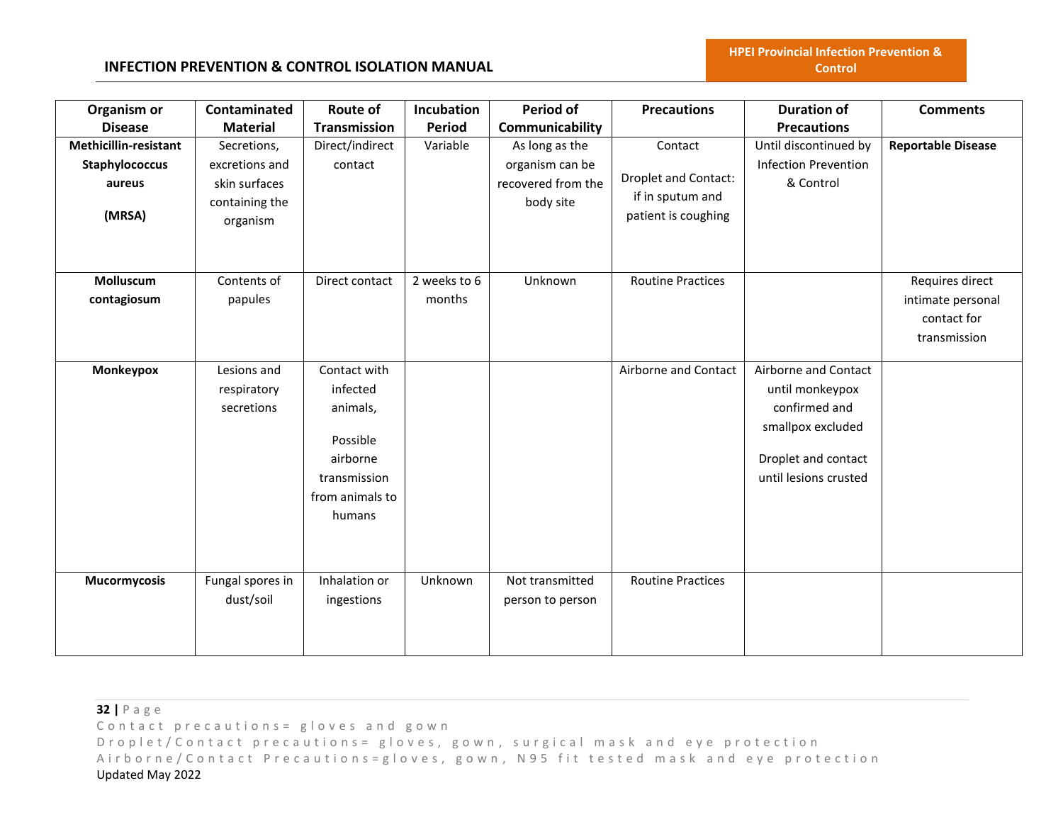| Organism or Disease | Contaminated Material | Route of Transmission | Incubation Period | Period of Communicability | Precautions | Duration of Precautions | Comments |
|---|---|---|---|---|---|---|---|
| **Methicillin-resistant Staphylococcus aureus (MRSA)** | Secretions, excretions and skin surfaces containing the organism | Direct/indirect contact | Variable | As long as the organism can be recovered from the body site | Contact<br><br>Droplet and Contact: if in sputum and patient is coughing | Until discontinued by Infection Prevention & Control | **Reportable Disease** |
| **Molluscum contagiosum** | Contents of papules | Direct contact | 2 weeks to 6 months | Unknown | Routine Practices | | Requires direct intimate personal contact for transmission |
| **Monkeypox** | Lesions and respiratory secretions | Contact with infected animals,<br><br>Possible airborne transmission from animals to humans | | | Airborne and Contact | Airborne and Contact until monkeypox confirmed and smallpox excluded<br><br>Droplet and contact until lesions crusted | |
| **Mucormycosis** | Fungal spores in dust/soil | Inhalation or ingestions | Unknown | Not transmitted person to person | Routine Practices | | |

Contact precautions= gloves and gown
Droplet/Contact precautions= gloves, gown, surgical mask and eye protection
Airborne/Contact Precautions=gloves, gown, N95 fit tested mask and eye protection
Updated May 2022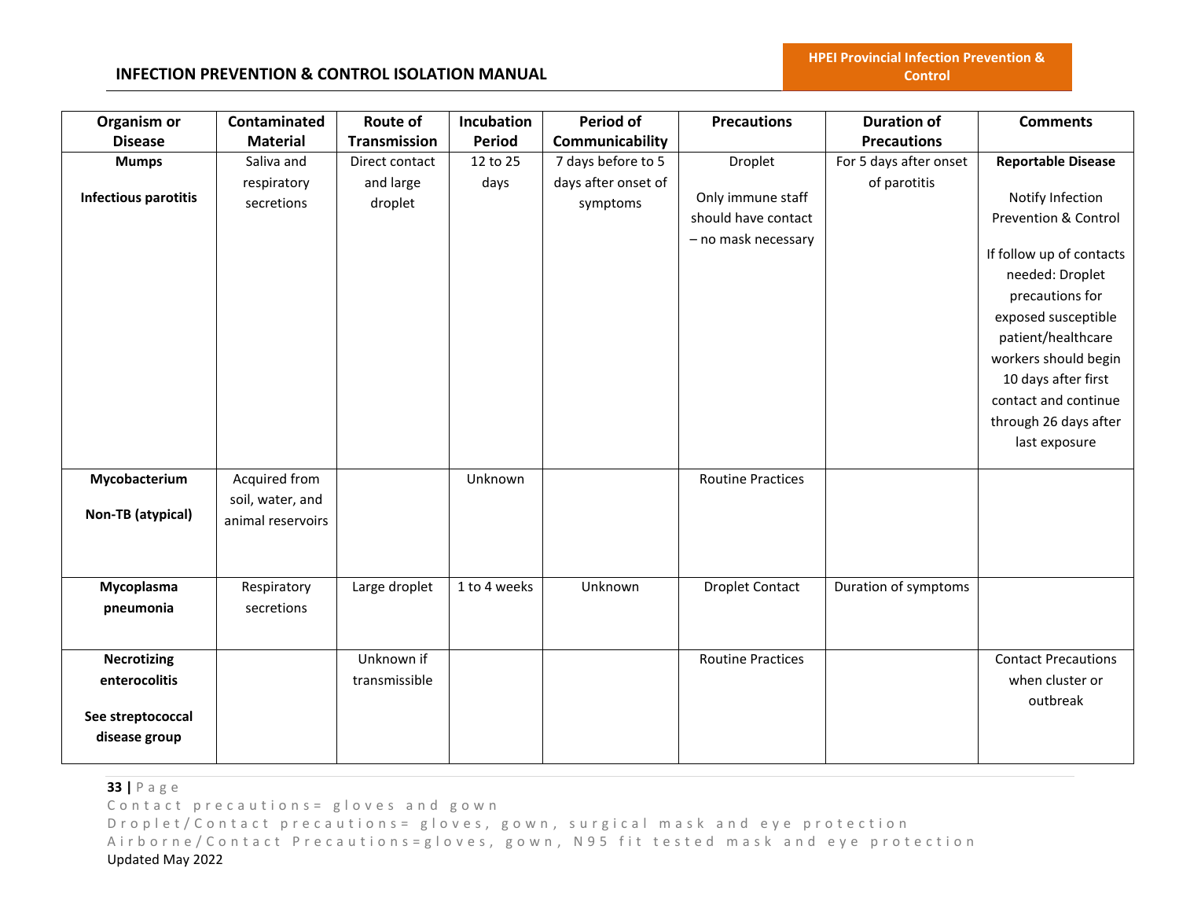| Organism or Disease | Contaminated Material | Route of Transmission | Incubation Period | Period of Communicability | Precautions | Duration of Precautions | Comments |
|---|---|---|---|---|---|---|---|
| **Mumps**<br><br>**Infectious parotitis** | Saliva and respiratory secretions | Direct contact and large droplet | 12 to 25 days | 7 days before to 5 days after onset of symptoms | Droplet<br><br>Only immune staff should have contact – no mask necessary | For 5 days after onset of parotitis | **Reportable Disease**<br><br>Notify Infection Prevention & Control<br><br>If follow up of contacts needed: Droplet precautions for exposed susceptible patient/healthcare workers should begin 10 days after first contact and continue through 26 days after last exposure |
| **Mycobacterium**<br><br>**Non-TB (atypical)** | Acquired from soil, water, and animal reservoirs | | Unknown | | Routine Practices | | |
| **Mycoplasma pneumonia** | Respiratory secretions | Large droplet | 1 to 4 weeks | Unknown | Droplet Contact | Duration of symptoms | |
| **Necrotizing enterocolitis**<br><br>**See streptococcal disease group** | | Unknown if transmissible | | | Routine Practices | | Contact Precautions when cluster or outbreak |

Contact precautions= gloves and gown
Droplet/Contact precautions= gloves, gown, surgical mask and eye protection
Airborne/Contact Precautions=gloves, gown, N95 fit tested mask and eye protection
Updated May 2022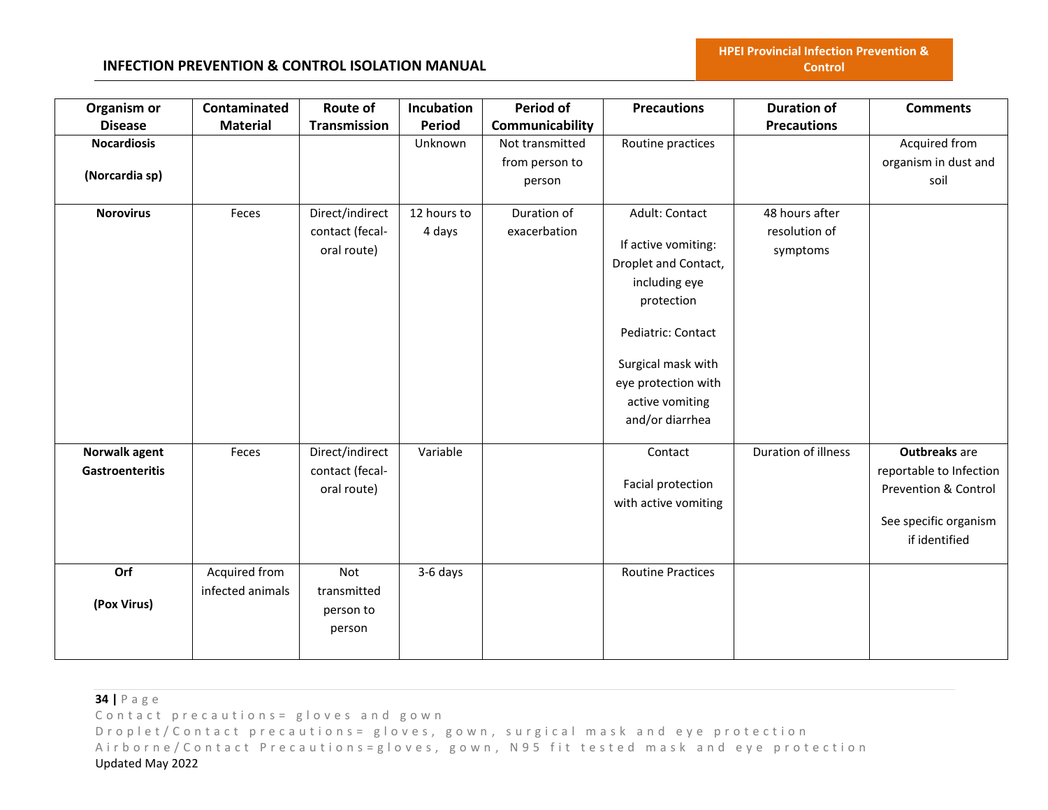| Organism or Disease | Contaminated Material | Route of Transmission | Incubation Period | Period of Communicability | Precautions | Duration of Precautions | Comments |
|---|---|---|---|---|---|---|---|
| **Nocardiosis**<br><br>**(Norcardia sp)** | | | Unknown | Not transmitted from person to person | Routine practices | | Acquired from organism in dust and soil |
| **Norovirus** | Feces | Direct/indirect contact (fecal-oral route) | 12 hours to 4 days | Duration of exacerbation | Adult: Contact<br><br>If active vomiting: Droplet and Contact, including eye protection<br><br>Pediatric: Contact<br><br>Surgical mask with eye protection with active vomiting and/or diarrhea | 48 hours after resolution of symptoms | |
| **Norwalk agent Gastroenteritis** | Feces | Direct/indirect contact (fecal-oral route) | Variable | | Contact<br><br>Facial protection with active vomiting | Duration of illness | **Outbreaks** are reportable to Infection Prevention & Control<br><br>See specific organism if identified |
| **Orf**<br><br>**(Pox Virus)** | Acquired from infected animals | Not transmitted person to person | 3-6 days | | Routine Practices | | |

Contact precautions= gloves and gown
Droplet/Contact precautions= gloves, gown, surgical mask and eye protection
Airborne/Contact Precautions=gloves, gown, N95 fit tested mask and eye protection
Updated May 2022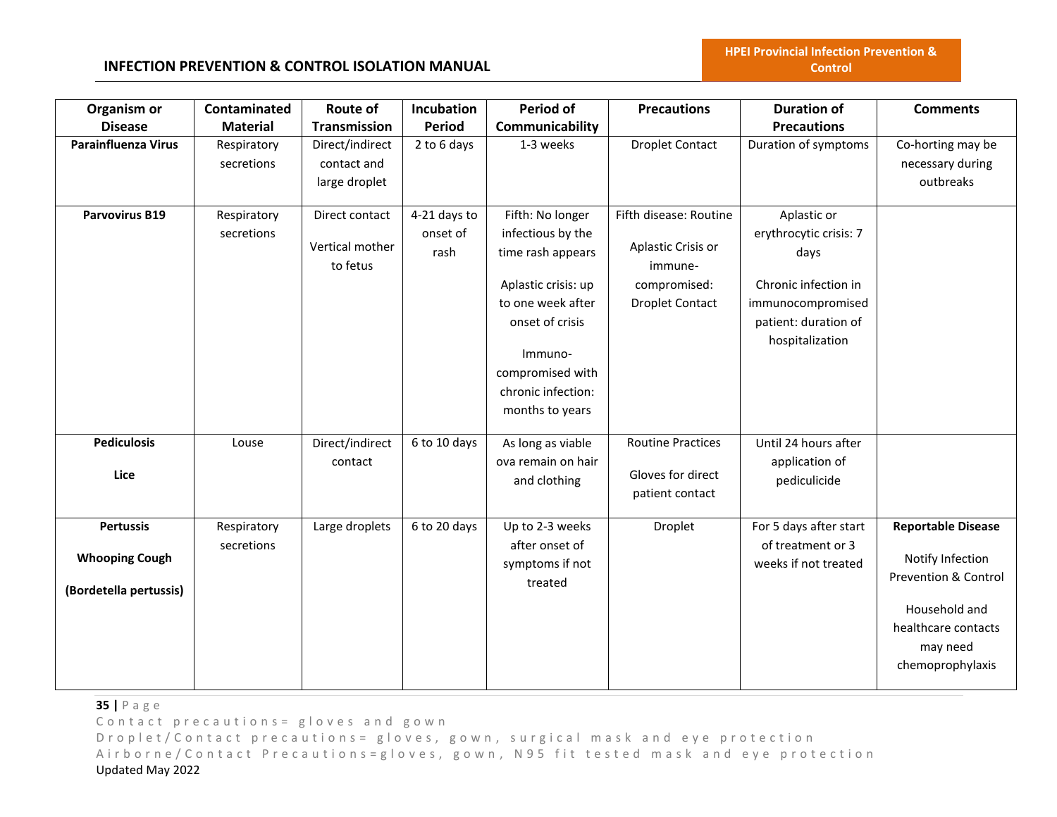| Organism or Disease | Contaminated Material | Route of Transmission | Incubation Period | Period of Communicability | Precautions | Duration of Precautions | Comments |
|---|---|---|---|---|---|---|---|
| **Parainfluenza Virus** | Respiratory secretions | Direct/indirect contact and large droplet | 2 to 6 days | 1-3 weeks | Droplet Contact | Duration of symptoms | Co-horting may be necessary during outbreaks |
| **Parvovirus B19** | Respiratory secretions | Direct contact<br><br>Vertical mother to fetus | 4-21 days to onset of rash | Fifth: No longer infectious by the time rash appears<br><br>Aplastic crisis: up to one week after onset of crisis<br><br>Immuno-compromised with chronic infection: months to years | Fifth disease: Routine<br><br>Aplastic Crisis or immune-compromised: Droplet Contact | Aplastic or erythrocytic crisis: 7 days<br><br>Chronic infection in immunocompromised patient: duration of hospitalization | |
| **Pediculosis**<br><br>**Lice** | Louse | Direct/indirect contact | 6 to 10 days | As long as viable ova remain on hair and clothing | Routine Practices<br><br>Gloves for direct patient contact | Until 24 hours after application of pediculicide | |
| **Pertussis**<br><br>**Whooping Cough**<br><br>**(Bordetella pertussis)** | Respiratory secretions | Large droplets | 6 to 20 days | Up to 2-3 weeks after onset of symptoms if not treated | Droplet | For 5 days after start of treatment or 3 weeks if not treated | **Reportable Disease**<br><br>Notify Infection Prevention & Control<br><br>Household and healthcare contacts may need chemoprophylaxis |

Contact precautions= gloves and gown
Droplet/Contact precautions= gloves, gown, surgical mask and eye protection
Airborne/Contact Precautions=gloves, gown, N95 fit tested mask and eye protection
Updated May 2022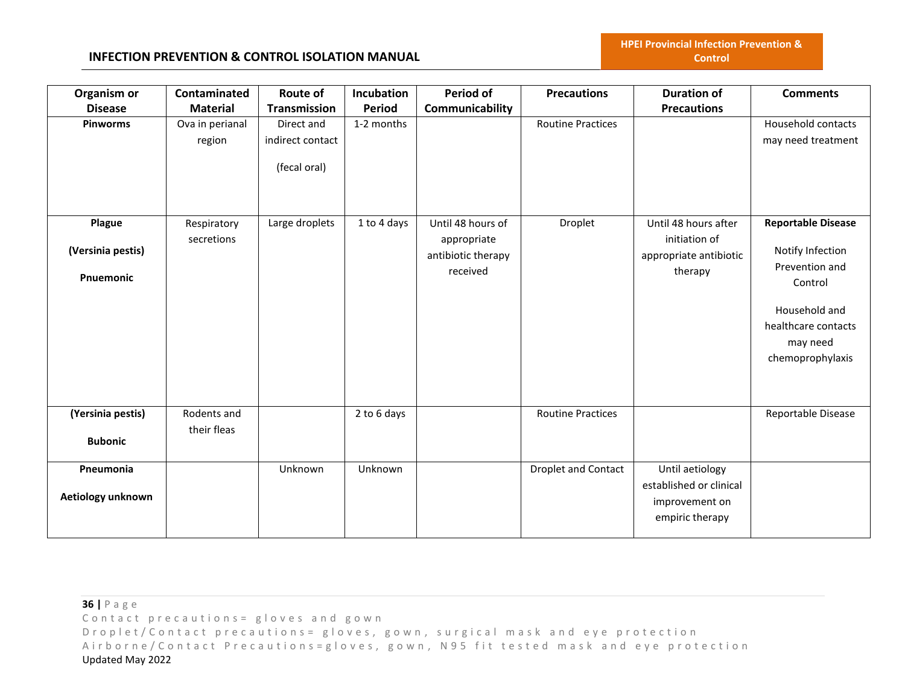| Organism or Disease | Contaminated Material | Route of Transmission | Incubation Period | Period of Communicability | Precautions | Duration of Precautions | Comments |
|---|---|---|---|---|---|---|---|
| **Pinworms** | Ova in perianal region | Direct and indirect contact (fecal oral) | 1-2 months | | Routine Practices | | Household contacts may need treatment |
| **Plague (Versinia pestis) Pnuemonic** | Respiratory secretions | Large droplets | 1 to 4 days | Until 48 hours of appropriate antibiotic therapy received | Droplet | Until 48 hours after initiation of appropriate antibiotic therapy | **Reportable Disease** Notify Infection Prevention and Control Household and healthcare contacts may need chemoprophylaxis |
| **(Yersinia pestis) Bubonic** | Rodents and their fleas | | 2 to 6 days | | Routine Practices | | Reportable Disease |
| **Pneumonia Aetiology unknown** | | Unknown | Unknown | | Droplet and Contact | Until aetiology established or clinical improvement on empiric therapy | |

Contact precautions= gloves and gown
Droplet/Contact precautions= gloves, gown, surgical mask and eye protection
Airborne/Contact Precautions=gloves, gown, N95 fit tested mask and eye protection
Updated May 2022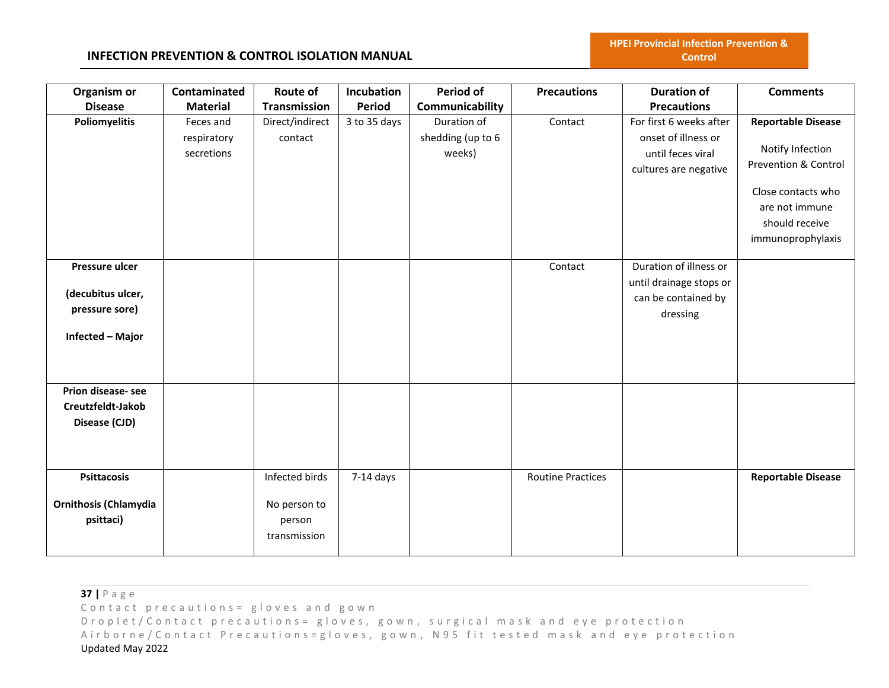| Organism or Disease | Contaminated Material | Route of Transmission | Incubation Period | Period of Communicability | Precautions | Duration of Precautions | Comments |
|---|---|---|---|---|---|---|---|
| **Poliomyelitis** | Feces and respiratory secretions | Direct/indirect contact | 3 to 35 days | Duration of shedding (up to 6 weeks) | Contact | For first 6 weeks after onset of illness or until feces viral cultures are negative | **Reportable Disease**<br><br>Notify Infection Prevention & Control<br><br>Close contacts who are not immune should receive immunoprophylaxis |
| **Pressure ulcer**<br><br>**(decubitus ulcer, pressure sore)**<br><br>**Infected – Major** | | | | | Contact | Duration of illness or until drainage stops or can be contained by dressing | |
| **Prion disease- see Creutzfeldt-Jakob Disease (CJD)** | | | | | | | |
| **Psittacosis**<br><br>**Ornithosis (Chlamydia psittaci)** | | Infected birds<br><br>No person to person transmission | 7-14 days | | Routine Practices | | **Reportable Disease** |

Contact precautions= gloves and gown

Droplet/Contact precautions= gloves, gown, surgical mask and eye protection

Airborne/Contact Precautions=gloves, gown, N95 fit tested mask and eye protection

Updated May 2022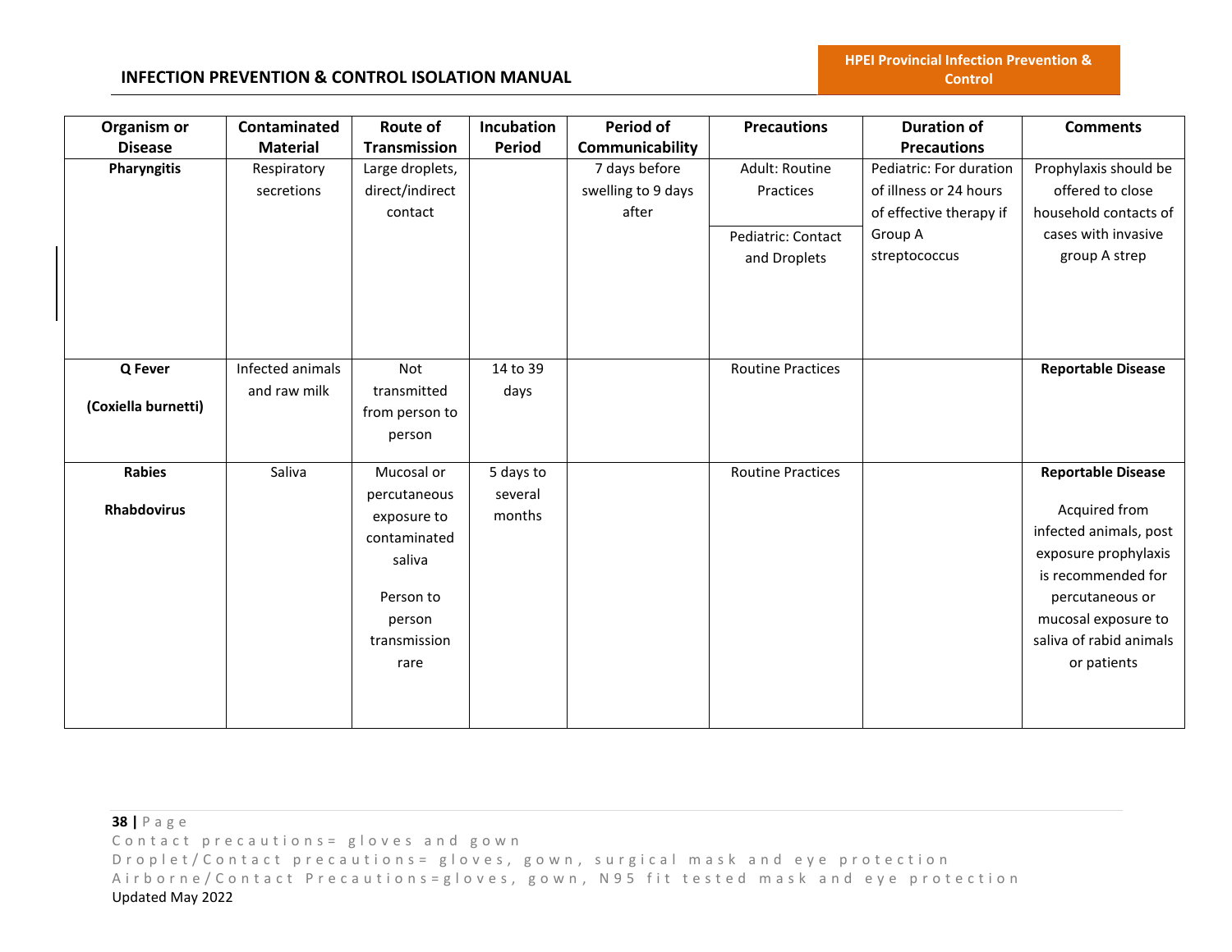| Organism or Disease | Contaminated Material | Route of Transmission | Incubation Period | Period of Communicability | Precautions | Duration of Precautions | Comments |
|---|---|---|---|---|---|---|---|
| **Pharyngitis** | Respiratory secretions | Large droplets, direct/indirect contact | | 7 days before swelling to 9 days after | Adult: Routine Practices<br><br>Pediatric: Contact and Droplets | Pediatric: For duration of illness or 24 hours of effective therapy if Group A streptococcus | Prophylaxis should be offered to close household contacts of cases with invasive group A strep |
| **Q Fever**<br><br>**(Coxiella burnetti)** | Infected animals and raw milk | Not transmitted from person to person | 14 to 39 days | | Routine Practices | | **Reportable Disease** |
| **Rabies**<br><br>**Rhabdovirus** | Saliva | Mucosal or percutaneous exposure to contaminated saliva<br><br>Person to person transmission rare | 5 days to several months | | Routine Practices | | **Reportable Disease**<br><br>Acquired from infected animals, post exposure prophylaxis is recommended for percutaneous or mucosal exposure to saliva of rabid animals or patients |

Contact precautions= gloves and gown
Droplet/Contact precautions= gloves, gown, surgical mask and eye protection
Airborne/Contact Precautions=gloves, gown, N95 fit tested mask and eye protection
Updated May 2022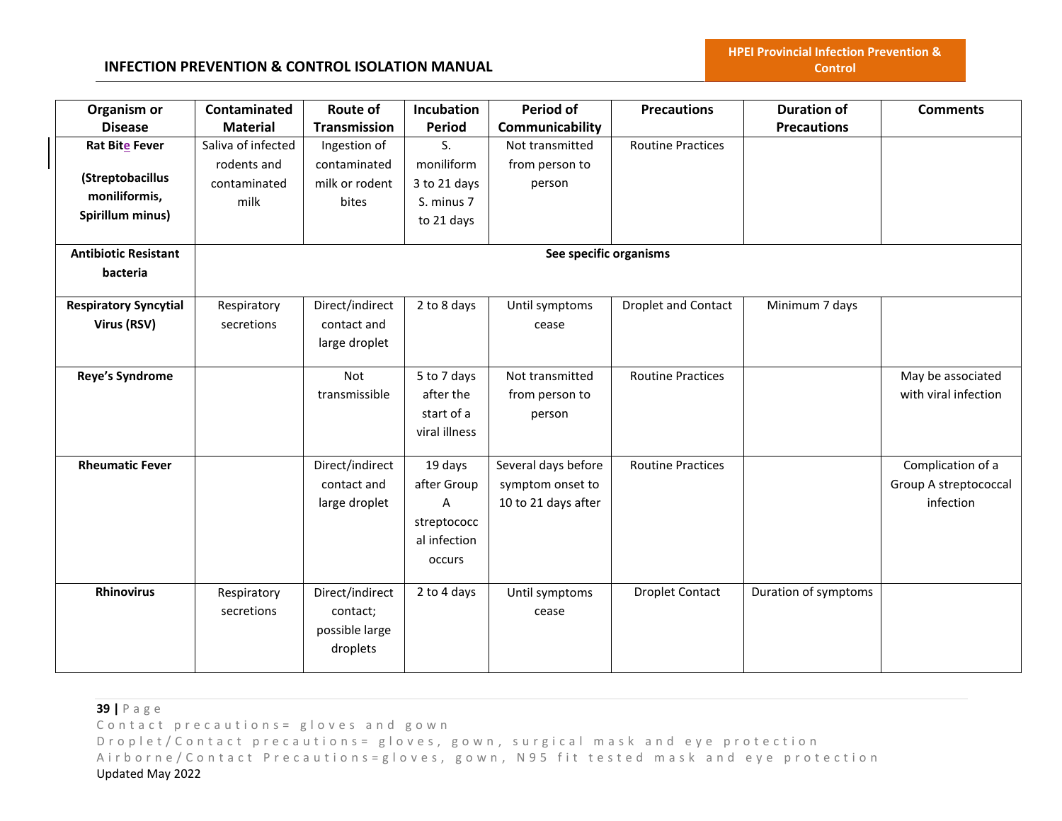| Organism or Disease | Contaminated Material | Route of Transmission | Incubation Period | Period of Communicability | Precautions | Duration of Precautions | Comments |
|---|---|---|---|---|---|---|---|
| **Rat Bite Fever** **(Streptobacillus moniliformis, Spirillum minus)** | Saliva of infected rodents and contaminated milk | Ingestion of contaminated milk or rodent bites | S. moniliform 3 to 21 days S. minus 7 to 21 days | Not transmitted from person to person | Routine Practices | | |
| **Antibiotic Resistant bacteria** | **See specific organisms** | | | | | | |
| **Respiratory Syncytial Virus (RSV)** | Respiratory secretions | Direct/indirect contact and large droplet | 2 to 8 days | Until symptoms cease | Droplet and Contact | Minimum 7 days | |
| **Reye's Syndrome** | | Not transmissible | 5 to 7 days after the start of a viral illness | Not transmitted from person to person | Routine Practices | | May be associated with viral infection |
| **Rheumatic Fever** | | Direct/indirect contact and large droplet | 19 days after Group A streptococcal infection occurs | Several days before symptom onset to 10 to 21 days after | Routine Practices | | Complication of a Group A streptococcal infection |
| **Rhinovirus** | Respiratory secretions | Direct/indirect contact; possible large droplets | 2 to 4 days | Until symptoms cease | Droplet Contact | Duration of symptoms | |

Contact precautions= gloves and gown
Droplet/Contact precautions= gloves, gown, surgical mask and eye protection
Airborne/Contact Precautions=gloves, gown, N95 fit tested mask and eye protection
Updated May 2022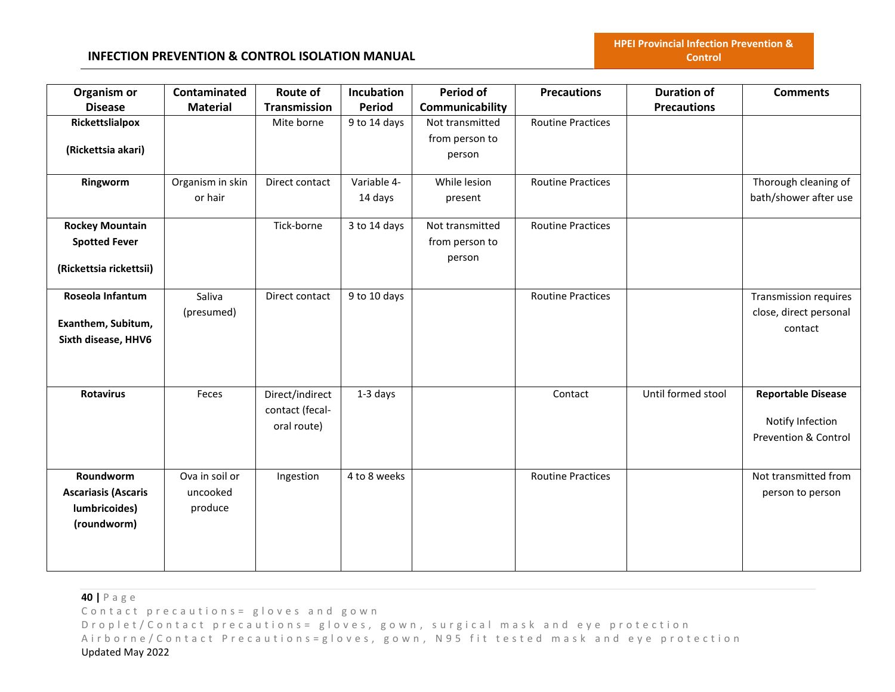| Organism or Disease | Contaminated Material | Route of Transmission | Incubation Period | Period of Communicability | Precautions | Duration of Precautions | Comments |
|---|---|---|---|---|---|---|---|
| **Rickettslialpox**<br><br>**(Rickettsia akari)** | | Mite borne | 9 to 14 days | Not transmitted from person to person | Routine Practices | | |
| **Ringworm** | Organism in skin or hair | Direct contact | Variable 4-14 days | While lesion present | Routine Practices | | Thorough cleaning of bath/shower after use |
| **Rockey Mountain Spotted Fever**<br><br>**(Rickettsia rickettsii)** | | Tick-borne | 3 to 14 days | Not transmitted from person to person | Routine Practices | | |
| **Roseola Infantum**<br><br>**Exanthem, Subitum, Sixth disease, HHV6** | Saliva (presumed) | Direct contact | 9 to 10 days | | Routine Practices | | Transmission requires close, direct personal contact |
| **Rotavirus** | Feces | Direct/indirect contact (fecal-oral route) | 1-3 days | | Contact | Until formed stool | **Reportable Disease**<br><br>Notify Infection Prevention & Control |
| **Roundworm Ascariasis (Ascaris lumbricoides) (roundworm)** | Ova in soil or uncooked produce | Ingestion | 4 to 8 weeks | | Routine Practices | | Not transmitted from person to person |

Contact precautions= gloves and gown
Droplet/Contact precautions= gloves, gown, surgical mask and eye protection
Airborne/Contact Precautions=gloves, gown, N95 fit tested mask and eye protection
Updated May 2022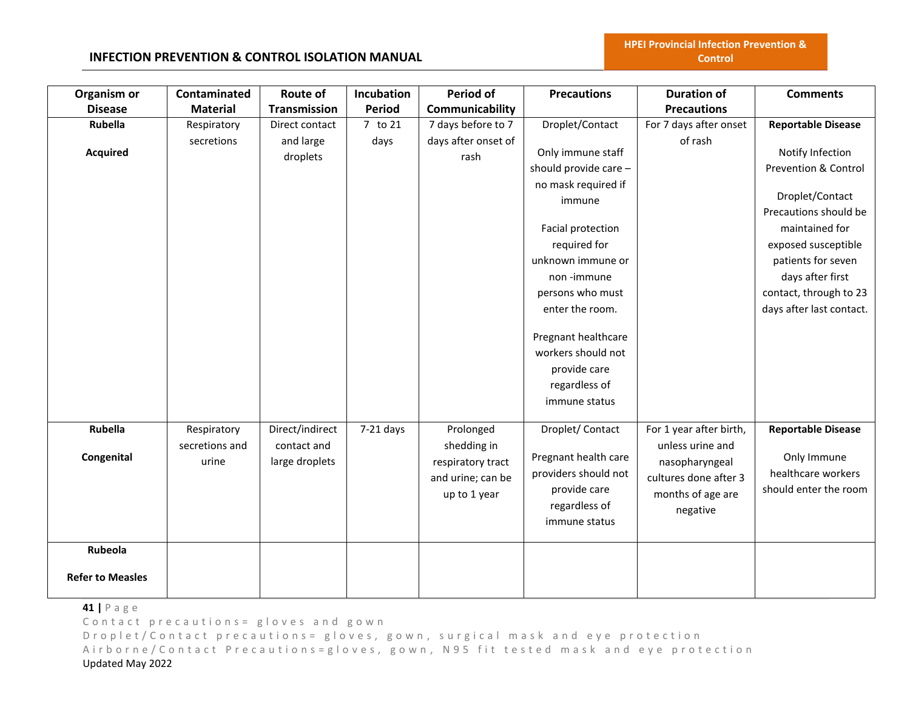| Organism or Disease | Contaminated Material | Route of Transmission | Incubation Period | Period of Communicability | Precautions | Duration of Precautions | Comments |
|---|---|---|---|---|---|---|---|
| **Rubella**<br><br>**Acquired** | Respiratory secretions | Direct contact and large droplets | 7 to 21 days | 7 days before to 7 days after onset of rash | Droplet/Contact<br><br>Only immune staff should provide care – no mask required if immune<br><br>Facial protection required for unknown immune or non -immune persons who must enter the room.<br><br>Pregnant healthcare workers should not provide care regardless of immune status | For 7 days after onset of rash | **Reportable Disease**<br><br>Notify Infection Prevention & Control<br><br>Droplet/Contact Precautions should be maintained for exposed susceptible patients for seven days after first contact, through to 23 days after last contact. |
| **Rubella**<br><br>**Congenital** | Respiratory secretions and urine | Direct/indirect contact and large droplets | 7-21 days | Prolonged shedding in respiratory tract and urine; can be up to 1 year | Droplet/ Contact<br><br>Pregnant health care providers should not provide care regardless of immune status | For 1 year after birth, unless urine and nasopharyngeal cultures done after 3 months of age are negative | **Reportable Disease**<br><br>Only Immune healthcare workers should enter the room |
| **Rubeola**<br><br>**Refer to Measles** | | | | | | | |

Contact precautions= gloves and gown
Droplet/Contact precautions= gloves, gown, surgical mask and eye protection
Airborne/Contact Precautions=gloves, gown, N95 fit tested mask and eye protection
Updated May 2022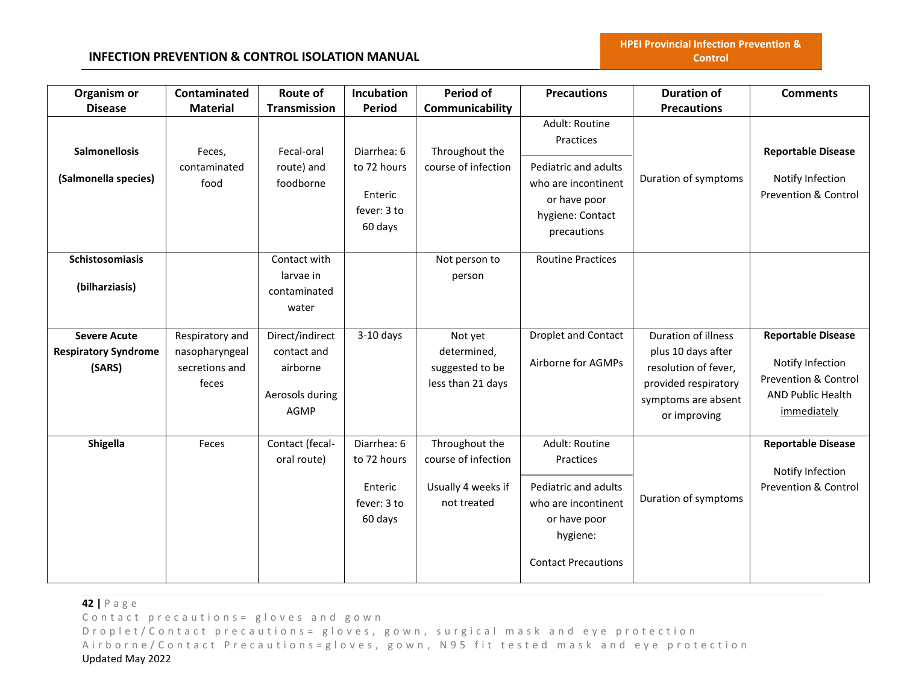| Organism or Disease | Contaminated Material | Route of Transmission | Incubation Period | Period of Communicability | Precautions | Duration of Precautions | Comments |
|---|---|---|---|---|---|---|---|
| **Salmonellosis** **(Salmonella species)** | Feces, contaminated food | Fecal-oral route) and foodborne | Diarrhea: 6 to 72 hours Enteric fever: 3 to 60 days | Throughout the course of infection | Adult: Routine Practices Pediatric and adults who are incontinent or have poor hygiene: Contact precautions | Duration of symptoms | **Reportable Disease** Notify Infection Prevention & Control |
| **Schistosomiasis** **(bilharziasis)** | | Contact with larvae in contaminated water | | Not person to person | Routine Practices | | |
| **Severe Acute Respiratory Syndrome (SARS)** | Respiratory and nasopharyngeal secretions and feces | Direct/indirect contact and airborne Aerosols during AGMP | 3-10 days | Not yet determined, suggested to be less than 21 days | Droplet and Contact Airborne for AGMPs | Duration of illness plus 10 days after resolution of fever, provided respiratory symptoms are absent or improving | **Reportable Disease** Notify Infection Prevention & Control AND Public Health immediately |
| **Shigella** | Feces | Contact (fecal-oral route) | Diarrhea: 6 to 72 hours Enteric fever: 3 to 60 days | Throughout the course of infection Usually 4 weeks if not treated | Adult: Routine Practices Pediatric and adults who are incontinent or have poor hygiene: Contact Precautions | Duration of symptoms | **Reportable Disease** Notify Infection Prevention & Control |

Contact precautions= gloves and gown
Droplet/Contact precautions= gloves, gown, surgical mask and eye protection
Airborne/Contact Precautions=gloves, gown, N95 fit tested mask and eye protection
Updated May 2022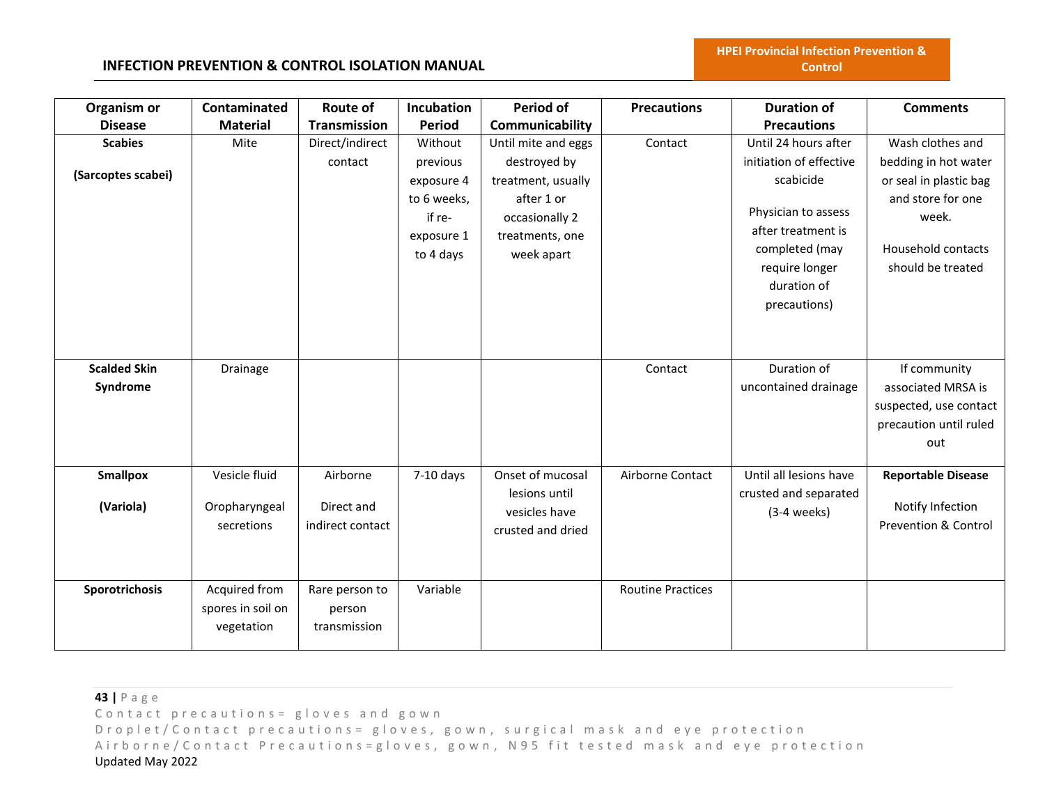| Organism or Disease | Contaminated Material | Route of Transmission | Incubation Period | Period of Communicability | Precautions | Duration of Precautions | Comments |
|---|---|---|---|---|---|---|---|
| **Scabies**<br><br>**(Sarcoptes scabei)** | Mite | Direct/indirect contact | Without previous exposure 4 to 6 weeks, if re-exposure 1 to 4 days | Until mite and eggs destroyed by treatment, usually after 1 or occasionally 2 treatments, one week apart | Contact | Until 24 hours after initiation of effective scabicide<br><br>Physician to assess after treatment is completed (may require longer duration of precautions) | Wash clothes and bedding in hot water or seal in plastic bag and store for one week.<br><br>Household contacts should be treated |
| **Scalded Skin Syndrome** | Drainage | | | | Contact | Duration of uncontained drainage | If community associated MRSA is suspected, use contact precaution until ruled out |
| **Smallpox**<br><br>**(Variola)** | Vesicle fluid<br><br>Oropharyngeal secretions | Airborne<br><br>Direct and indirect contact | 7-10 days | Onset of mucosal lesions until vesicles have crusted and dried | Airborne Contact | Until all lesions have crusted and separated (3-4 weeks) | **Reportable Disease**<br><br>Notify Infection Prevention & Control |
| **Sporotrichosis** | Acquired from spores in soil on vegetation | Rare person to person transmission | Variable | | Routine Practices | | |

Contact precautions= gloves and gown
Droplet/Contact precautions= gloves, gown, surgical mask and eye protection
Airborne/Contact Precautions=gloves, gown, N95 fit tested mask and eye protection
Updated May 2022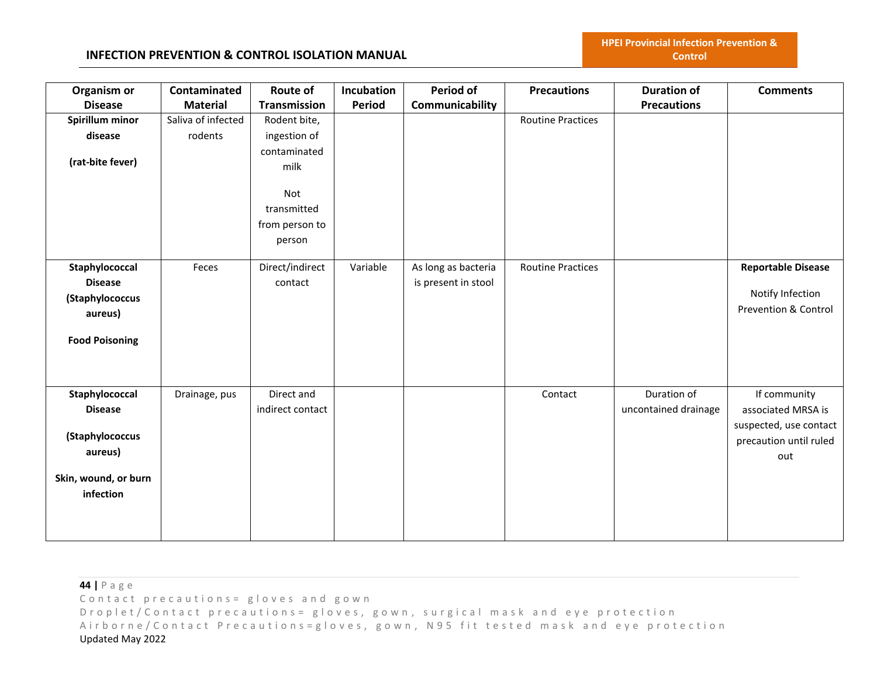| Organism or Disease | Contaminated Material | Route of Transmission | Incubation Period | Period of Communicability | Precautions | Duration of Precautions | Comments |
|---|---|---|---|---|---|---|---|
| **Spirillum minor disease**<br><br>**(rat-bite fever)** | Saliva of infected rodents | Rodent bite, ingestion of contaminated milk<br><br>Not transmitted from person to person | | | Routine Practices | | |
| **Staphylococcal Disease (Staphylococcus aureus)**<br><br>**Food Poisoning** | Feces | Direct/indirect contact | Variable | As long as bacteria is present in stool | Routine Practices | | **Reportable Disease**<br><br>Notify Infection Prevention & Control |
| **Staphylococcal Disease**<br><br>**(Staphylococcus aureus)**<br><br>**Skin, wound, or burn infection** | Drainage, pus | Direct and indirect contact | | | Contact | Duration of uncontained drainage | If community associated MRSA is suspected, use contact precaution until ruled out |

Contact precautions= gloves and gown
Droplet/Contact precautions= gloves, gown, surgical mask and eye protection
Airborne/Contact Precautions=gloves, gown, N95 fit tested mask and eye protection
Updated May 2022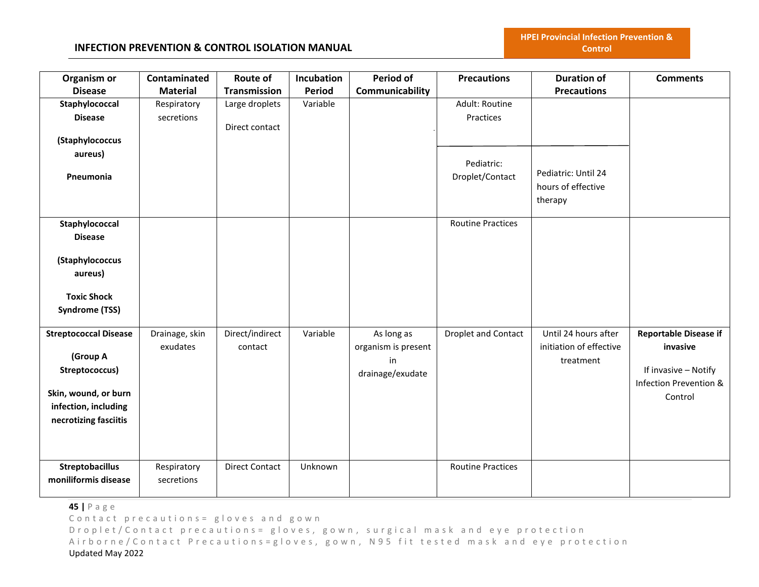| Organism or Disease | Contaminated Material | Route of Transmission | Incubation Period | Period of Communicability | Precautions | Duration of Precautions | Comments |
|---|---|---|---|---|---|---|---|
| **Staphylococcal Disease (Staphylococcus aureus) Pneumonia** | Respiratory secretions | Large droplets Direct contact | Variable | | Adult: Routine Practices | | |
| | | | | | Pediatric: Droplet/Contact | Pediatric: Until 24 hours of effective therapy | |
| **Staphylococcal Disease (Staphylococcus aureus) Toxic Shock Syndrome (TSS)** | | | | | Routine Practices | | |
| **Streptococcal Disease (Group A Streptococcus) Skin, wound, or burn infection, including necrotizing fasciitis** | Drainage, skin exudates | Direct/indirect contact | Variable | As long as organism is present in drainage/exudate | Droplet and Contact | Until 24 hours after initiation of effective treatment | **Reportable Disease if invasive** If invasive – Notify Infection Prevention & Control |
| **Streptobacillus moniliformis disease** | Respiratory secretions | Direct Contact | Unknown | | Routine Practices | | |

Contact precautions= gloves and gown
Droplet/Contact precautions= gloves, gown, surgical mask and eye protection
Airborne/Contact Precautions=gloves, gown, N95 fit tested mask and eye protection
Updated May 2022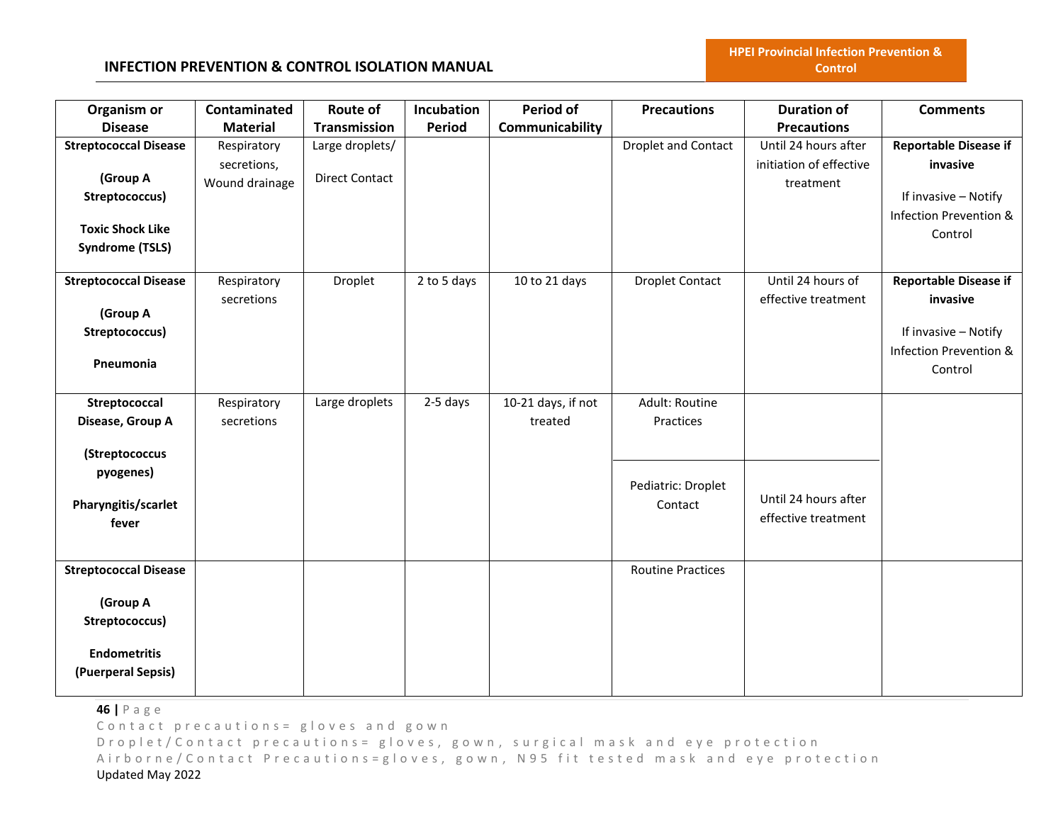| Organism or Disease | Contaminated Material | Route of Transmission | Incubation Period | Period of Communicability | Precautions | Duration of Precautions | Comments |
|---|---|---|---|---|---|---|---|
| **Streptococcal Disease**<br><br>**(Group A Streptococcus)**<br><br>**Toxic Shock Like Syndrome (TSLS)** | Respiratory secretions, Wound drainage | Large droplets/<br><br>Direct Contact | | | Droplet and Contact | Until 24 hours after initiation of effective treatment | **Reportable Disease if invasive**<br><br>If invasive – Notify Infection Prevention & Control |
| **Streptococcal Disease**<br><br>**(Group A Streptococcus)**<br><br>**Pneumonia** | Respiratory secretions | Droplet | 2 to 5 days | 10 to 21 days | Droplet Contact | Until 24 hours of effective treatment | **Reportable Disease if invasive**<br><br>If invasive – Notify Infection Prevention & Control |
| **Streptococcal Disease, Group A**<br><br>**(Streptococcus pyogenes)**<br><br>**Pharyngitis/scarlet fever** | Respiratory secretions | Large droplets | 2-5 days | 10-21 days, if not treated | Adult: Routine Practices<br><br>Pediatric: Droplet Contact | Pediatric: Until 24 hours after effective treatment | |
| **Streptococcal Disease**<br><br>**(Group A Streptococcus)**<br><br>**Endometritis (Puerperal Sepsis)** | | | | | Routine Practices | | |

Contact precautions= gloves and gown

Droplet/Contact precautions= gloves, gown, surgical mask and eye protection

Airborne/Contact Precautions=gloves, gown, N95 fit tested mask and eye protection

Updated May 2022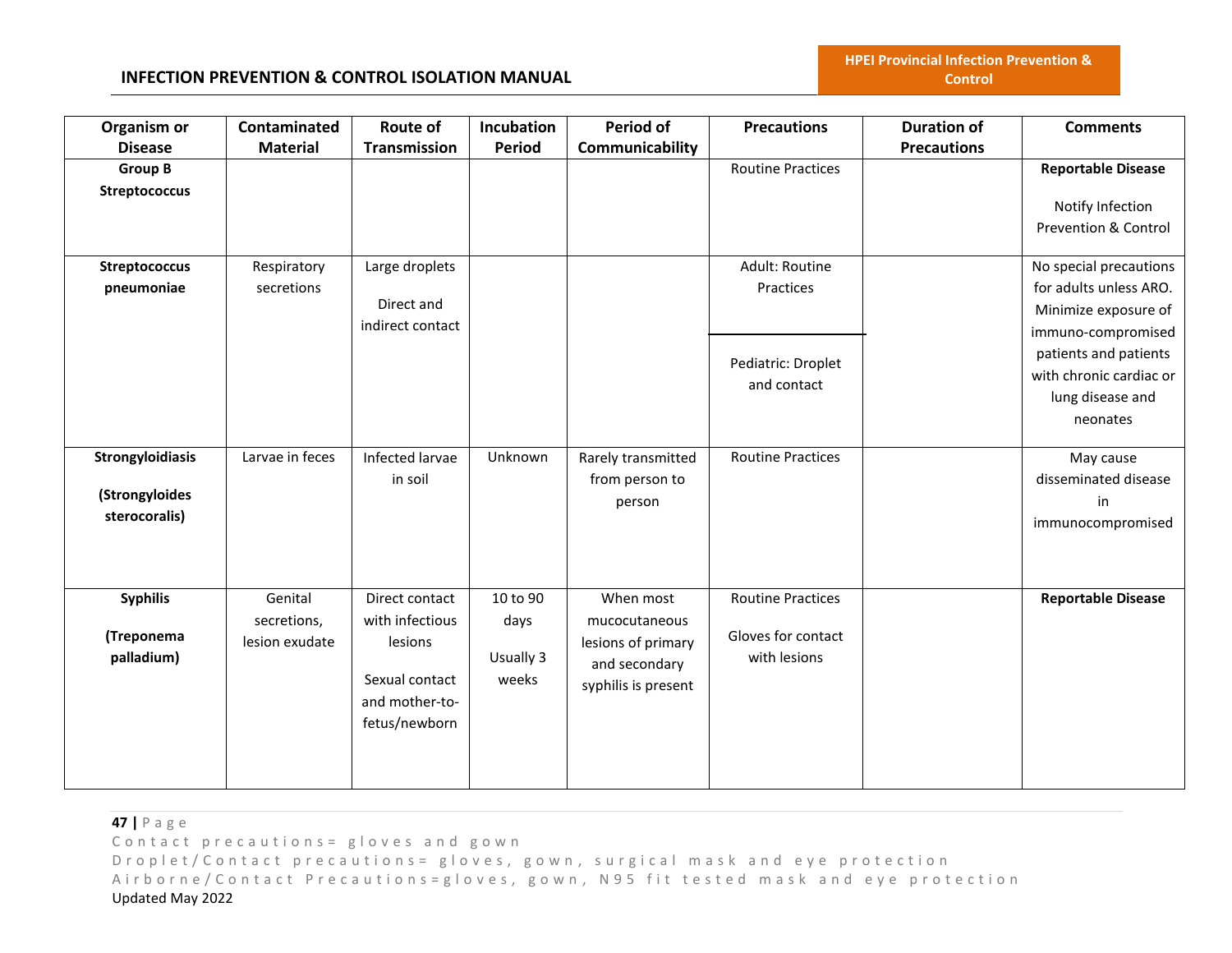| Organism or Disease | Contaminated Material | Route of Transmission | Incubation Period | Period of Communicability | Precautions | Duration of Precautions | Comments |
|---|---|---|---|---|---|---|---|
| **Group B Streptococcus** | | | | | Routine Practices | | **Reportable Disease**<br><br>Notify Infection Prevention & Control |
| **Streptococcus pneumoniae** | Respiratory secretions | Large droplets<br><br>Direct and indirect contact | | | Adult: Routine Practices<br><br>Pediatric: Droplet and contact | | No special precautions for adults unless ARO. Minimize exposure of immuno-compromised patients and patients with chronic cardiac or lung disease and neonates |
| **Strongyloidiasis**<br><br>**(Strongyloides sterocoralis)** | Larvae in feces | Infected larvae in soil | Unknown | Rarely transmitted from person to person | Routine Practices | | May cause disseminated disease in immunocompromised |
| **Syphilis**<br><br>**(Treponema palladium)** | Genital secretions, lesion exudate | Direct contact with infectious lesions<br><br>Sexual contact and mother-to-fetus/newborn | 10 to 90 days<br><br>Usually 3 weeks | When most mucocutaneous lesions of primary and secondary syphilis is present | Routine Practices<br><br>Gloves for contact with lesions | | **Reportable Disease** |

Contact precautions= gloves and gown
Droplet/Contact precautions= gloves, gown, surgical mask and eye protection
Airborne/Contact Precautions=gloves, gown, N95 fit tested mask and eye protection
Updated May 2022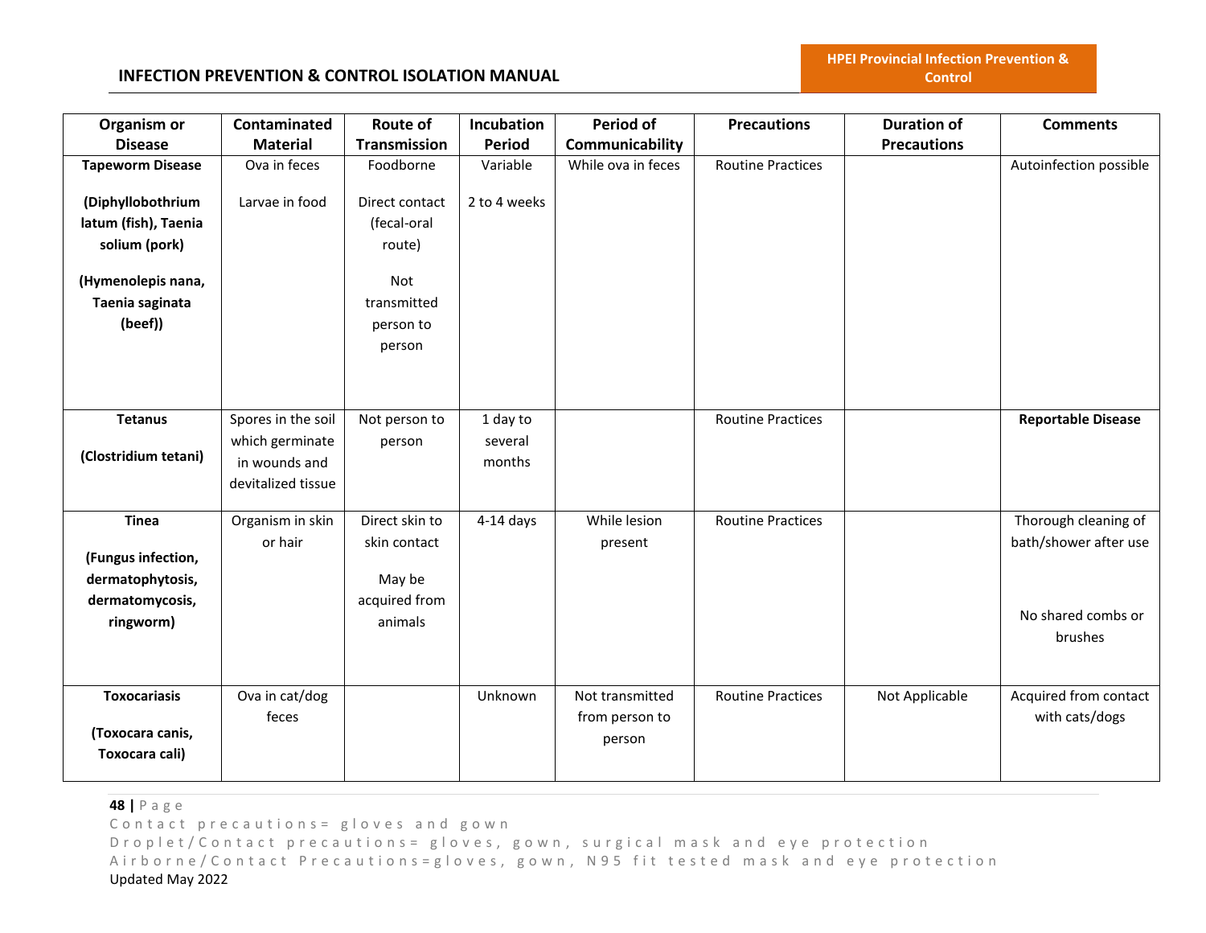| Organism or Disease | Contaminated Material | Route of Transmission | Incubation Period | Period of Communicability | Precautions | Duration of Precautions | Comments |
|---|---|---|---|---|---|---|---|
| **Tapeworm Disease**<br><br>**(Diphyllobothrium latum (fish), Taenia solium (pork)**<br><br>**(Hymenolepis nana, Taenia saginata (beef))** | Ova in feces<br><br>Larvae in food | Foodborne<br><br>Direct contact (fecal-oral route)<br><br>Not transmitted person to person | Variable<br><br>2 to 4 weeks | While ova in feces | Routine Practices | | Autoinfection possible |
| **Tetanus**<br><br>**(Clostridium tetani)** | Spores in the soil which germinate in wounds and devitalized tissue | Not person to person | 1 day to several months | | Routine Practices | | **Reportable Disease** |
| **Tinea**<br><br>**(Fungus infection, dermatophytosis, dermatomycosis, ringworm)** | Organism in skin or hair | Direct skin to skin contact<br><br>May be acquired from animals | 4-14 days | While lesion present | Routine Practices | | Thorough cleaning of bath/shower after use<br><br>No shared combs or brushes |
| **Toxocariasis**<br><br>**(Toxocara canis, Toxocara cali)** | Ova in cat/dog feces | | Unknown | Not transmitted from person to person | Routine Practices | Not Applicable | Acquired from contact with cats/dogs |

Contact precautions= gloves and gown
Droplet/Contact precautions= gloves, gown, surgical mask and eye protection
Airborne/Contact Precautions=gloves, gown, N95 fit tested mask and eye protection
Updated May 2022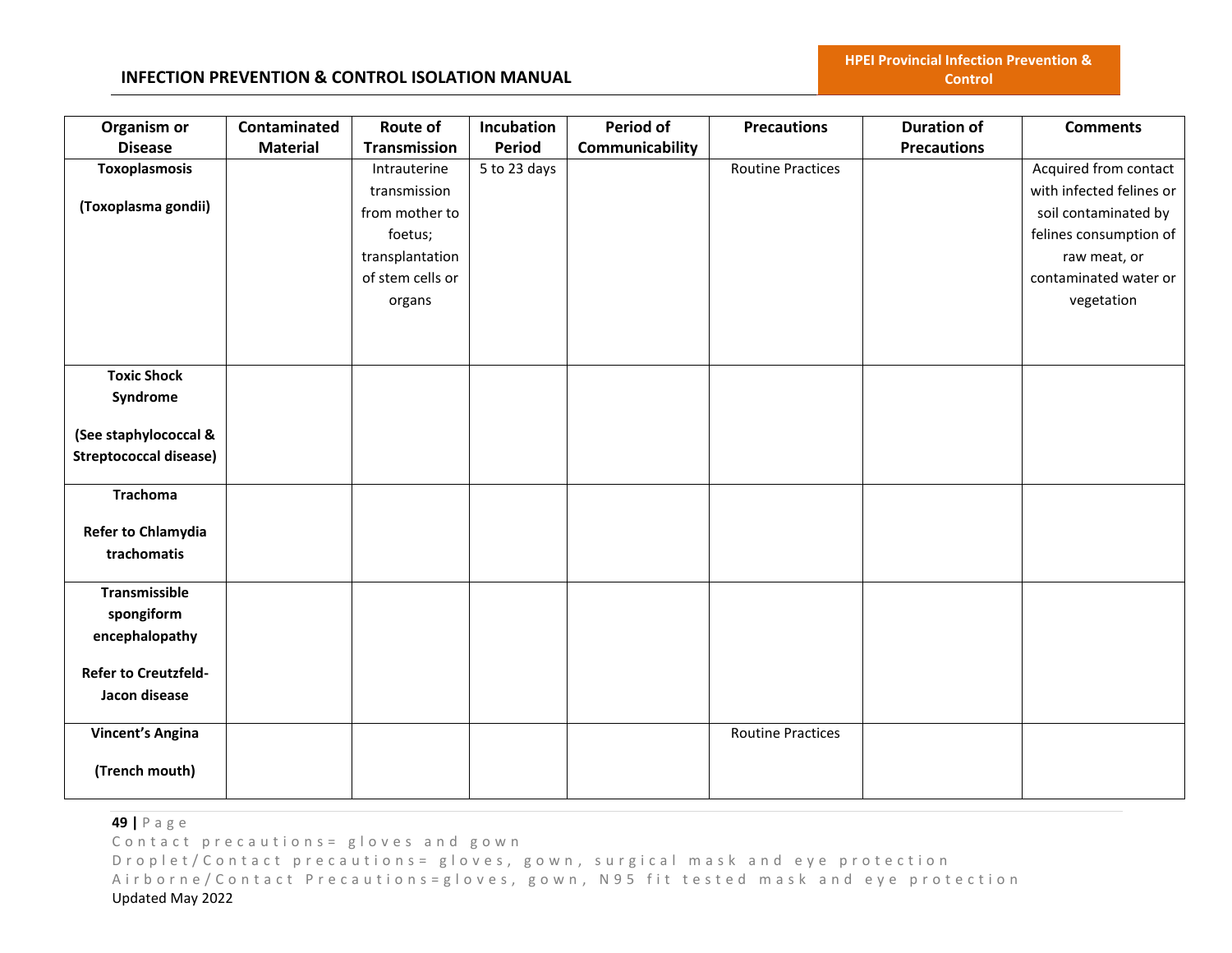| Organism or Disease | Contaminated Material | Route of Transmission | Incubation Period | Period of Communicability | Precautions | Duration of Precautions | Comments |
|---|---|---|---|---|---|---|---|
| **Toxoplasmosis** <br><br> **(Toxoplasma gondii)** | | Intrauterine transmission from mother to foetus; transplantation of stem cells or organs | 5 to 23 days | | Routine Practices | | Acquired from contact with infected felines or soil contaminated by felines consumption of raw meat, or contaminated water or vegetation |
| **Toxic Shock Syndrome** <br><br> **(See staphylococcal & Streptococcal disease)** | | | | | | | |
| **Trachoma** <br><br> **Refer to Chlamydia trachomatis** | | | | | | | |
| **Transmissible spongiform encephalopathy** <br><br> **Refer to Creutzfeld-Jacon disease** | | | | | | | |
| **Vincent's Angina** <br><br> **(Trench mouth)** | | | | | Routine Practices | | |

Contact precautions= gloves and gown
Droplet/Contact precautions= gloves, gown, surgical mask and eye protection
Airborne/Contact Precautions=gloves, gown, N95 fit tested mask and eye protection
Updated May 2022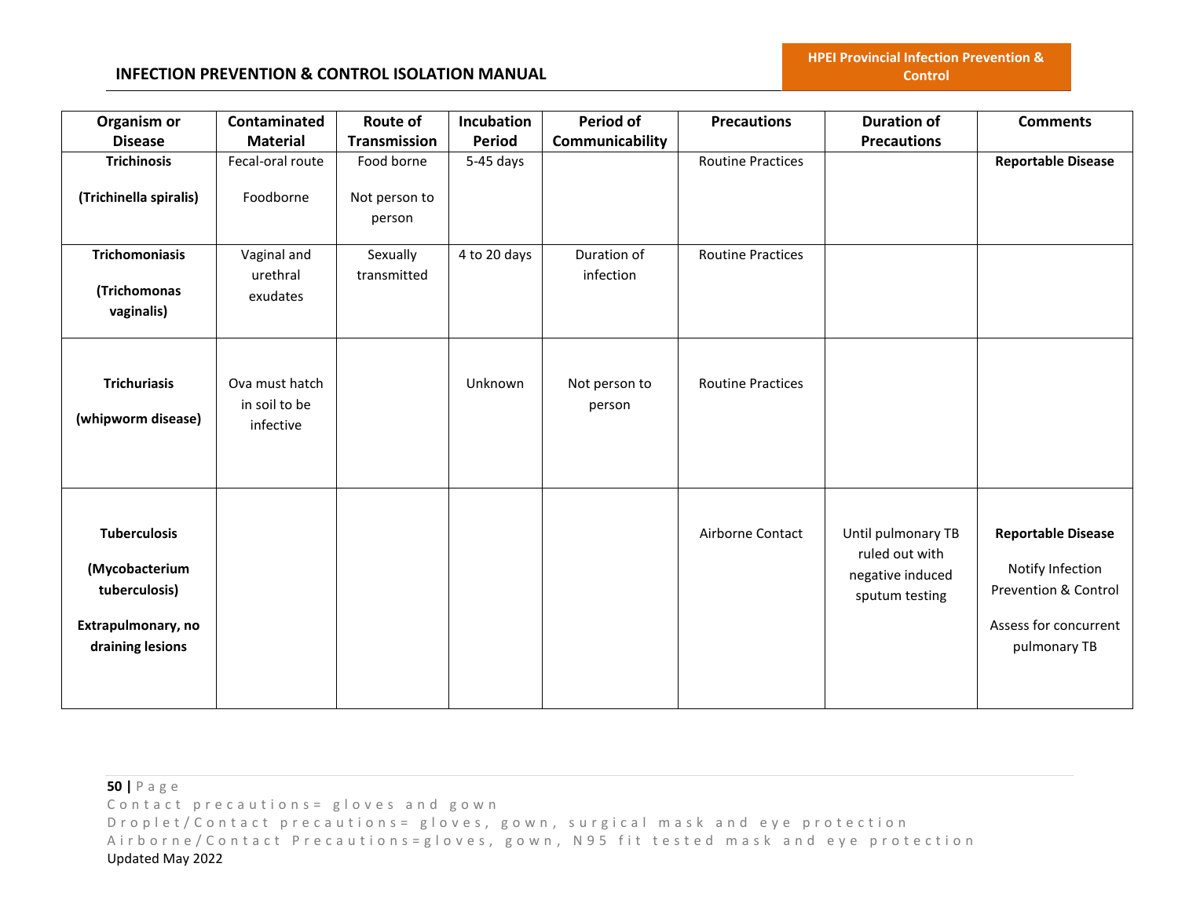| Organism or Disease | Contaminated Material | Route of Transmission | Incubation Period | Period of Communicability | Precautions | Duration of Precautions | Comments |
|---|---|---|---|---|---|---|---|
| **Trichinosis**<br><br>**(Trichinella spiralis)** | Fecal-oral route<br><br>Foodborne | Food borne<br><br>Not person to person | 5-45 days | | Routine Practices | | **Reportable Disease** |
| **Trichomoniasis**<br><br>**(Trichomonas vaginalis)** | Vaginal and urethral exudates | Sexually transmitted | 4 to 20 days | Duration of infection | Routine Practices | | |
| **Trichuriasis**<br><br>**(whipworm disease)** | Ova must hatch in soil to be infective | | Unknown | Not person to person | Routine Practices | | |
| **Tuberculosis**<br><br>**(Mycobacterium tuberculosis)**<br><br>**Extrapulmonary, no draining lesions** | | | | | Airborne Contact | Until pulmonary TB ruled out with negative induced sputum testing | **Reportable Disease**<br><br>Notify Infection Prevention & Control<br><br>Assess for concurrent pulmonary TB |

Contact precautions= gloves and gown
Droplet/Contact precautions= gloves, gown, surgical mask and eye protection
Airborne/Contact Precautions=gloves, gown, N95 fit tested mask and eye protection
Updated May 2022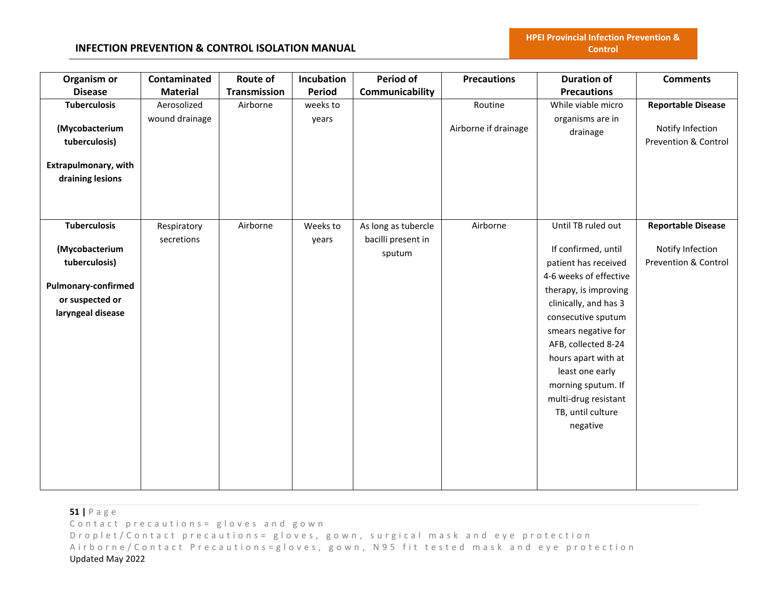| Organism or Disease | Contaminated Material | Route of Transmission | Incubation Period | Period of Communicability | Precautions | Duration of Precautions | Comments |
|---|---|---|---|---|---|---|---|
| **Tuberculosis**<br><br>**(Mycobacterium tuberculosis)**<br><br>**Extrapulmonary, with draining lesions** | Aerosolized wound drainage | Airborne | weeks to years | | Routine<br><br>Airborne if drainage | While viable micro organisms are in drainage | **Reportable Disease**<br><br>Notify Infection Prevention & Control |
| **Tuberculosis**<br><br>**(Mycobacterium tuberculosis)**<br><br>**Pulmonary-confirmed or suspected or laryngeal disease** | Respiratory secretions | Airborne | Weeks to years | As long as tubercle bacilli present in sputum | Airborne | Until TB ruled out<br><br>If confirmed, until patient has received 4-6 weeks of effective therapy, is improving clinically, and has 3 consecutive sputum smears negative for AFB, collected 8-24 hours apart with at least one early morning sputum. If multi-drug resistant TB, until culture negative | **Reportable Disease**<br><br>Notify Infection Prevention & Control |

Contact precautions= gloves and gown
Droplet/Contact precautions= gloves, gown, surgical mask and eye protection
Airborne/Contact Precautions=gloves, gown, N95 fit tested mask and eye protection
Updated May 2022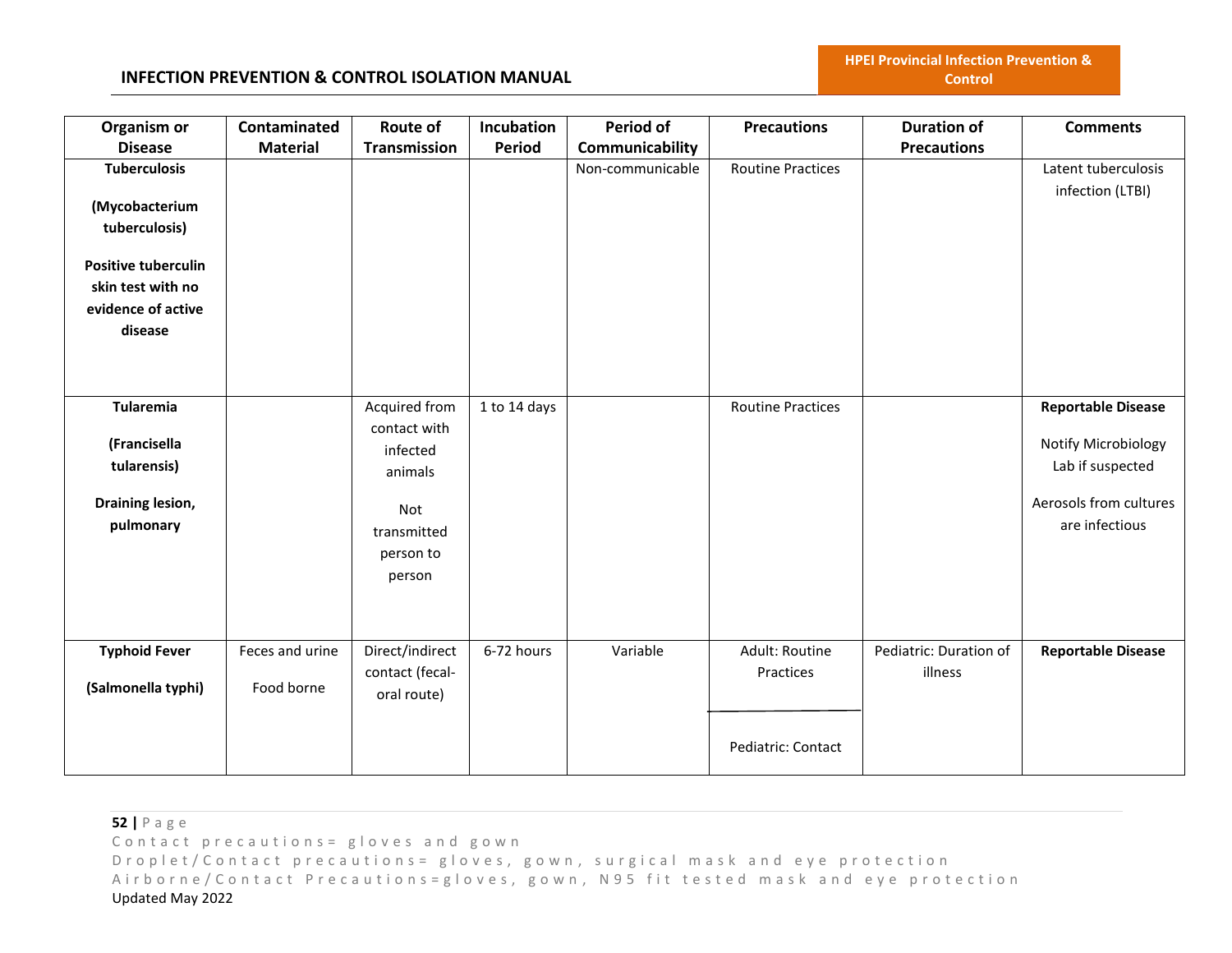| Organism or Disease | Contaminated Material | Route of Transmission | Incubation Period | Period of Communicability | Precautions | Duration of Precautions | Comments |
|---|---|---|---|---|---|---|---|
| **Tuberculosis**<br><br>**(Mycobacterium tuberculosis)**<br><br>**Positive tuberculin skin test with no evidence of active disease** | | | | Non-communicable | Routine Practices | | Latent tuberculosis infection (LTBI) |
| **Tularemia**<br><br>**(Francisella tularensis)**<br><br>**Draining lesion, pulmonary** | | Acquired from contact with infected animals<br><br>Not transmitted person to person | 1 to 14 days | | Routine Practices | | **Reportable Disease**<br><br>Notify Microbiology Lab if suspected<br><br>Aerosols from cultures are infectious |
| **Typhoid Fever**<br><br>**(Salmonella typhi)** | Feces and urine<br><br>Food borne | Direct/indirect contact (fecal-oral route) | 6-72 hours | Variable | Adult: Routine Practices<br><br>Pediatric: Contact | Pediatric: Duration of illness | **Reportable Disease** |

Contact precautions= gloves and gown
Droplet/Contact precautions= gloves, gown, surgical mask and eye protection
Airborne/Contact Precautions=gloves, gown, N95 fit tested mask and eye protection
Updated May 2022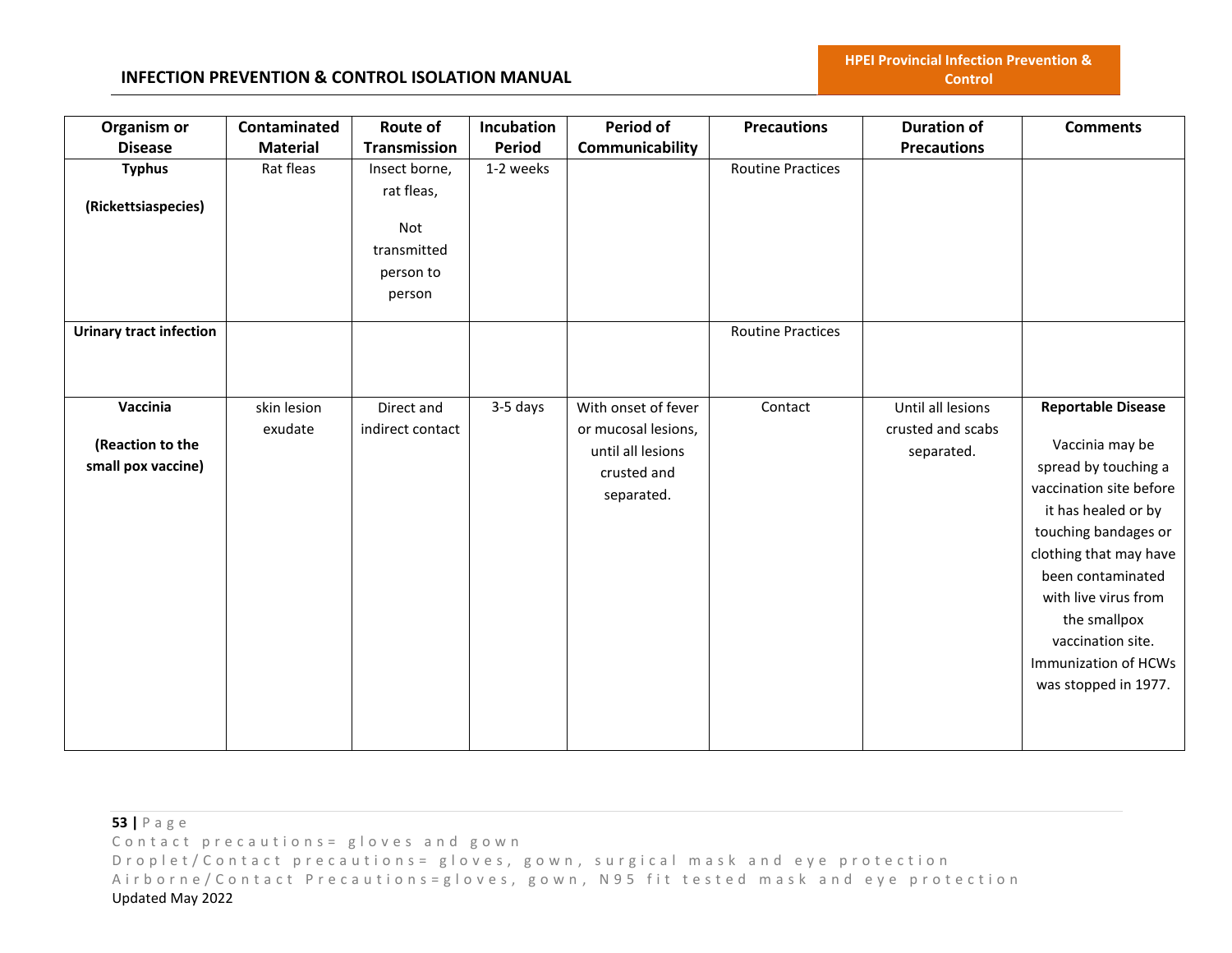| Organism or Disease | Contaminated Material | Route of Transmission | Incubation Period | Period of Communicability | Precautions | Duration of Precautions | Comments |
|---|---|---|---|---|---|---|---|
| **Typhus**<br><br>**(Rickettsiaspecies)** | Rat fleas | Insect borne, rat fleas,<br><br>Not transmitted person to person | 1-2 weeks | | Routine Practices | | |
| **Urinary tract infection** | | | | | Routine Practices | | |
| **Vaccinia**<br><br>**(Reaction to the small pox vaccine)** | skin lesion exudate | Direct and indirect contact | 3-5 days | With onset of fever or mucosal lesions, until all lesions crusted and separated. | Contact | Until all lesions crusted and scabs separated. | **Reportable Disease**<br><br>Vaccinia may be spread by touching a vaccination site before it has healed or by touching bandages or clothing that may have been contaminated with live virus from the smallpox vaccination site. Immunization of HCWs was stopped in 1977. |

Contact precautions= gloves and gown
Droplet/Contact precautions= gloves, gown, surgical mask and eye protection
Airborne/Contact Precautions=gloves, gown, N95 fit tested mask and eye protection
Updated May 2022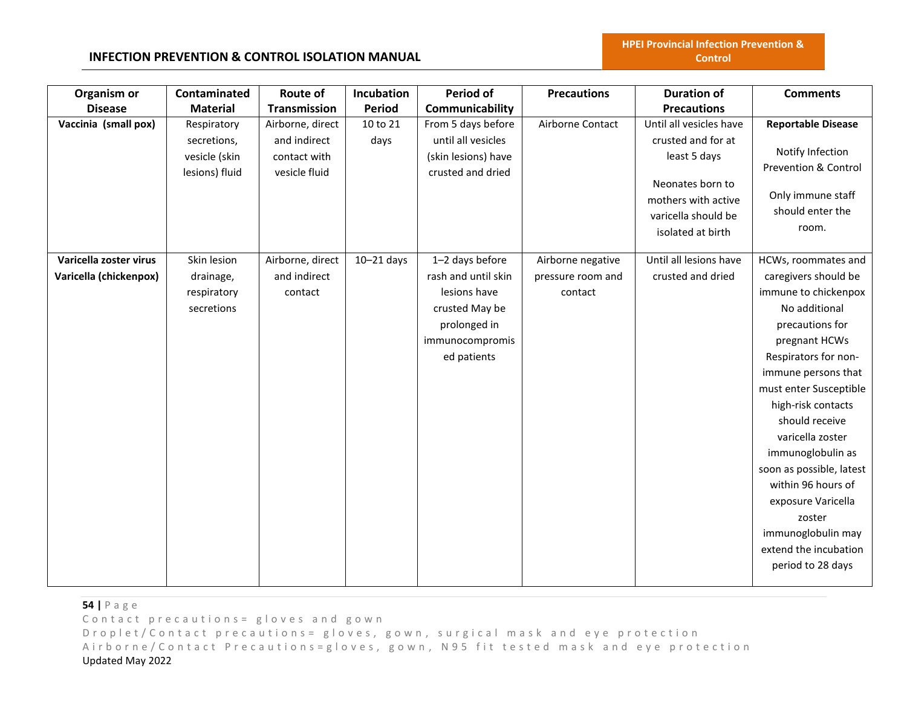| Organism or Disease | Contaminated Material | Route of Transmission | Incubation Period | Period of Communicability | Precautions | Duration of Precautions | Comments |
|---|---|---|---|---|---|---|---|
| **Vaccinia (small pox)** | Respiratory secretions, vesicle (skin lesions) fluid | Airborne, direct and indirect contact with vesicle fluid | 10 to 21 days | From 5 days before until all vesicles (skin lesions) have crusted and dried | Airborne Contact | Until all vesicles have crusted and for at least 5 days<br><br>Neonates born to mothers with active varicella should be isolated at birth | **Reportable Disease**<br><br>Notify Infection Prevention & Control<br><br>Only immune staff should enter the room. |
| **Varicella zoster virus Varicella (chickenpox)** | Skin lesion drainage, respiratory secretions | Airborne, direct and indirect contact | 10–21 days | 1–2 days before rash and until skin lesions have crusted May be prolonged in immunocompromised patients | Airborne negative pressure room and contact | Until all lesions have crusted and dried | HCWs, roommates and caregivers should be immune to chickenpox No additional precautions for pregnant HCWs Respirators for non-immune persons that must enter Susceptible high-risk contacts should receive varicella zoster immunoglobulin as soon as possible, latest within 96 hours of exposure Varicella zoster immunoglobulin may extend the incubation period to 28 days |

Contact precautions= gloves and gown
Droplet/Contact precautions= gloves, gown, surgical mask and eye protection
Airborne/Contact Precautions=gloves, gown, N95 fit tested mask and eye protection
Updated May 2022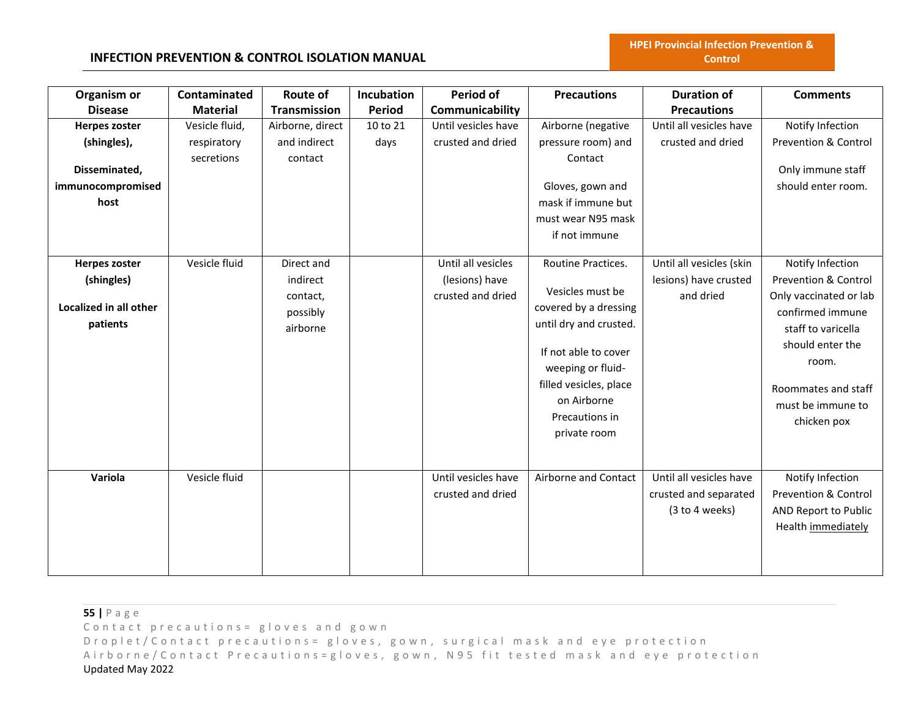| Organism or Disease | Contaminated Material | Route of Transmission | Incubation Period | Period of Communicability | Precautions | Duration of Precautions | Comments |
|---|---|---|---|---|---|---|---|
| **Herpes zoster (shingles),**<br><br>**Disseminated, immunocompromised host** | Vesicle fluid, respiratory secretions | Airborne, direct and indirect contact | 10 to 21 days | Until vesicles have crusted and dried | Airborne (negative pressure room) and Contact<br><br>Gloves, gown and mask if immune but must wear N95 mask if not immune | Until all vesicles have crusted and dried | Notify Infection Prevention & Control<br><br>Only immune staff should enter room. |
| **Herpes zoster (shingles)**<br><br>**Localized in all other patients** | Vesicle fluid | Direct and indirect contact, possibly airborne | | Until all vesicles (lesions) have crusted and dried | Routine Practices.<br><br>Vesicles must be covered by a dressing until dry and crusted.<br><br>If not able to cover weeping or fluid-filled vesicles, place on Airborne Precautions in private room | Until all vesicles (skin lesions) have crusted and dried | Notify Infection Prevention & Control Only vaccinated or lab confirmed immune staff to varicella should enter the room.<br><br>Roommates and staff must be immune to chicken pox |
| **Variola** | Vesicle fluid | | | Until vesicles have crusted and dried | Airborne and Contact | Until all vesicles have crusted and separated (3 to 4 weeks) | Notify Infection Prevention & Control AND Report to Public Health <u>immediately</u> |

Contact precautions= gloves and gown
Droplet/Contact precautions= gloves, gown, surgical mask and eye protection
Airborne/Contact Precautions=gloves, gown, N95 fit tested mask and eye protection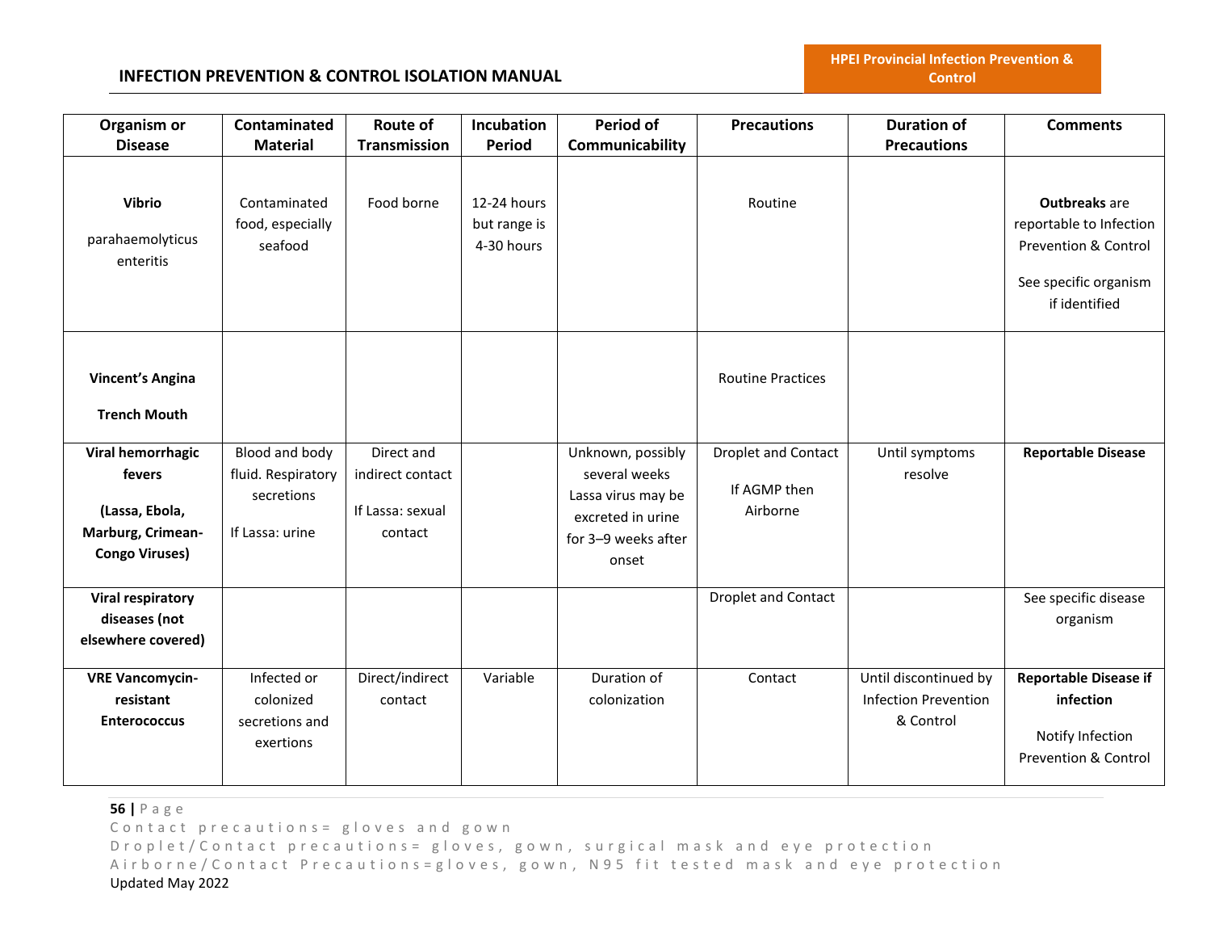| Organism or Disease | Contaminated Material | Route of Transmission | Incubation Period | Period of Communicability | Precautions | Duration of Precautions | Comments |
|---|---|---|---|---|---|---|---|
| **Vibrio** parahaemolyticus enteritis | Contaminated food, especially seafood | Food borne | 12-24 hours but range is 4-30 hours | | Routine | | **Outbreaks** are reportable to Infection Prevention & Control<br><br>See specific organism if identified |
| **Vincent's Angina**<br><br>**Trench Mouth** | | | | | Routine Practices | | |
| **Viral hemorrhagic fevers**<br><br>**(Lassa, Ebola, Marburg, Crimean-Congo Viruses)** | Blood and body fluid. Respiratory secretions<br><br>If Lassa: urine | Direct and indirect contact<br><br>If Lassa: sexual contact | | Unknown, possibly several weeks Lassa virus may be excreted in urine for 3–9 weeks after onset | Droplet and Contact<br><br>If AGMP then Airborne | Until symptoms resolve | **Reportable Disease** |
| **Viral respiratory diseases (not elsewhere covered)** | | | | | Droplet and Contact | | See specific disease organism |
| **VRE Vancomycin-resistant Enterococcus** | Infected or colonized secretions and exertions | Direct/indirect contact | Variable | Duration of colonization | Contact | Until discontinued by Infection Prevention & Control | **Reportable Disease if infection**<br><br>Notify Infection Prevention & Control |

Contact precautions= gloves and gown
Droplet/Contact precautions= gloves, gown, surgical mask and eye protection
Airborne/Contact Precautions=gloves, gown, N95 fit tested mask and eye protection
Updated May 2022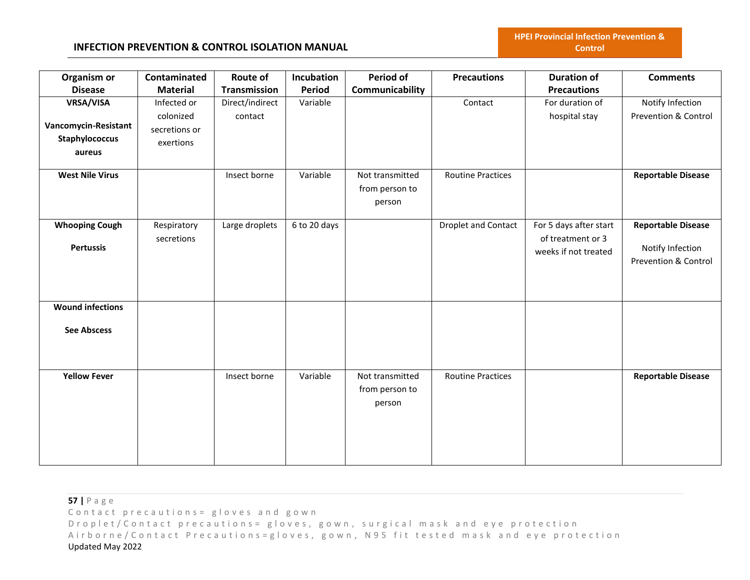| Organism or Disease | Contaminated Material | Route of Transmission | Incubation Period | Period of Communicability | Precautions | Duration of Precautions | Comments |
|---|---|---|---|---|---|---|---|
| **VRSA/VISA**<br><br>**Vancomycin-Resistant Staphylococcus aureus** | Infected or colonized secretions or exertions | Direct/indirect contact | Variable | | Contact | For duration of hospital stay | Notify Infection Prevention & Control |
| **West Nile Virus** | | Insect borne | Variable | Not transmitted from person to person | Routine Practices | | **Reportable Disease** |
| **Whooping Cough**<br><br>**Pertussis** | Respiratory secretions | Large droplets | 6 to 20 days | | Droplet and Contact | For 5 days after start of treatment or 3 weeks if not treated | **Reportable Disease**<br><br>Notify Infection Prevention & Control |
| **Wound infections**<br><br>**See Abscess** | | | | | | | |
| **Yellow Fever** | | Insect borne | Variable | Not transmitted from person to person | Routine Practices | | **Reportable Disease** |

Contact precautions= gloves and gown

Droplet/Contact precautions= gloves, gown, surgical mask and eye protection

Airborne/Contact Precautions=gloves, gown, N95 fit tested mask and eye protection

Updated May 2022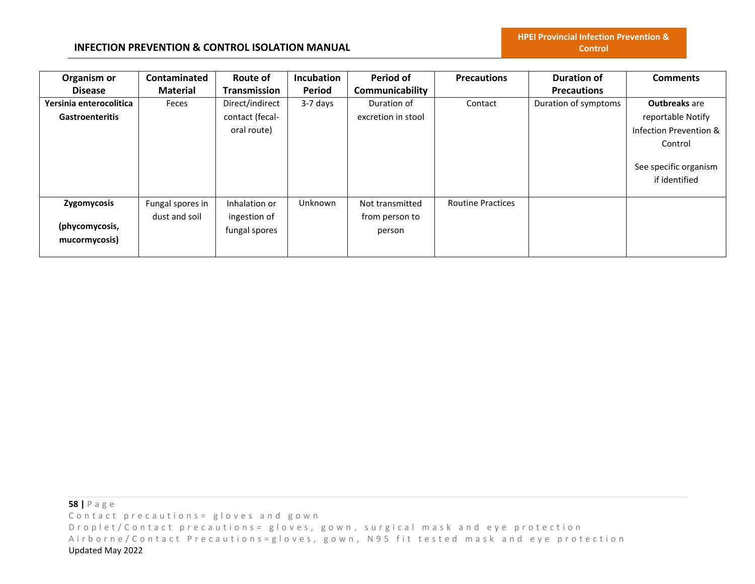| Organism or Disease | Contaminated Material | Route of Transmission | Incubation Period | Period of Communicability | Precautions | Duration of Precautions | Comments |
|---|---|---|---|---|---|---|---|
| **Yersinia enterocolitica Gastroenteritis** | Feces | Direct/indirect contact (fecal-oral route) | 3-7 days | Duration of excretion in stool | Contact | Duration of symptoms | **Outbreaks** are reportable Notify Infection Prevention & Control<br><br>See specific organism if identified |
| **Zygomycosis**<br><br>**(phycomycosis, mucormycosis)** | Fungal spores in dust and soil | Inhalation or ingestion of fungal spores | Unknown | Not transmitted from person to person | Routine Practices | | |